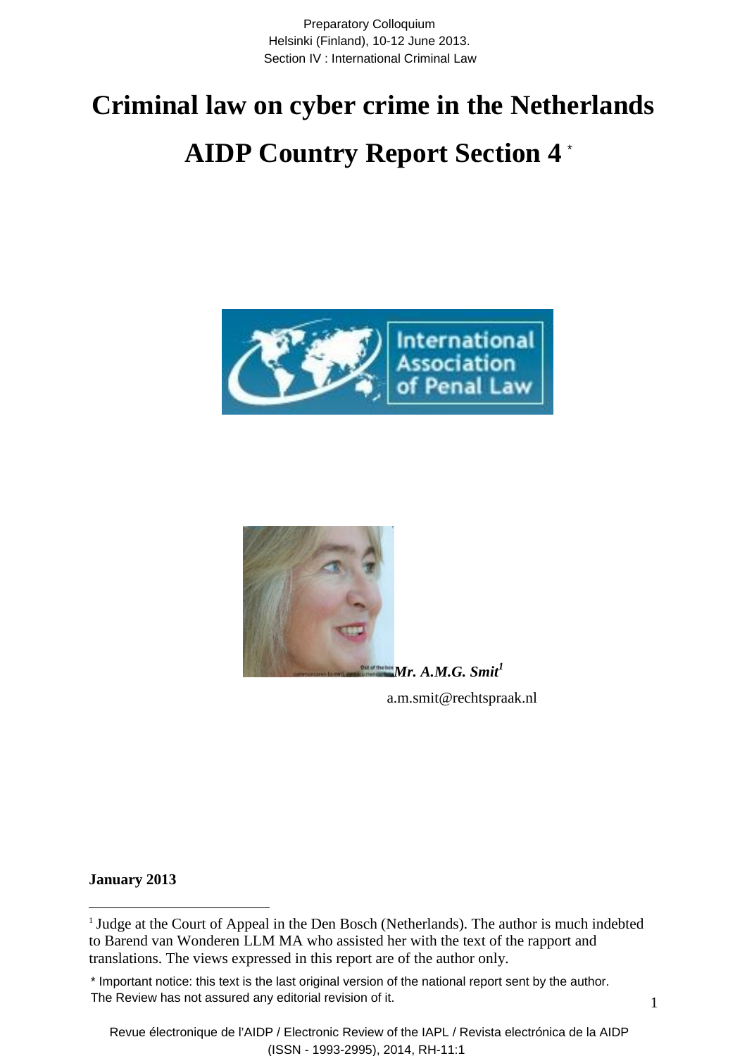Preparatory Colloquium
Helsinki (Finland), 10-12 June 2013.
Section IV : International Criminal Law

# Criminal law on cyber crime in the Netherlands

# AIDP Country Report Section 4 *

***Mr. A.M.G. Smit*[1]**

a.m.smit@rechtspraak.nl

**January 2013**

---

[1] Judge at the Court of Appeal in the Den Bosch (Netherlands). The author is much indebted to Barend van Wonderen LLM MA who assisted her with the text of the rapport and translations. The views expressed in this report are of the author only.

* Important notice: this text is the last original version of the national report sent by the author. The Review has not assured any editorial revision of it.

Revue électronique de l'AIDP / Electronic Review of the IAPL / Revista electrónica de la AIDP (ISSN - 1993-2995), 2014, RH-11:1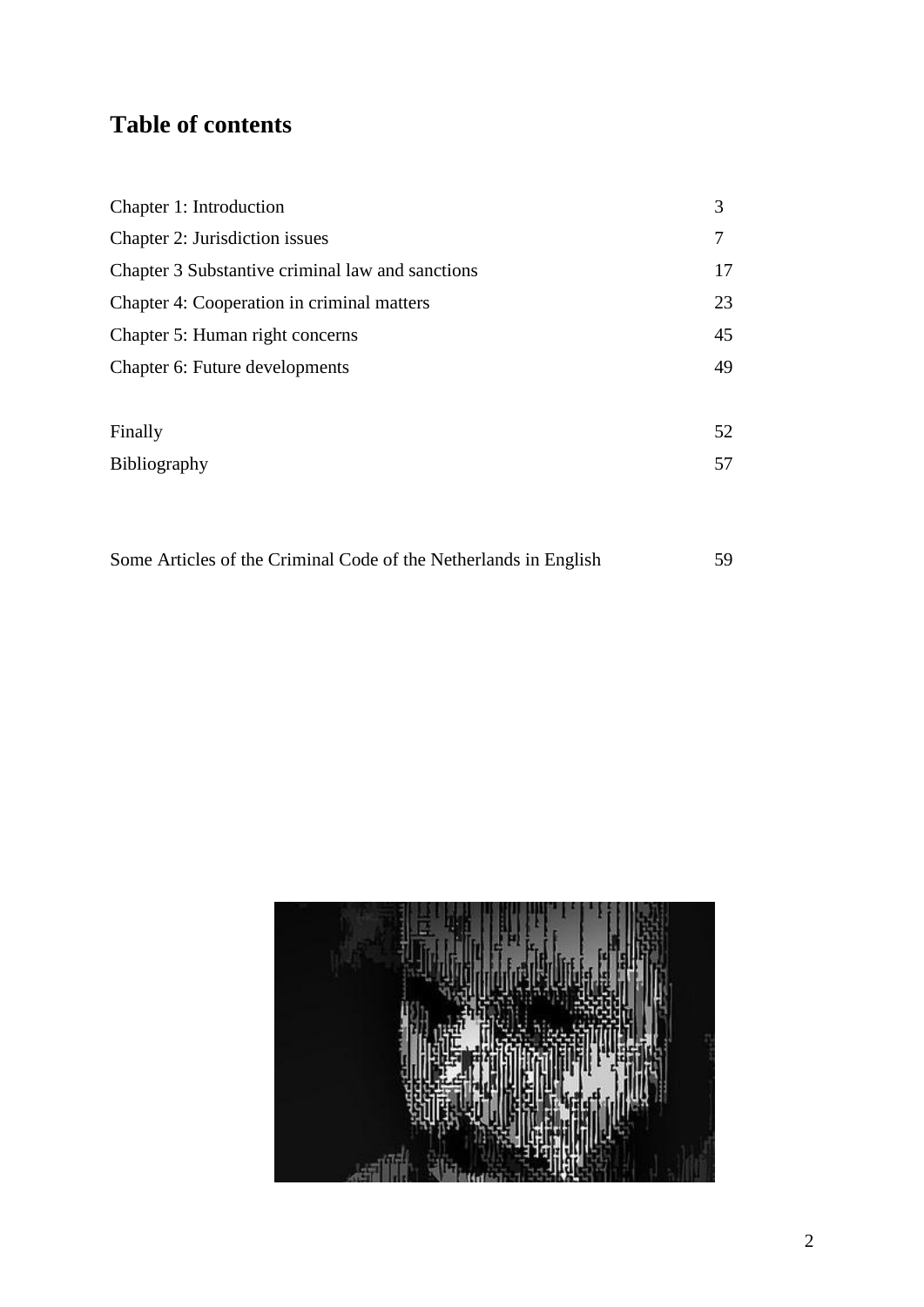# Table of contents

| | |
|---|---|
| Chapter 1: Introduction | 3 |
| Chapter 2: Jurisdiction issues | 7 |
| Chapter 3 Substantive criminal law and sanctions | 17 |
| Chapter 4: Cooperation in criminal matters | 23 |
| Chapter 5: Human right concerns | 45 |
| Chapter 6: Future developments | 49 |
| | |
| Finally | 52 |
| Bibliography | 57 |
| | |
| Some Articles of the Criminal Code of the Netherlands in English | 59 |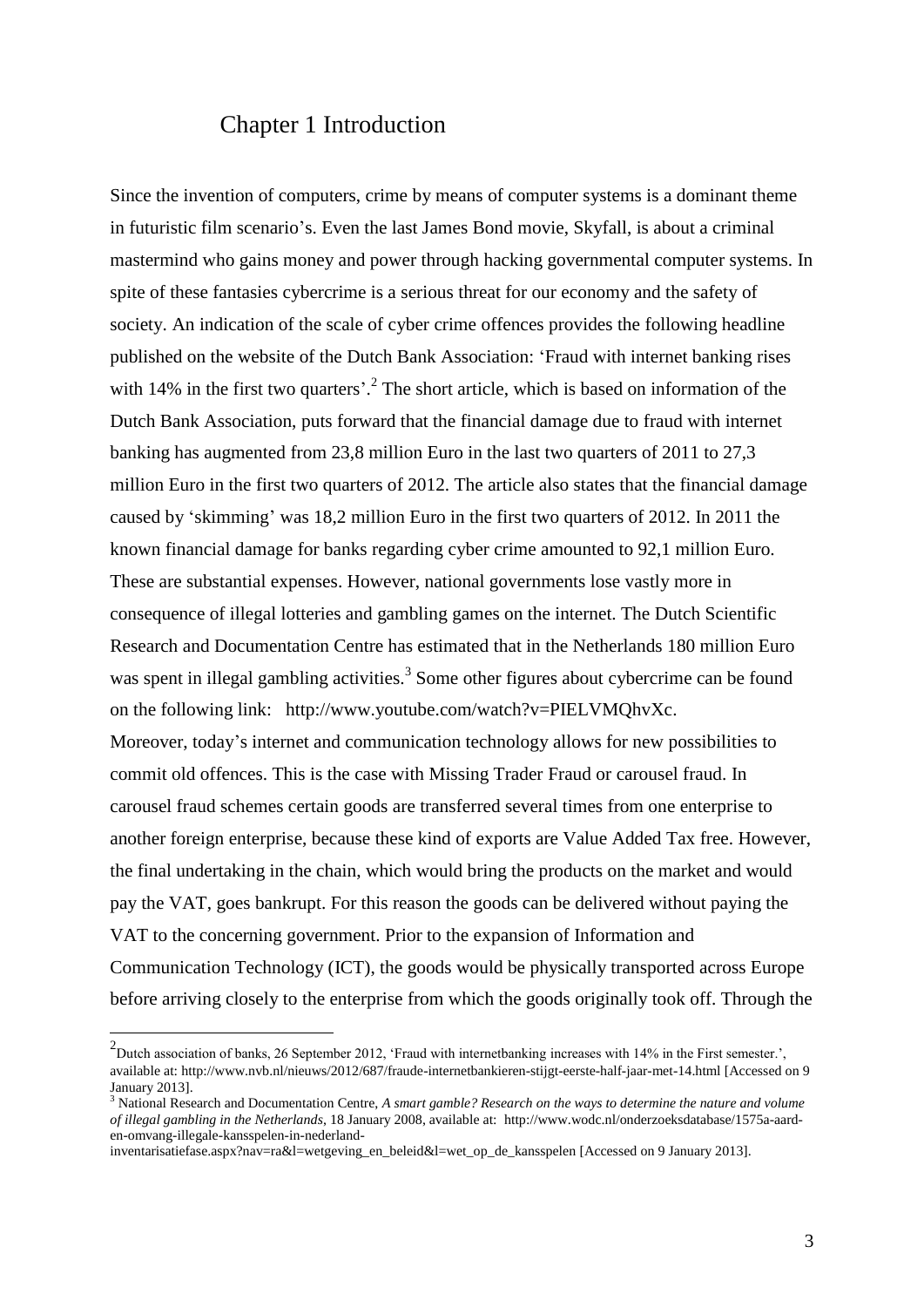# Chapter 1 Introduction

Since the invention of computers, crime by means of computer systems is a dominant theme in futuristic film scenario's. Even the last James Bond movie, Skyfall, is about a criminal mastermind who gains money and power through hacking governmental computer systems. In spite of these fantasies cybercrime is a serious threat for our economy and the safety of society. An indication of the scale of cyber crime offences provides the following headline published on the website of the Dutch Bank Association: 'Fraud with internet banking rises with 14% in the first two quarters'.[2] The short article, which is based on information of the Dutch Bank Association, puts forward that the financial damage due to fraud with internet banking has augmented from 23,8 million Euro in the last two quarters of 2011 to 27,3 million Euro in the first two quarters of 2012. The article also states that the financial damage caused by 'skimming' was 18,2 million Euro in the first two quarters of 2012. In 2011 the known financial damage for banks regarding cyber crime amounted to 92,1 million Euro. These are substantial expenses. However, national governments lose vastly more in consequence of illegal lotteries and gambling games on the internet. The Dutch Scientific Research and Documentation Centre has estimated that in the Netherlands 180 million Euro was spent in illegal gambling activities.[3] Some other figures about cybercrime can be found on the following link: http://www.youtube.com/watch?v=PIELVMQhvXc.

Moreover, today's internet and communication technology allows for new possibilities to commit old offences. This is the case with Missing Trader Fraud or carousel fraud. In carousel fraud schemes certain goods are transferred several times from one enterprise to another foreign enterprise, because these kind of exports are Value Added Tax free. However, the final undertaking in the chain, which would bring the products on the market and would pay the VAT, goes bankrupt. For this reason the goods can be delivered without paying the VAT to the concerning government. Prior to the expansion of Information and Communication Technology (ICT), the goods would be physically transported across Europe before arriving closely to the enterprise from which the goods originally took off. Through the

---

[2] Dutch association of banks, 26 September 2012, 'Fraud with internetbanking increases with 14% in the First semester.', available at: http://www.nvb.nl/nieuws/2012/687/fraude-internetbankieren-stijgt-eerste-half-jaar-met-14.html [Accessed on 9 January 2013].

[3] National Research and Documentation Centre, *A smart gamble? Research on the ways to determine the nature and volume of illegal gambling in the Netherlands*, 18 January 2008, available at: http://www.wodc.nl/onderzoeksdatabase/1575a-aard-en-omvang-illegale-kansspelen-in-nederland-inventarisatiefase.aspx?nav=ra&l=wetgeving_en_beleid&l=wet_op_de_kansspelen [Accessed on 9 January 2013].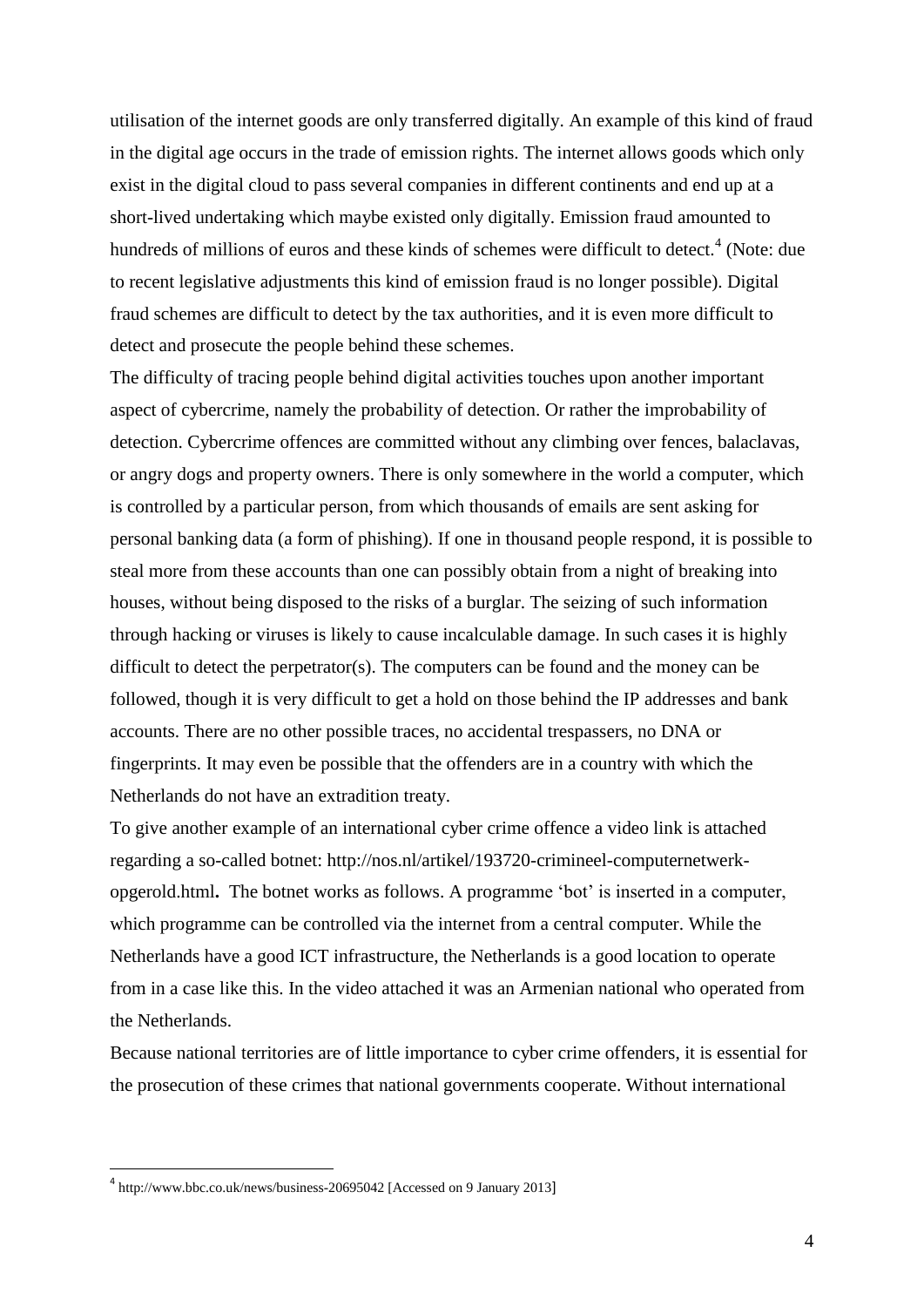utilisation of the internet goods are only transferred digitally. An example of this kind of fraud in the digital age occurs in the trade of emission rights. The internet allows goods which only exist in the digital cloud to pass several companies in different continents and end up at a short-lived undertaking which maybe existed only digitally. Emission fraud amounted to hundreds of millions of euros and these kinds of schemes were difficult to detect.[4] (Note: due to recent legislative adjustments this kind of emission fraud is no longer possible). Digital fraud schemes are difficult to detect by the tax authorities, and it is even more difficult to detect and prosecute the people behind these schemes.

The difficulty of tracing people behind digital activities touches upon another important aspect of cybercrime, namely the probability of detection. Or rather the improbability of detection. Cybercrime offences are committed without any climbing over fences, balaclavas, or angry dogs and property owners. There is only somewhere in the world a computer, which is controlled by a particular person, from which thousands of emails are sent asking for personal banking data (a form of phishing). If one in thousand people respond, it is possible to steal more from these accounts than one can possibly obtain from a night of breaking into houses, without being disposed to the risks of a burglar. The seizing of such information through hacking or viruses is likely to cause incalculable damage. In such cases it is highly difficult to detect the perpetrator(s). The computers can be found and the money can be followed, though it is very difficult to get a hold on those behind the IP addresses and bank accounts. There are no other possible traces, no accidental trespassers, no DNA or fingerprints. It may even be possible that the offenders are in a country with which the Netherlands do not have an extradition treaty.

To give another example of an international cyber crime offence a video link is attached regarding a so-called botnet: http://nos.nl/artikel/193720-crimineel-computernetwerk-opgerold.html**.** The botnet works as follows. A programme 'bot' is inserted in a computer, which programme can be controlled via the internet from a central computer. While the Netherlands have a good ICT infrastructure, the Netherlands is a good location to operate from in a case like this. In the video attached it was an Armenian national who operated from the Netherlands.

Because national territories are of little importance to cyber crime offenders, it is essential for the prosecution of these crimes that national governments cooperate. Without international

[4] http://www.bbc.co.uk/news/business-20695042 [Accessed on 9 January 2013]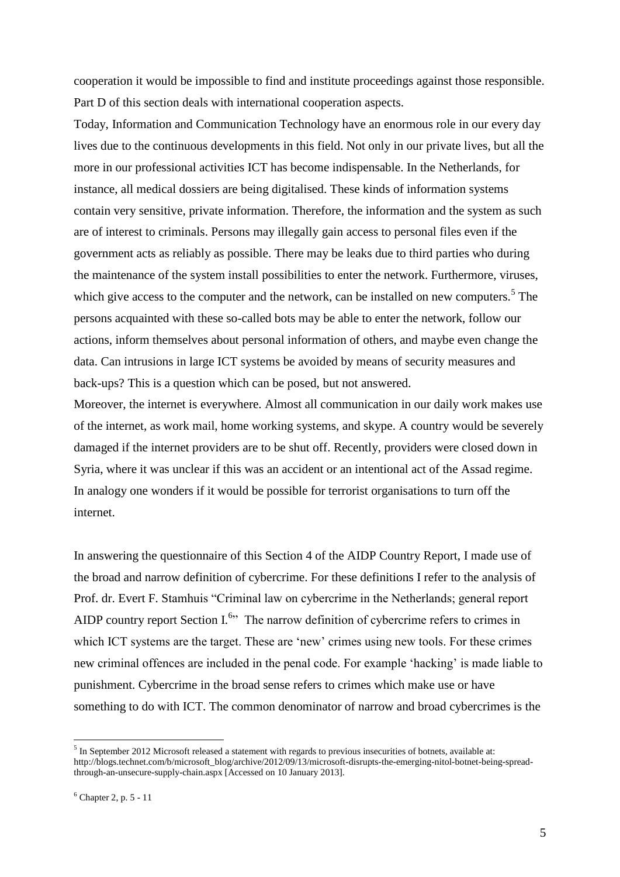cooperation it would be impossible to find and institute proceedings against those responsible. Part D of this section deals with international cooperation aspects.

Today, Information and Communication Technology have an enormous role in our every day lives due to the continuous developments in this field. Not only in our private lives, but all the more in our professional activities ICT has become indispensable. In the Netherlands, for instance, all medical dossiers are being digitalised. These kinds of information systems contain very sensitive, private information. Therefore, the information and the system as such are of interest to criminals. Persons may illegally gain access to personal files even if the government acts as reliably as possible. There may be leaks due to third parties who during the maintenance of the system install possibilities to enter the network. Furthermore, viruses, which give access to the computer and the network, can be installed on new computers.[5] The persons acquainted with these so-called bots may be able to enter the network, follow our actions, inform themselves about personal information of others, and maybe even change the data. Can intrusions in large ICT systems be avoided by means of security measures and back-ups? This is a question which can be posed, but not answered.

Moreover, the internet is everywhere. Almost all communication in our daily work makes use of the internet, as work mail, home working systems, and skype. A country would be severely damaged if the internet providers are to be shut off. Recently, providers were closed down in Syria, where it was unclear if this was an accident or an intentional act of the Assad regime. In analogy one wonders if it would be possible for terrorist organisations to turn off the internet.

In answering the questionnaire of this Section 4 of the AIDP Country Report, I made use of the broad and narrow definition of cybercrime. For these definitions I refer to the analysis of Prof. dr. Evert F. Stamhuis "Criminal law on cybercrime in the Netherlands; general report AIDP country report Section I.[6]" The narrow definition of cybercrime refers to crimes in which ICT systems are the target. These are 'new' crimes using new tools. For these crimes new criminal offences are included in the penal code. For example 'hacking' is made liable to punishment. Cybercrime in the broad sense refers to crimes which make use or have something to do with ICT. The common denominator of narrow and broad cybercrimes is the

---

[5] In September 2012 Microsoft released a statement with regards to previous insecurities of botnets, available at: http://blogs.technet.com/b/microsoft_blog/archive/2012/09/13/microsoft-disrupts-the-emerging-nitol-botnet-being-spread-through-an-unsecure-supply-chain.aspx [Accessed on 10 January 2013].

[6] Chapter 2, p. 5 - 11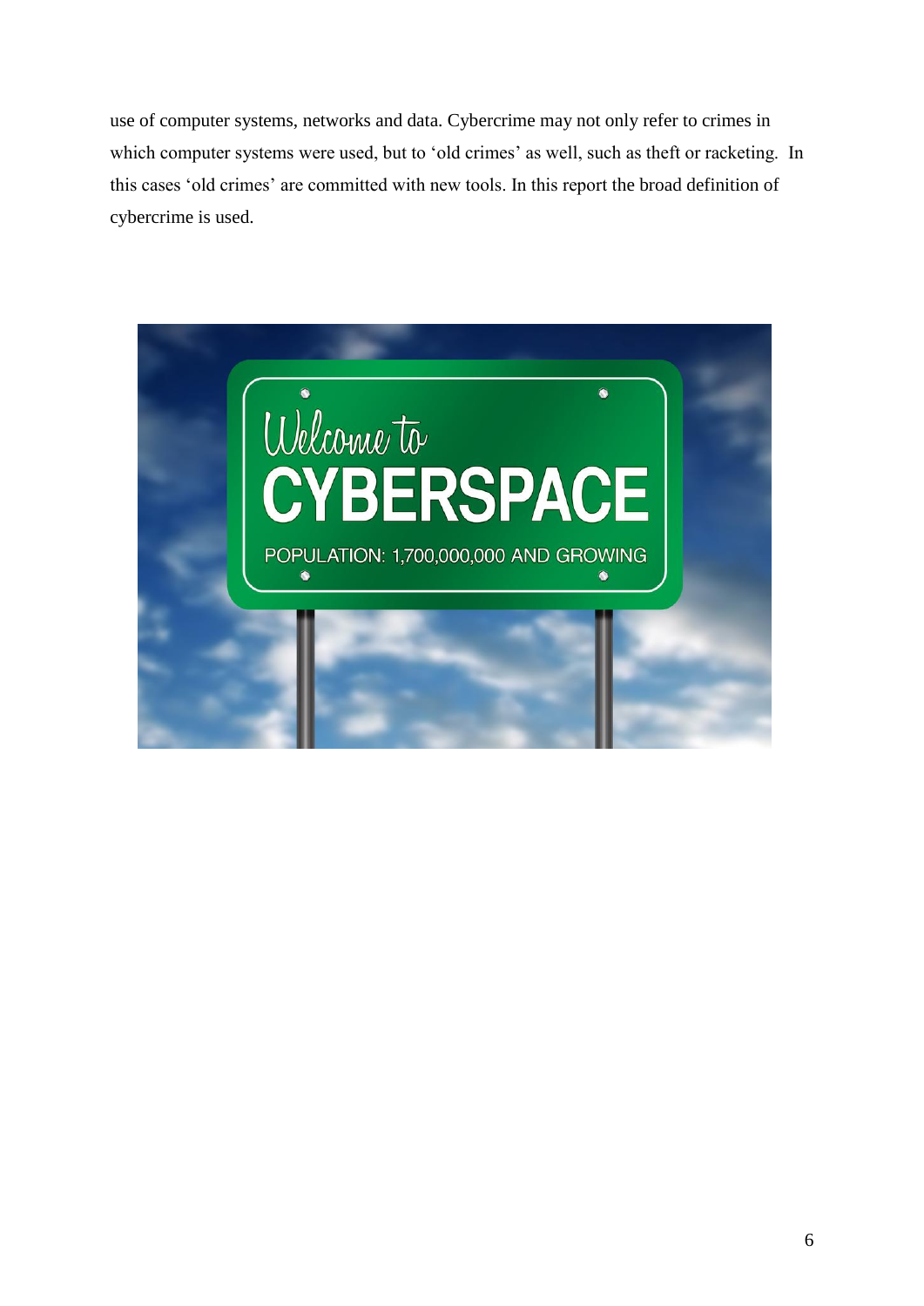use of computer systems, networks and data. Cybercrime may not only refer to crimes in which computer systems were used, but to 'old crimes' as well, such as theft or racketing. In this cases 'old crimes' are committed with new tools. In this report the broad definition of cybercrime is used.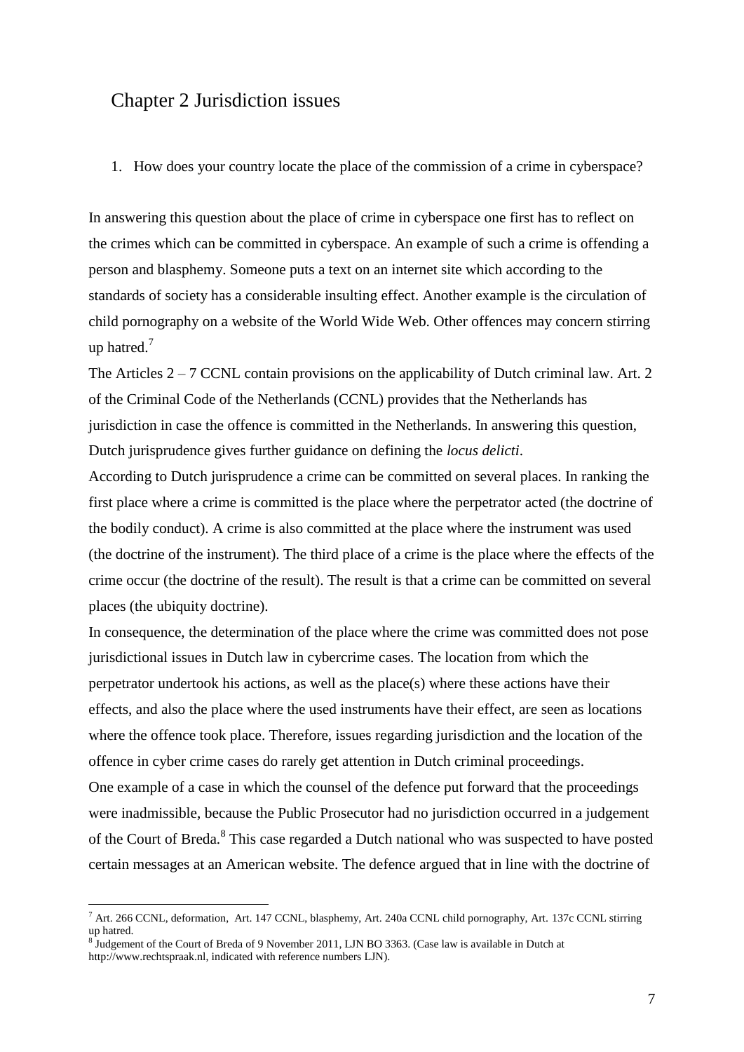## Chapter 2 Jurisdiction issues

1. How does your country locate the place of the commission of a crime in cyberspace?

In answering this question about the place of crime in cyberspace one first has to reflect on the crimes which can be committed in cyberspace. An example of such a crime is offending a person and blasphemy. Someone puts a text on an internet site which according to the standards of society has a considerable insulting effect. Another example is the circulation of child pornography on a website of the World Wide Web. Other offences may concern stirring up hatred.[7]

The Articles 2 – 7 CCNL contain provisions on the applicability of Dutch criminal law. Art. 2 of the Criminal Code of the Netherlands (CCNL) provides that the Netherlands has jurisdiction in case the offence is committed in the Netherlands. In answering this question, Dutch jurisprudence gives further guidance on defining the *locus delicti*.

According to Dutch jurisprudence a crime can be committed on several places. In ranking the first place where a crime is committed is the place where the perpetrator acted (the doctrine of the bodily conduct). A crime is also committed at the place where the instrument was used (the doctrine of the instrument). The third place of a crime is the place where the effects of the crime occur (the doctrine of the result). The result is that a crime can be committed on several places (the ubiquity doctrine).

In consequence, the determination of the place where the crime was committed does not pose jurisdictional issues in Dutch law in cybercrime cases. The location from which the perpetrator undertook his actions, as well as the place(s) where these actions have their effects, and also the place where the used instruments have their effect, are seen as locations where the offence took place. Therefore, issues regarding jurisdiction and the location of the offence in cyber crime cases do rarely get attention in Dutch criminal proceedings.

One example of a case in which the counsel of the defence put forward that the proceedings were inadmissible, because the Public Prosecutor had no jurisdiction occurred in a judgement of the Court of Breda.[8] This case regarded a Dutch national who was suspected to have posted certain messages at an American website. The defence argued that in line with the doctrine of

---

[7] Art. 266 CCNL, deformation, Art. 147 CCNL, blasphemy, Art. 240a CCNL child pornography, Art. 137c CCNL stirring up hatred.

[8] Judgement of the Court of Breda of 9 November 2011, LJN BO 3363. (Case law is available in Dutch at http://www.rechtspraak.nl, indicated with reference numbers LJN).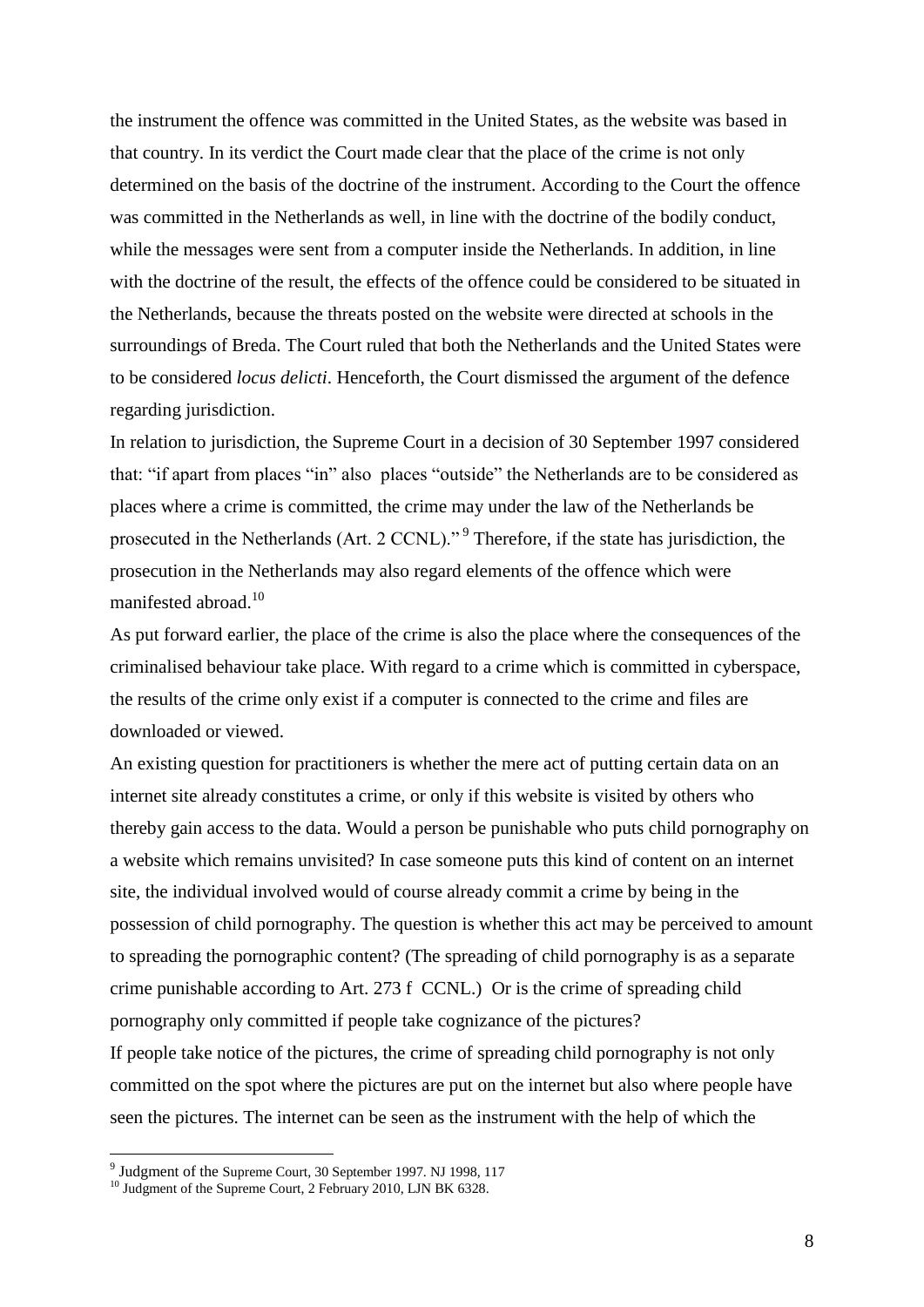the instrument the offence was committed in the United States, as the website was based in that country. In its verdict the Court made clear that the place of the crime is not only determined on the basis of the doctrine of the instrument. According to the Court the offence was committed in the Netherlands as well, in line with the doctrine of the bodily conduct, while the messages were sent from a computer inside the Netherlands. In addition, in line with the doctrine of the result, the effects of the offence could be considered to be situated in the Netherlands, because the threats posted on the website were directed at schools in the surroundings of Breda. The Court ruled that both the Netherlands and the United States were to be considered *locus delicti*. Henceforth, the Court dismissed the argument of the defence regarding jurisdiction.

In relation to jurisdiction, the Supreme Court in a decision of 30 September 1997 considered that: "if apart from places "in" also places "outside" the Netherlands are to be considered as places where a crime is committed, the crime may under the law of the Netherlands be prosecuted in the Netherlands (Art. 2 CCNL)." [9] Therefore, if the state has jurisdiction, the prosecution in the Netherlands may also regard elements of the offence which were manifested abroad.[10]

As put forward earlier, the place of the crime is also the place where the consequences of the criminalised behaviour take place. With regard to a crime which is committed in cyberspace, the results of the crime only exist if a computer is connected to the crime and files are downloaded or viewed.

An existing question for practitioners is whether the mere act of putting certain data on an internet site already constitutes a crime, or only if this website is visited by others who thereby gain access to the data. Would a person be punishable who puts child pornography on a website which remains unvisited? In case someone puts this kind of content on an internet site, the individual involved would of course already commit a crime by being in the possession of child pornography. The question is whether this act may be perceived to amount to spreading the pornographic content? (The spreading of child pornography is as a separate crime punishable according to Art. 273 f CCNL.) Or is the crime of spreading child pornography only committed if people take cognizance of the pictures?

If people take notice of the pictures, the crime of spreading child pornography is not only committed on the spot where the pictures are put on the internet but also where people have seen the pictures. The internet can be seen as the instrument with the help of which the

---

[9] Judgment of the Supreme Court, 30 September 1997. NJ 1998, 117

[10] Judgment of the Supreme Court, 2 February 2010, LJN BK 6328.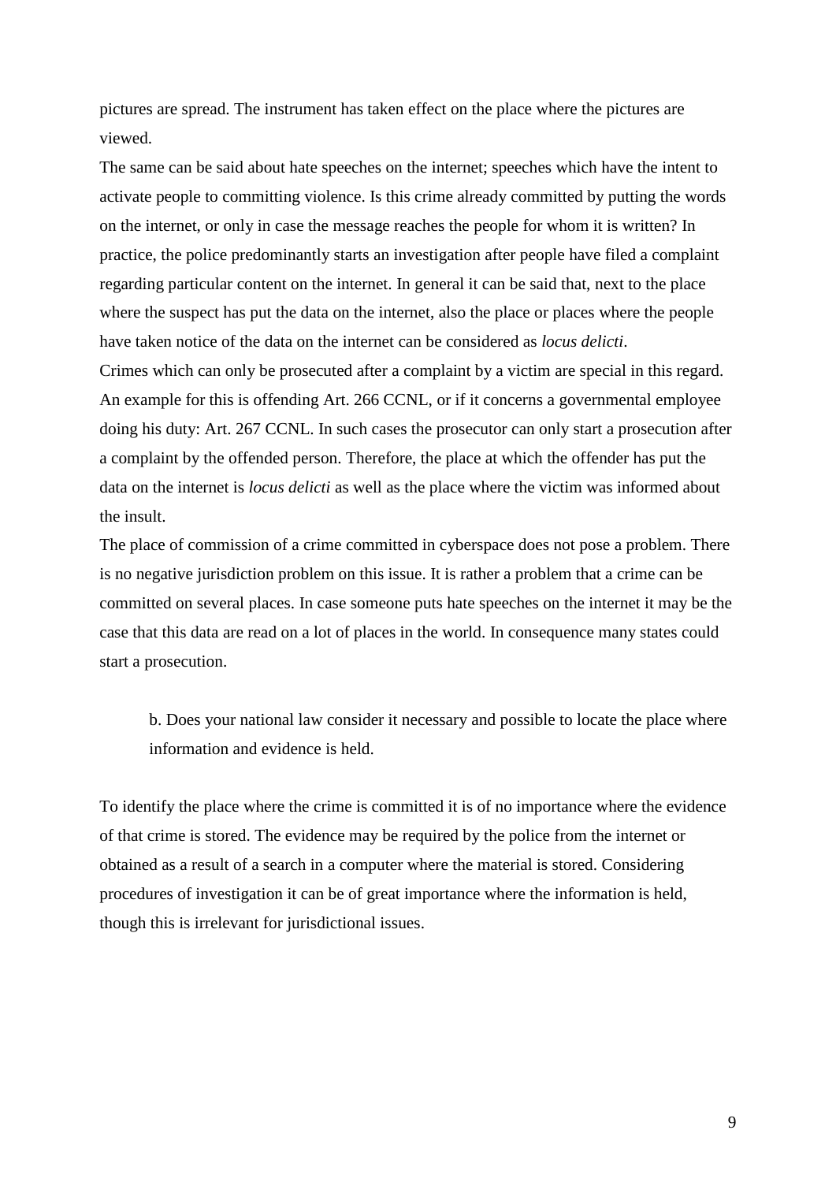pictures are spread. The instrument has taken effect on the place where the pictures are viewed.

The same can be said about hate speeches on the internet; speeches which have the intent to activate people to committing violence. Is this crime already committed by putting the words on the internet, or only in case the message reaches the people for whom it is written? In practice, the police predominantly starts an investigation after people have filed a complaint regarding particular content on the internet. In general it can be said that, next to the place where the suspect has put the data on the internet, also the place or places where the people have taken notice of the data on the internet can be considered as *locus delicti*.

Crimes which can only be prosecuted after a complaint by a victim are special in this regard. An example for this is offending Art. 266 CCNL, or if it concerns a governmental employee doing his duty: Art. 267 CCNL. In such cases the prosecutor can only start a prosecution after a complaint by the offended person. Therefore, the place at which the offender has put the data on the internet is *locus delicti* as well as the place where the victim was informed about the insult.

The place of commission of a crime committed in cyberspace does not pose a problem. There is no negative jurisdiction problem on this issue. It is rather a problem that a crime can be committed on several places. In case someone puts hate speeches on the internet it may be the case that this data are read on a lot of places in the world. In consequence many states could start a prosecution.

> b. Does your national law consider it necessary and possible to locate the place where information and evidence is held.

To identify the place where the crime is committed it is of no importance where the evidence of that crime is stored. The evidence may be required by the police from the internet or obtained as a result of a search in a computer where the material is stored. Considering procedures of investigation it can be of great importance where the information is held, though this is irrelevant for jurisdictional issues.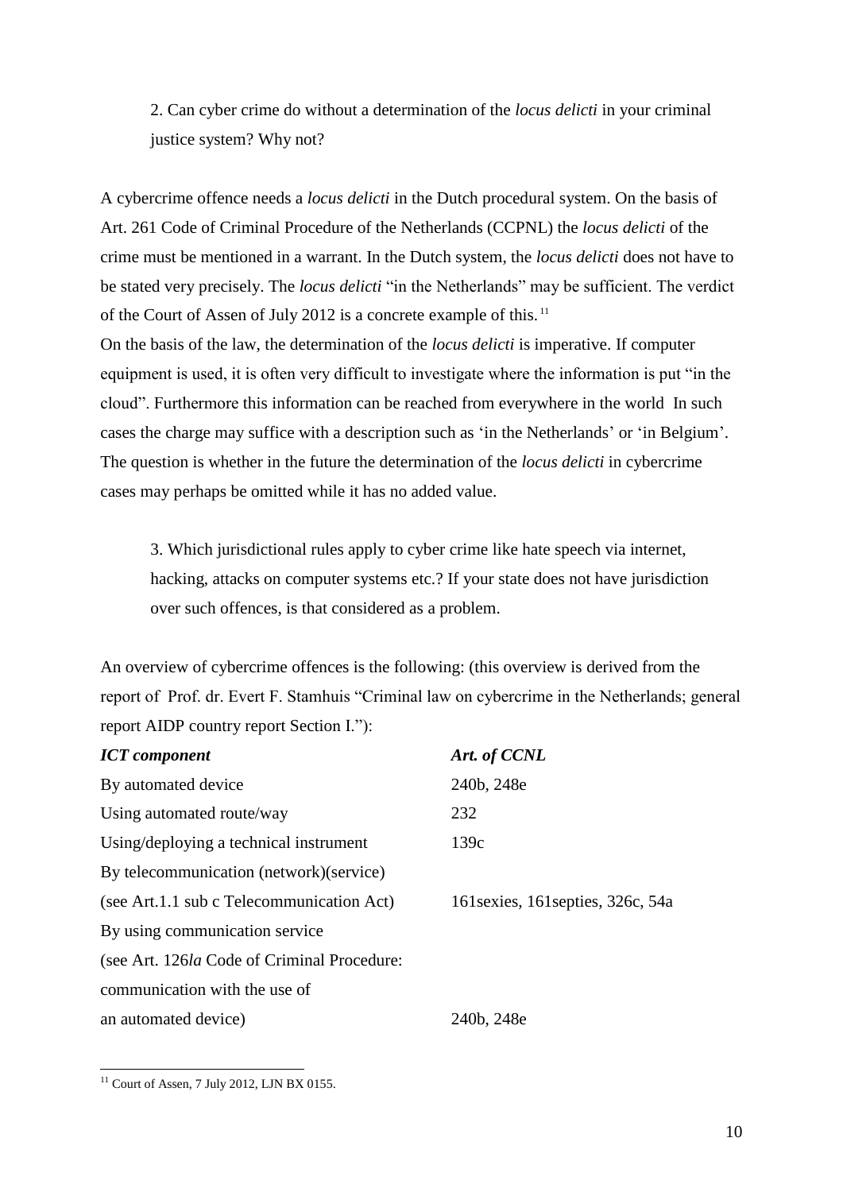2. Can cyber crime do without a determination of the *locus delicti* in your criminal justice system? Why not?

A cybercrime offence needs a *locus delicti* in the Dutch procedural system. On the basis of Art. 261 Code of Criminal Procedure of the Netherlands (CCPNL) the *locus delicti* of the crime must be mentioned in a warrant. In the Dutch system, the *locus delicti* does not have to be stated very precisely. The *locus delicti* "in the Netherlands" may be sufficient. The verdict of the Court of Assen of July 2012 is a concrete example of this.[11]

On the basis of the law, the determination of the *locus delicti* is imperative. If computer equipment is used, it is often very difficult to investigate where the information is put "in the cloud". Furthermore this information can be reached from everywhere in the world In such cases the charge may suffice with a description such as 'in the Netherlands' or 'in Belgium'. The question is whether in the future the determination of the *locus delicti* in cybercrime cases may perhaps be omitted while it has no added value.

3. Which jurisdictional rules apply to cyber crime like hate speech via internet, hacking, attacks on computer systems etc.? If your state does not have jurisdiction over such offences, is that considered as a problem.

An overview of cybercrime offences is the following: (this overview is derived from the report of Prof. dr. Evert F. Stamhuis "Criminal law on cybercrime in the Netherlands; general report AIDP country report Section I."):

| ***ICT component*** | ***Art. of CCNL*** |
|---|---|
| By automated device | 240b, 248e |
| Using automated route/way | 232 |
| Using/deploying a technical instrument | 139c |
| By telecommunication (network)(service) (see Art.1.1 sub c Telecommunication Act) | 161sexies, 161septies, 326c, 54a |
| By using communication service (see Art. 126*la* Code of Criminal Procedure: communication with the use of an automated device) | 240b, 248e |

[11] Court of Assen, 7 July 2012, LJN BX 0155.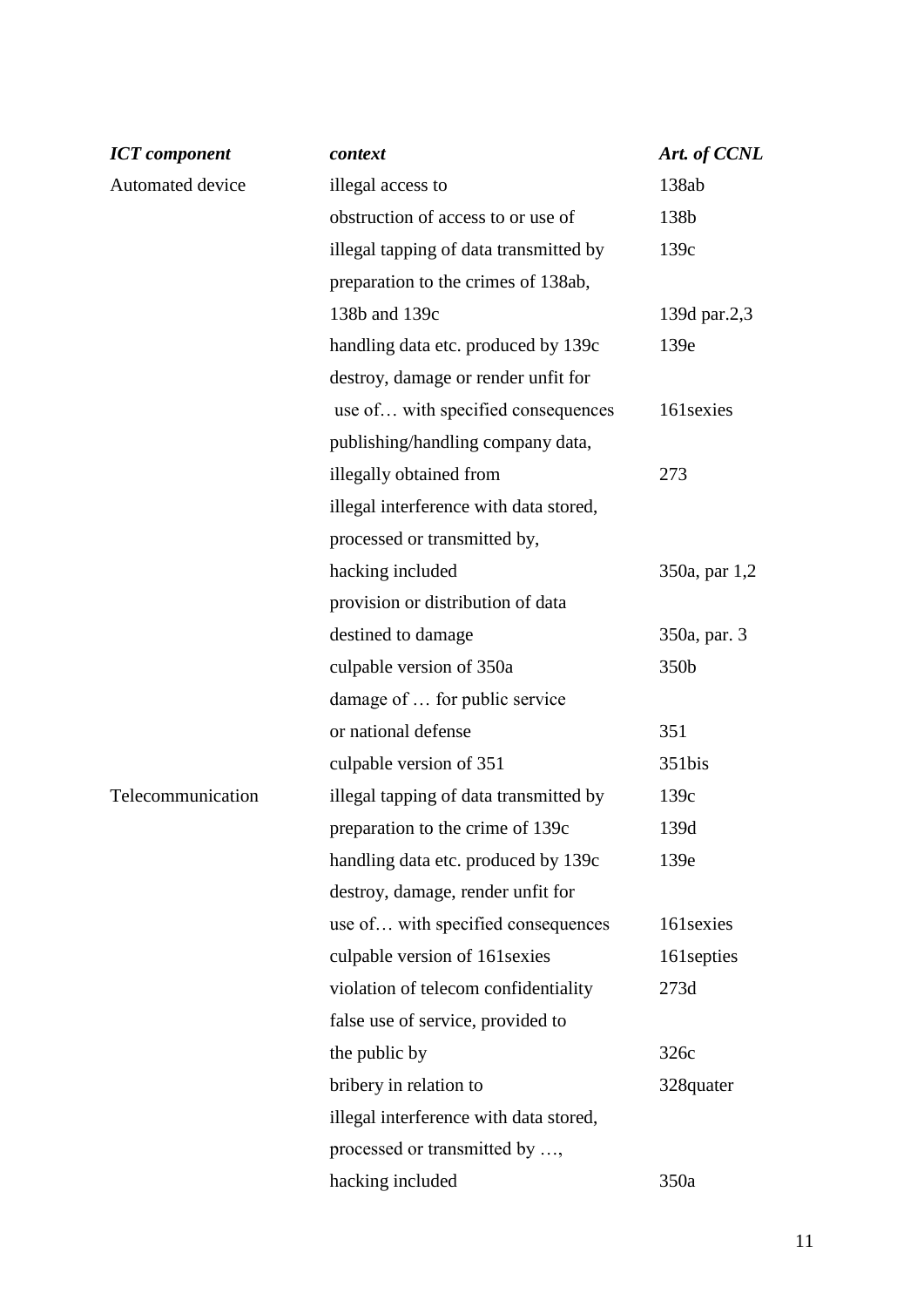| *ICT component* | *context* | *Art. of CCNL* |
|---|---|---|
| Automated device | illegal access to | 138ab |
| | obstruction of access to or use of | 138b |
| | illegal tapping of data transmitted by | 139c |
| | preparation to the crimes of 138ab, 138b and 139c | 139d par.2,3 |
| | handling data etc. produced by 139c | 139e |
| | destroy, damage or render unfit for use of… with specified consequences | 161sexies |
| | publishing/handling company data, illegally obtained from | 273 |
| | illegal interference with data stored, processed or transmitted by, hacking included | 350a, par 1,2 |
| | provision or distribution of data destined to damage | 350a, par. 3 |
| | culpable version of 350a | 350b |
| | damage of … for public service or national defense | 351 |
| | culpable version of 351 | 351bis |
| Telecommunication | illegal tapping of data transmitted by | 139c |
| | preparation to the crime of 139c | 139d |
| | handling data etc. produced by 139c | 139e |
| | destroy, damage, render unfit for use of… with specified consequences | 161sexies |
| | culpable version of 161sexies | 161septies |
| | violation of telecom confidentiality | 273d |
| | false use of service, provided to the public by | 326c |
| | bribery in relation to | 328quater |
| | illegal interference with data stored, processed or transmitted by …, hacking included | 350a |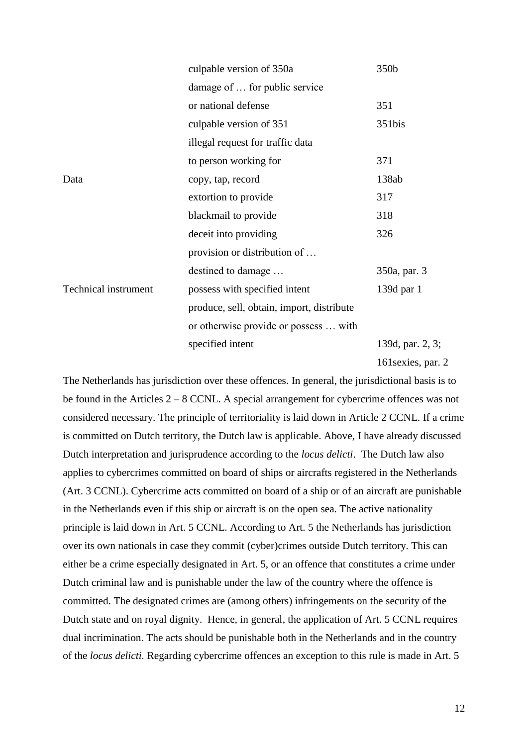| | | |
|---|---|---|
| | culpable version of 350a | 350b |
| | damage of … for public service or national defense | 351 |
| | culpable version of 351 | 351bis |
| | illegal request for traffic data to person working for | 371 |
| Data | copy, tap, record | 138ab |
| | extortion to provide | 317 |
| | blackmail to provide | 318 |
| | deceit into providing | 326 |
| | provision or distribution of … destined to damage … | 350a, par. 3 |
| Technical instrument | possess with specified intent | 139d par 1 |
| | produce, sell, obtain, import, distribute or otherwise provide or possess … with specified intent | 139d, par. 2, 3; 161sexies, par. 2 |

The Netherlands has jurisdiction over these offences. In general, the jurisdictional basis is to be found in the Articles 2 – 8 CCNL. A special arrangement for cybercrime offences was not considered necessary. The principle of territoriality is laid down in Article 2 CCNL. If a crime is committed on Dutch territory, the Dutch law is applicable. Above, I have already discussed Dutch interpretation and jurisprudence according to the *locus delicti*. The Dutch law also applies to cybercrimes committed on board of ships or aircrafts registered in the Netherlands (Art. 3 CCNL). Cybercrime acts committed on board of a ship or of an aircraft are punishable in the Netherlands even if this ship or aircraft is on the open sea. The active nationality principle is laid down in Art. 5 CCNL. According to Art. 5 the Netherlands has jurisdiction over its own nationals in case they commit (cyber)crimes outside Dutch territory. This can either be a crime especially designated in Art. 5, or an offence that constitutes a crime under Dutch criminal law and is punishable under the law of the country where the offence is committed. The designated crimes are (among others) infringements on the security of the Dutch state and on royal dignity. Hence, in general, the application of Art. 5 CCNL requires dual incrimination. The acts should be punishable both in the Netherlands and in the country of the *locus delicti.* Regarding cybercrime offences an exception to this rule is made in Art. 5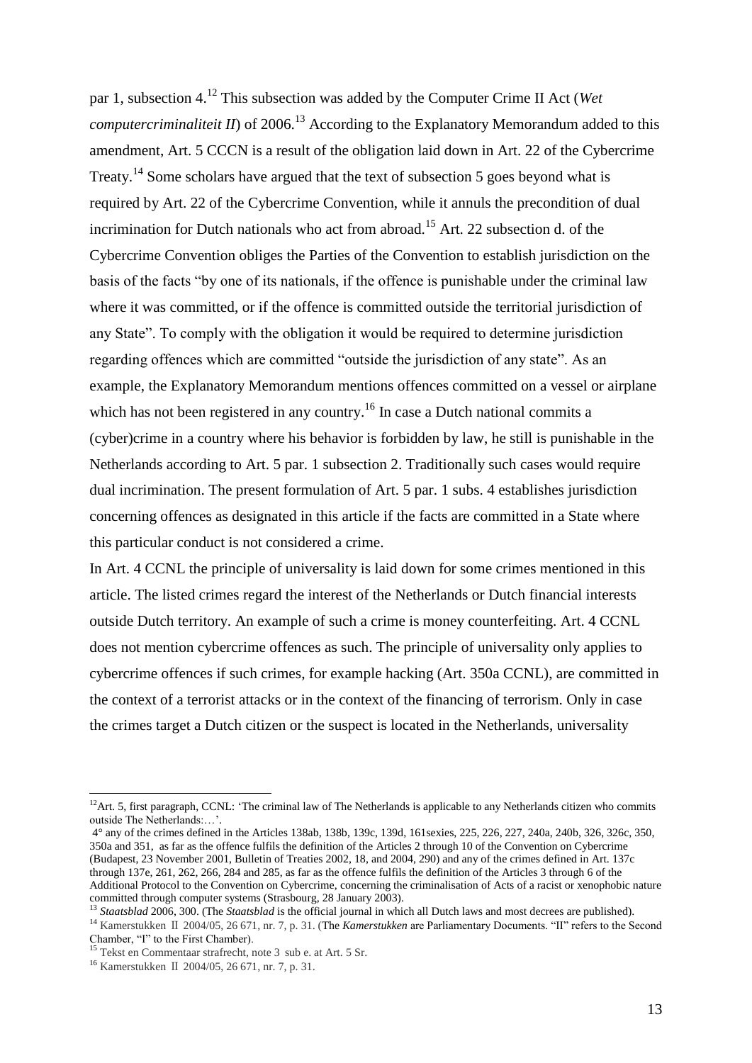par 1, subsection 4.[12] This subsection was added by the Computer Crime II Act (*Wet computercriminaliteit II*) of 2006.[13] According to the Explanatory Memorandum added to this amendment, Art. 5 CCCN is a result of the obligation laid down in Art. 22 of the Cybercrime Treaty.[14] Some scholars have argued that the text of subsection 5 goes beyond what is required by Art. 22 of the Cybercrime Convention, while it annuls the precondition of dual incrimination for Dutch nationals who act from abroad.[15] Art. 22 subsection d. of the Cybercrime Convention obliges the Parties of the Convention to establish jurisdiction on the basis of the facts "by one of its nationals, if the offence is punishable under the criminal law where it was committed, or if the offence is committed outside the territorial jurisdiction of any State". To comply with the obligation it would be required to determine jurisdiction regarding offences which are committed "outside the jurisdiction of any state". As an example, the Explanatory Memorandum mentions offences committed on a vessel or airplane which has not been registered in any country.[16] In case a Dutch national commits a (cyber)crime in a country where his behavior is forbidden by law, he still is punishable in the Netherlands according to Art. 5 par. 1 subsection 2. Traditionally such cases would require dual incrimination. The present formulation of Art. 5 par. 1 subs. 4 establishes jurisdiction concerning offences as designated in this article if the facts are committed in a State where this particular conduct is not considered a crime.

In Art. 4 CCNL the principle of universality is laid down for some crimes mentioned in this article. The listed crimes regard the interest of the Netherlands or Dutch financial interests outside Dutch territory. An example of such a crime is money counterfeiting. Art. 4 CCNL does not mention cybercrime offences as such. The principle of universality only applies to cybercrime offences if such crimes, for example hacking (Art. 350a CCNL), are committed in the context of a terrorist attacks or in the context of the financing of terrorism. Only in case the crimes target a Dutch citizen or the suspect is located in the Netherlands, universality

---

[12] Art. 5, first paragraph, CCNL: 'The criminal law of The Netherlands is applicable to any Netherlands citizen who commits outside The Netherlands:…'.

4° any of the crimes defined in the Articles 138ab, 138b, 139c, 139d, 161sexies, 225, 226, 227, 240a, 240b, 326, 326c, 350, 350a and 351, as far as the offence fulfils the definition of the Articles 2 through 10 of the Convention on Cybercrime (Budapest, 23 November 2001, Bulletin of Treaties 2002, 18, and 2004, 290) and any of the crimes defined in Art. 137c through 137e, 261, 262, 266, 284 and 285, as far as the offence fulfils the definition of the Articles 3 through 6 of the Additional Protocol to the Convention on Cybercrime, concerning the criminalisation of Acts of a racist or xenophobic nature committed through computer systems (Strasbourg, 28 January 2003).

[13] *Staatsblad* 2006, 300. (The *Staatsblad* is the official journal in which all Dutch laws and most decrees are published).

[14] Kamerstukken II 2004/05, 26 671, nr. 7, p. 31. (The *Kamerstukken* are Parliamentary Documents. "II" refers to the Second Chamber, "I" to the First Chamber).

[15] Tekst en Commentaar strafrecht, note 3 sub e. at Art. 5 Sr.

[16] Kamerstukken II 2004/05, 26 671, nr. 7, p. 31.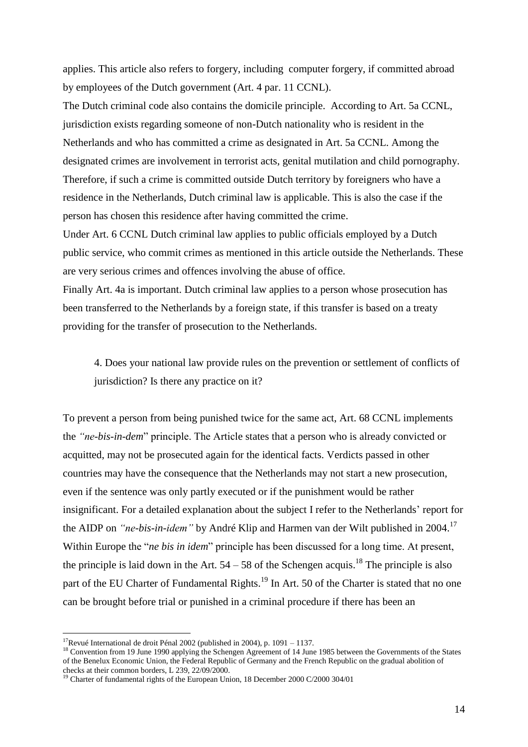applies. This article also refers to forgery, including computer forgery, if committed abroad by employees of the Dutch government (Art. 4 par. 11 CCNL).

The Dutch criminal code also contains the domicile principle. According to Art. 5a CCNL, jurisdiction exists regarding someone of non-Dutch nationality who is resident in the Netherlands and who has committed a crime as designated in Art. 5a CCNL. Among the designated crimes are involvement in terrorist acts, genital mutilation and child pornography. Therefore, if such a crime is committed outside Dutch territory by foreigners who have a residence in the Netherlands, Dutch criminal law is applicable. This is also the case if the person has chosen this residence after having committed the crime.

Under Art. 6 CCNL Dutch criminal law applies to public officials employed by a Dutch public service, who commit crimes as mentioned in this article outside the Netherlands. These are very serious crimes and offences involving the abuse of office.

Finally Art. 4a is important. Dutch criminal law applies to a person whose prosecution has been transferred to the Netherlands by a foreign state, if this transfer is based on a treaty providing for the transfer of prosecution to the Netherlands.

4. Does your national law provide rules on the prevention or settlement of conflicts of jurisdiction? Is there any practice on it?

To prevent a person from being punished twice for the same act, Art. 68 CCNL implements the *"ne-bis-in-dem*" principle. The Article states that a person who is already convicted or acquitted, may not be prosecuted again for the identical facts. Verdicts passed in other countries may have the consequence that the Netherlands may not start a new prosecution, even if the sentence was only partly executed or if the punishment would be rather insignificant. For a detailed explanation about the subject I refer to the Netherlands' report for the AIDP on *"ne-bis-in-idem"* by André Klip and Harmen van der Wilt published in 2004.[17]

Within Europe the "*ne bis in idem*" principle has been discussed for a long time. At present, the principle is laid down in the Art. 54 – 58 of the Schengen acquis.[18] The principle is also part of the EU Charter of Fundamental Rights.[19] In Art. 50 of the Charter is stated that no one can be brought before trial or punished in a criminal procedure if there has been an

---

[17] Revué International de droit Pénal 2002 (published in 2004), p. 1091 – 1137.

[18] Convention from 19 June 1990 applying the Schengen Agreement of 14 June 1985 between the Governments of the States of the Benelux Economic Union, the Federal Republic of Germany and the French Republic on the gradual abolition of checks at their common borders, L 239, 22/09/2000.

[19] Charter of fundamental rights of the European Union, 18 December 2000 C/2000 304/01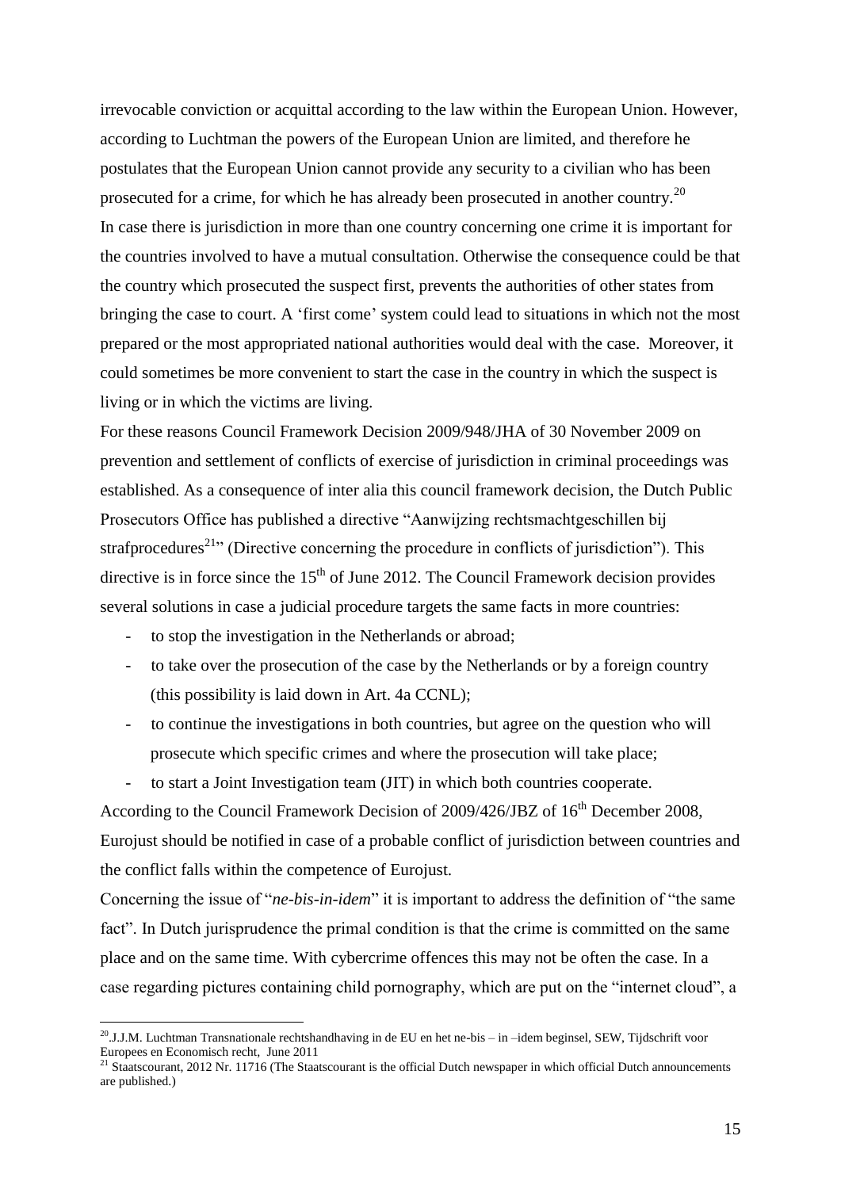irrevocable conviction or acquittal according to the law within the European Union. However, according to Luchtman the powers of the European Union are limited, and therefore he postulates that the European Union cannot provide any security to a civilian who has been prosecuted for a crime, for which he has already been prosecuted in another country.[20]

In case there is jurisdiction in more than one country concerning one crime it is important for the countries involved to have a mutual consultation. Otherwise the consequence could be that the country which prosecuted the suspect first, prevents the authorities of other states from bringing the case to court. A 'first come' system could lead to situations in which not the most prepared or the most appropriated national authorities would deal with the case. Moreover, it could sometimes be more convenient to start the case in the country in which the suspect is living or in which the victims are living.

For these reasons Council Framework Decision 2009/948/JHA of 30 November 2009 on prevention and settlement of conflicts of exercise of jurisdiction in criminal proceedings was established. As a consequence of inter alia this council framework decision, the Dutch Public Prosecutors Office has published a directive "Aanwijzing rechtsmachtgeschillen bij strafprocedures[21]" (Directive concerning the procedure in conflicts of jurisdiction"). This directive is in force since the 15th of June 2012. The Council Framework decision provides several solutions in case a judicial procedure targets the same facts in more countries:

- to stop the investigation in the Netherlands or abroad;
- to take over the prosecution of the case by the Netherlands or by a foreign country (this possibility is laid down in Art. 4a CCNL);
- to continue the investigations in both countries, but agree on the question who will prosecute which specific crimes and where the prosecution will take place;
- to start a Joint Investigation team (JIT) in which both countries cooperate.

According to the Council Framework Decision of 2009/426/JBZ of 16th December 2008, Eurojust should be notified in case of a probable conflict of jurisdiction between countries and the conflict falls within the competence of Eurojust.

Concerning the issue of "*ne-bis-in-idem*" it is important to address the definition of "the same fact". In Dutch jurisprudence the primal condition is that the crime is committed on the same place and on the same time. With cybercrime offences this may not be often the case. In a case regarding pictures containing child pornography, which are put on the "internet cloud", a

---

[20] J.J.M. Luchtman Transnationale rechtshandhaving in de EU en het ne-bis – in –idem beginsel, SEW, Tijdschrift voor Europees en Economisch recht, June 2011

[21] Staatscourant, 2012 Nr. 11716 (The Staatscourant is the official Dutch newspaper in which official Dutch announcements are published.)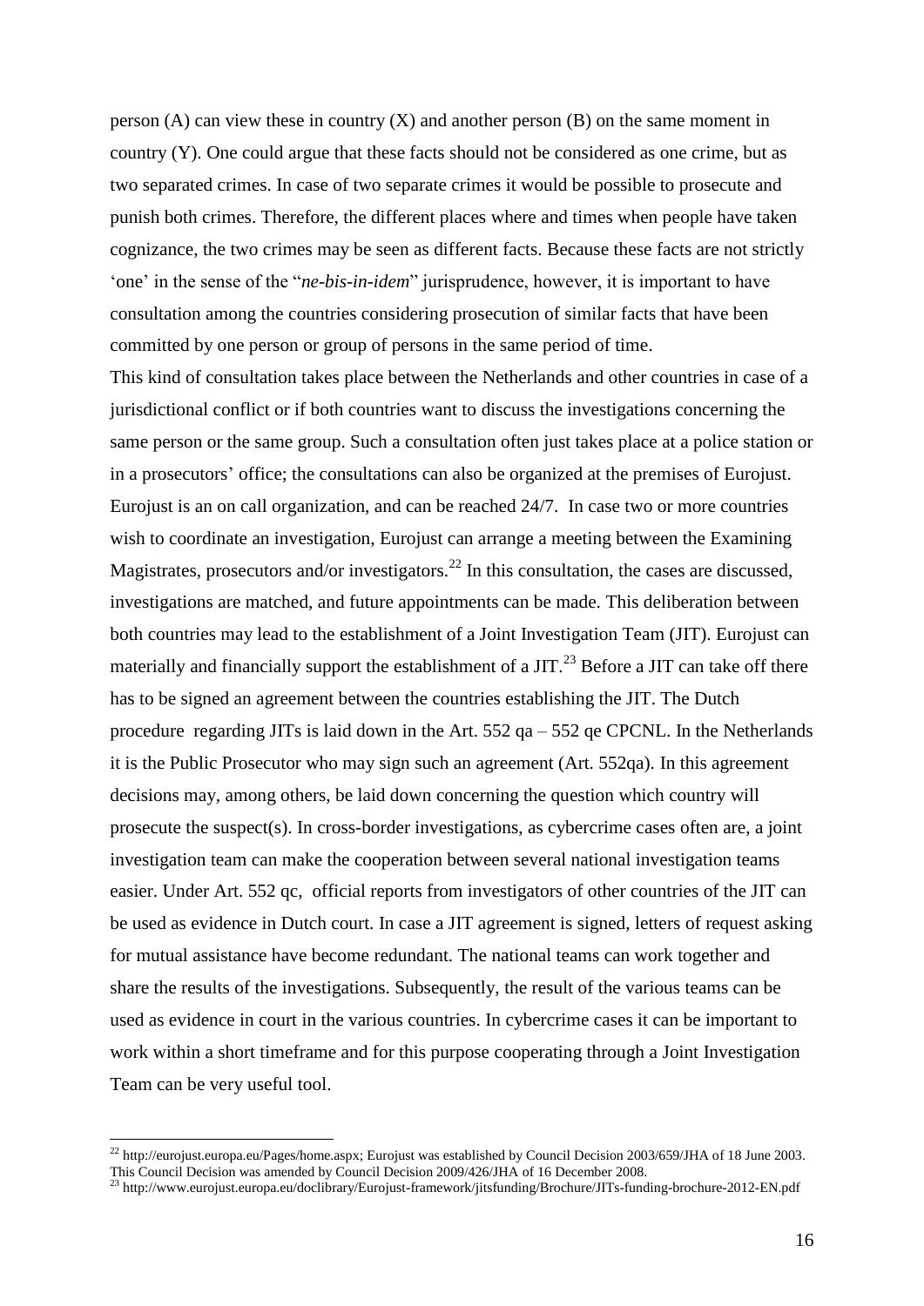person (A) can view these in country (X) and another person (B) on the same moment in country (Y). One could argue that these facts should not be considered as one crime, but as two separated crimes. In case of two separate crimes it would be possible to prosecute and punish both crimes. Therefore, the different places where and times when people have taken cognizance, the two crimes may be seen as different facts. Because these facts are not strictly 'one' in the sense of the "*ne-bis-in-idem*" jurisprudence, however, it is important to have consultation among the countries considering prosecution of similar facts that have been committed by one person or group of persons in the same period of time.

This kind of consultation takes place between the Netherlands and other countries in case of a jurisdictional conflict or if both countries want to discuss the investigations concerning the same person or the same group. Such a consultation often just takes place at a police station or in a prosecutors' office; the consultations can also be organized at the premises of Eurojust. Eurojust is an on call organization, and can be reached 24/7. In case two or more countries wish to coordinate an investigation, Eurojust can arrange a meeting between the Examining Magistrates, prosecutors and/or investigators.[22] In this consultation, the cases are discussed, investigations are matched, and future appointments can be made. This deliberation between both countries may lead to the establishment of a Joint Investigation Team (JIT). Eurojust can materially and financially support the establishment of a JIT.[23] Before a JIT can take off there has to be signed an agreement between the countries establishing the JIT. The Dutch procedure regarding JITs is laid down in the Art. 552 qa – 552 qe CPCNL. In the Netherlands it is the Public Prosecutor who may sign such an agreement (Art. 552qa). In this agreement decisions may, among others, be laid down concerning the question which country will prosecute the suspect(s). In cross-border investigations, as cybercrime cases often are, a joint investigation team can make the cooperation between several national investigation teams easier. Under Art. 552 qc, official reports from investigators of other countries of the JIT can be used as evidence in Dutch court. In case a JIT agreement is signed, letters of request asking for mutual assistance have become redundant. The national teams can work together and share the results of the investigations. Subsequently, the result of the various teams can be used as evidence in court in the various countries. In cybercrime cases it can be important to work within a short timeframe and for this purpose cooperating through a Joint Investigation Team can be very useful tool.

---

[22] http://eurojust.europa.eu/Pages/home.aspx; Eurojust was established by Council Decision 2003/659/JHA of 18 June 2003. This Council Decision was amended by Council Decision 2009/426/JHA of 16 December 2008.

[23] http://www.eurojust.europa.eu/doclibrary/Eurojust-framework/jitsfunding/Brochure/JITs-funding-brochure-2012-EN.pdf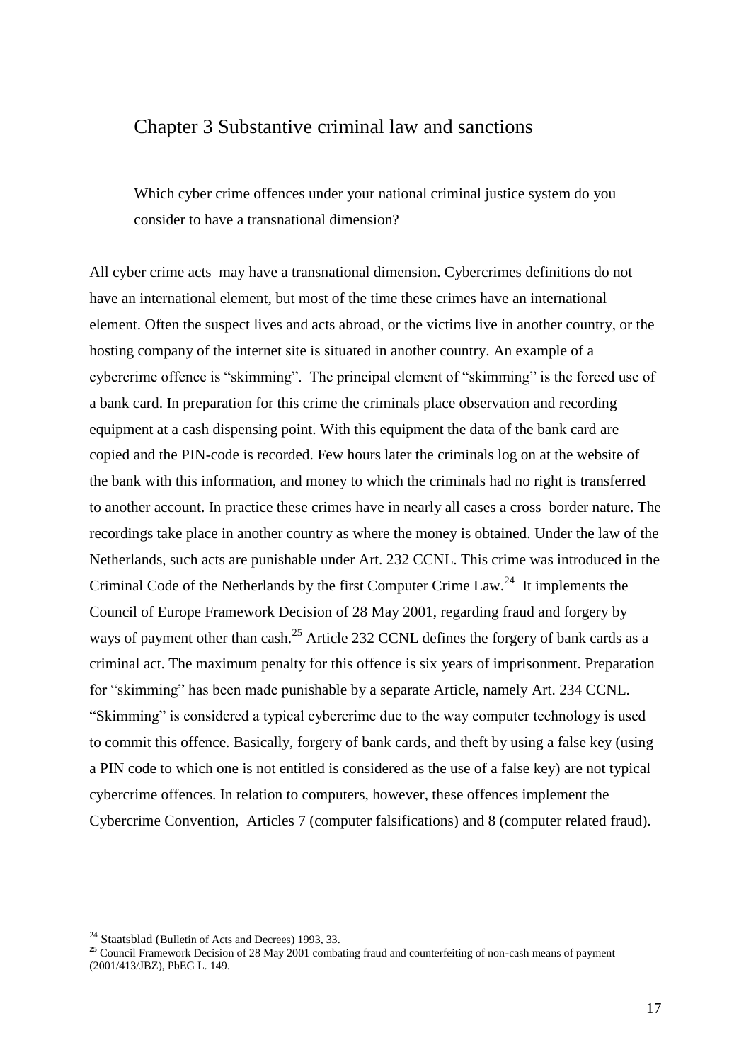## Chapter 3 Substantive criminal law and sanctions

Which cyber crime offences under your national criminal justice system do you consider to have a transnational dimension?

All cyber crime acts may have a transnational dimension. Cybercrimes definitions do not have an international element, but most of the time these crimes have an international element. Often the suspect lives and acts abroad, or the victims live in another country, or the hosting company of the internet site is situated in another country. An example of a cybercrime offence is "skimming". The principal element of "skimming" is the forced use of a bank card. In preparation for this crime the criminals place observation and recording equipment at a cash dispensing point. With this equipment the data of the bank card are copied and the PIN-code is recorded. Few hours later the criminals log on at the website of the bank with this information, and money to which the criminals had no right is transferred to another account. In practice these crimes have in nearly all cases a cross border nature. The recordings take place in another country as where the money is obtained. Under the law of the Netherlands, such acts are punishable under Art. 232 CCNL. This crime was introduced in the Criminal Code of the Netherlands by the first Computer Crime Law.[24] It implements the Council of Europe Framework Decision of 28 May 2001, regarding fraud and forgery by ways of payment other than cash.[25] Article 232 CCNL defines the forgery of bank cards as a criminal act. The maximum penalty for this offence is six years of imprisonment. Preparation for "skimming" has been made punishable by a separate Article, namely Art. 234 CCNL. "Skimming" is considered a typical cybercrime due to the way computer technology is used to commit this offence. Basically, forgery of bank cards, and theft by using a false key (using a PIN code to which one is not entitled is considered as the use of a false key) are not typical cybercrime offences. In relation to computers, however, these offences implement the Cybercrime Convention, Articles 7 (computer falsifications) and 8 (computer related fraud).

---

[24] Staatsblad (Bulletin of Acts and Decrees) 1993, 33.

[25] Council Framework Decision of 28 May 2001 combating fraud and counterfeiting of non-cash means of payment (2001/413/JBZ), PbEG L. 149.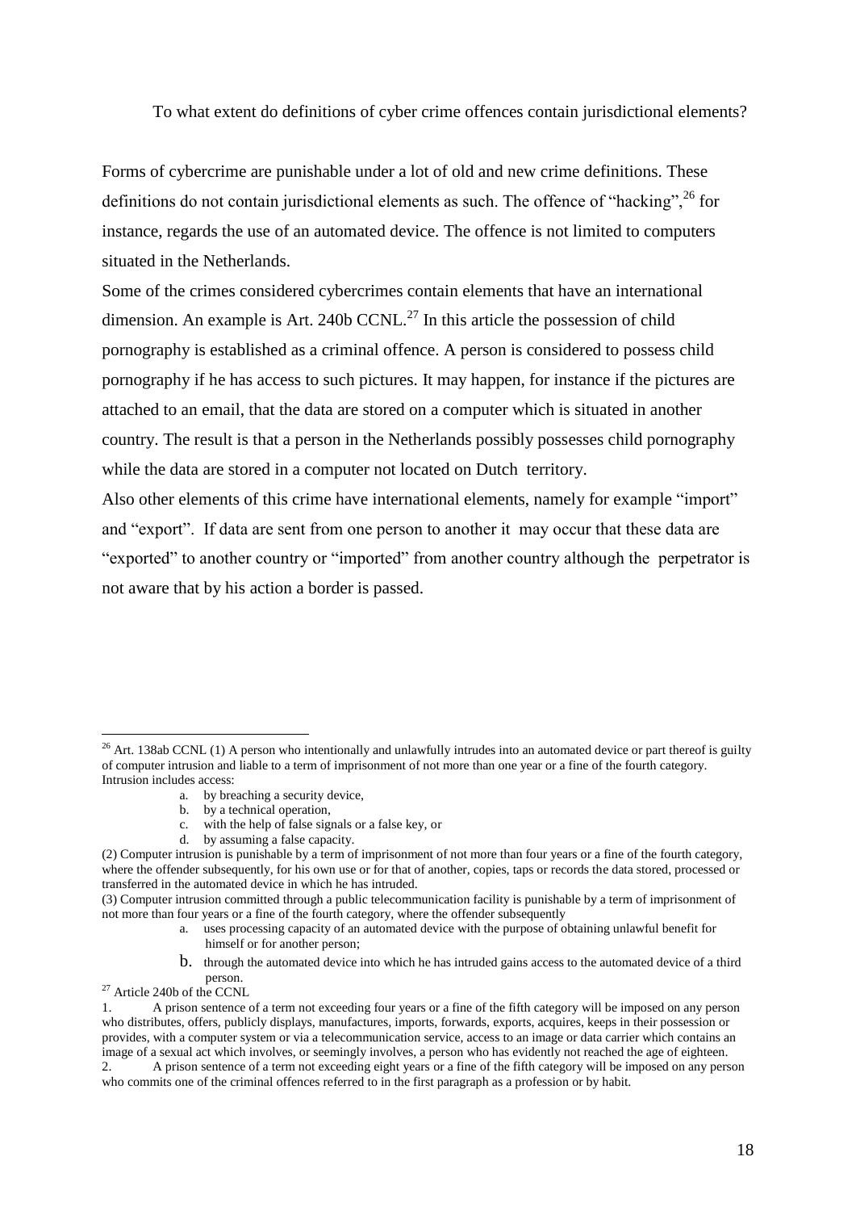To what extent do definitions of cyber crime offences contain jurisdictional elements?

Forms of cybercrime are punishable under a lot of old and new crime definitions. These definitions do not contain jurisdictional elements as such. The offence of "hacking",[26] for instance, regards the use of an automated device. The offence is not limited to computers situated in the Netherlands.
Some of the crimes considered cybercrimes contain elements that have an international dimension. An example is Art. 240b CCNL.[27] In this article the possession of child pornography is established as a criminal offence. A person is considered to possess child pornography if he has access to such pictures. It may happen, for instance if the pictures are attached to an email, that the data are stored on a computer which is situated in another country. The result is that a person in the Netherlands possibly possesses child pornography while the data are stored in a computer not located on Dutch territory.
Also other elements of this crime have international elements, namely for example "import" and "export". If data are sent from one person to another it may occur that these data are "exported" to another country or "imported" from another country although the perpetrator is not aware that by his action a border is passed.

---

[26] Art. 138ab CCNL (1) A person who intentionally and unlawfully intrudes into an automated device or part thereof is guilty of computer intrusion and liable to a term of imprisonment of not more than one year or a fine of the fourth category. Intrusion includes access:

a. by breaching a security device,
b. by a technical operation,
c. with the help of false signals or a false key, or
d. by assuming a false capacity.

(2) Computer intrusion is punishable by a term of imprisonment of not more than four years or a fine of the fourth category, where the offender subsequently, for his own use or for that of another, copies, taps or records the data stored, processed or transferred in the automated device in which he has intruded.
(3) Computer intrusion committed through a public telecommunication facility is punishable by a term of imprisonment of not more than four years or a fine of the fourth category, where the offender subsequently

a. uses processing capacity of an automated device with the purpose of obtaining unlawful benefit for himself or for another person;
b. through the automated device into which he has intruded gains access to the automated device of a third person.

[27] Article 240b of the CCNL
1. A prison sentence of a term not exceeding four years or a fine of the fifth category will be imposed on any person who distributes, offers, publicly displays, manufactures, imports, forwards, exports, acquires, keeps in their possession or provides, with a computer system or via a telecommunication service, access to an image or data carrier which contains an image of a sexual act which involves, or seemingly involves, a person who has evidently not reached the age of eighteen.
2. A prison sentence of a term not exceeding eight years or a fine of the fifth category will be imposed on any person who commits one of the criminal offences referred to in the first paragraph as a profession or by habit.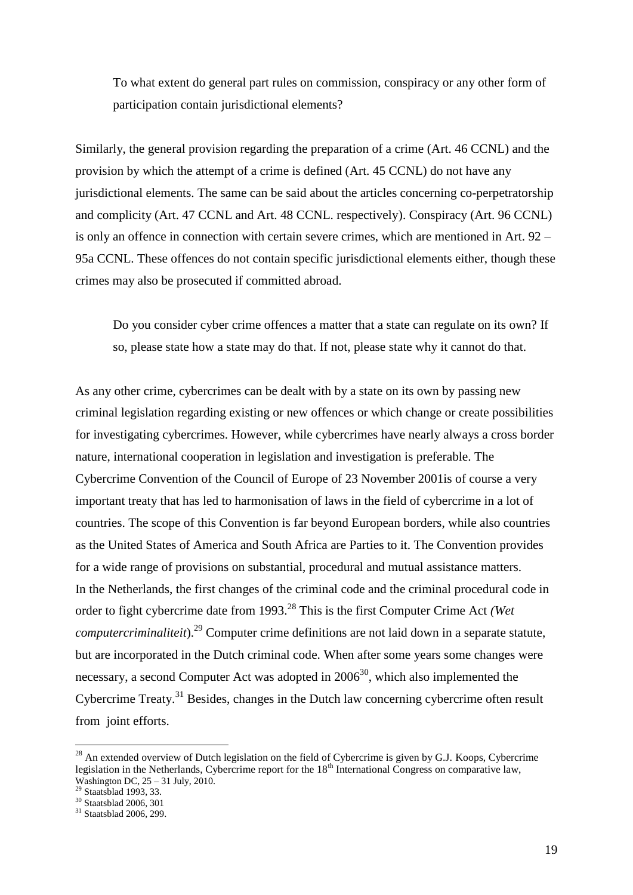> To what extent do general part rules on commission, conspiracy or any other form of participation contain jurisdictional elements?

Similarly, the general provision regarding the preparation of a crime (Art. 46 CCNL) and the provision by which the attempt of a crime is defined (Art. 45 CCNL) do not have any jurisdictional elements. The same can be said about the articles concerning co-perpetratorship and complicity (Art. 47 CCNL and Art. 48 CCNL. respectively). Conspiracy (Art. 96 CCNL) is only an offence in connection with certain severe crimes, which are mentioned in Art. 92 – 95a CCNL. These offences do not contain specific jurisdictional elements either, though these crimes may also be prosecuted if committed abroad.

> Do you consider cyber crime offences a matter that a state can regulate on its own? If so, please state how a state may do that. If not, please state why it cannot do that.

As any other crime, cybercrimes can be dealt with by a state on its own by passing new criminal legislation regarding existing or new offences or which change or create possibilities for investigating cybercrimes. However, while cybercrimes have nearly always a cross border nature, international cooperation in legislation and investigation is preferable. The Cybercrime Convention of the Council of Europe of 23 November 2001is of course a very important treaty that has led to harmonisation of laws in the field of cybercrime in a lot of countries. The scope of this Convention is far beyond European borders, while also countries as the United States of America and South Africa are Parties to it. The Convention provides for a wide range of provisions on substantial, procedural and mutual assistance matters.
In the Netherlands, the first changes of the criminal code and the criminal procedural code in order to fight cybercrime date from 1993.[28] This is the first Computer Crime Act *(Wet computercriminaliteit*).[29] Computer crime definitions are not laid down in a separate statute, but are incorporated in the Dutch criminal code. When after some years some changes were necessary, a second Computer Act was adopted in 2006[30], which also implemented the Cybercrime Treaty.[31] Besides, changes in the Dutch law concerning cybercrime often result from joint efforts.

---

[28] An extended overview of Dutch legislation on the field of Cybercrime is given by G.J. Koops, Cybercrime legislation in the Netherlands, Cybercrime report for the 18th International Congress on comparative law, Washington DC, 25 – 31 July, 2010.

[29] Staatsblad 1993, 33.

[30] Staatsblad 2006, 301

[31] Staatsblad 2006, 299.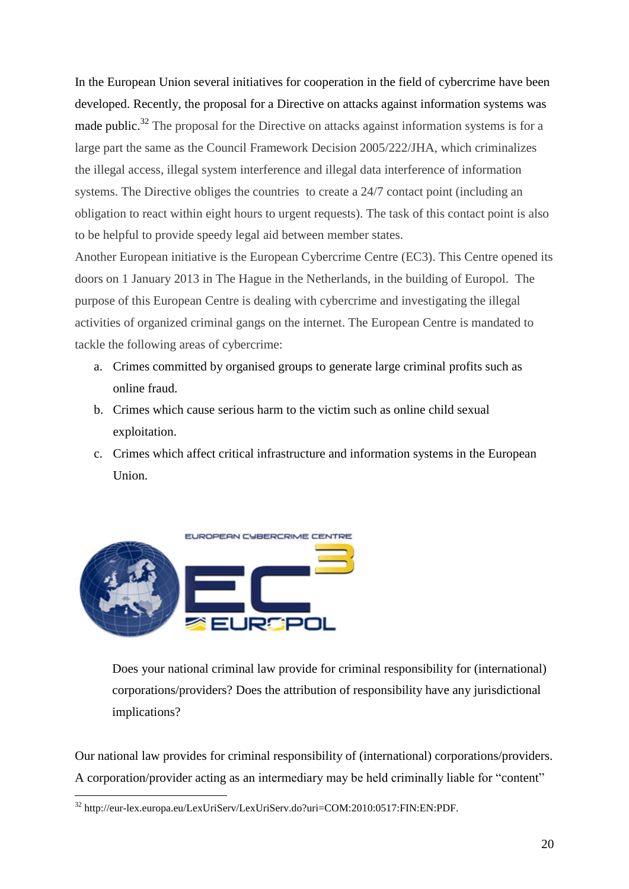In the European Union several initiatives for cooperation in the field of cybercrime have been developed. Recently, the proposal for a Directive on attacks against information systems was made public.[32] The proposal for the Directive on attacks against information systems is for a large part the same as the Council Framework Decision 2005/222/JHA, which criminalizes the illegal access, illegal system interference and illegal data interference of information systems. The Directive obliges the countries to create a 24/7 contact point (including an obligation to react within eight hours to urgent requests). The task of this contact point is also to be helpful to provide speedy legal aid between member states.

Another European initiative is the European Cybercrime Centre (EC3). This Centre opened its doors on 1 January 2013 in The Hague in the Netherlands, in the building of Europol. The purpose of this European Centre is dealing with cybercrime and investigating the illegal activities of organized criminal gangs on the internet. The European Centre is mandated to tackle the following areas of cybercrime:

a. Crimes committed by organised groups to generate large criminal profits such as online fraud.
b. Crimes which cause serious harm to the victim such as online child sexual exploitation.
c. Crimes which affect critical infrastructure and information systems in the European Union.

> Does your national criminal law provide for criminal responsibility for (international) corporations/providers? Does the attribution of responsibility have any jurisdictional implications?

Our national law provides for criminal responsibility of (international) corporations/providers. A corporation/provider acting as an intermediary may be held criminally liable for "content"

---

[32] http://eur-lex.europa.eu/LexUriServ/LexUriServ.do?uri=COM:2010:0517:FIN:EN:PDF.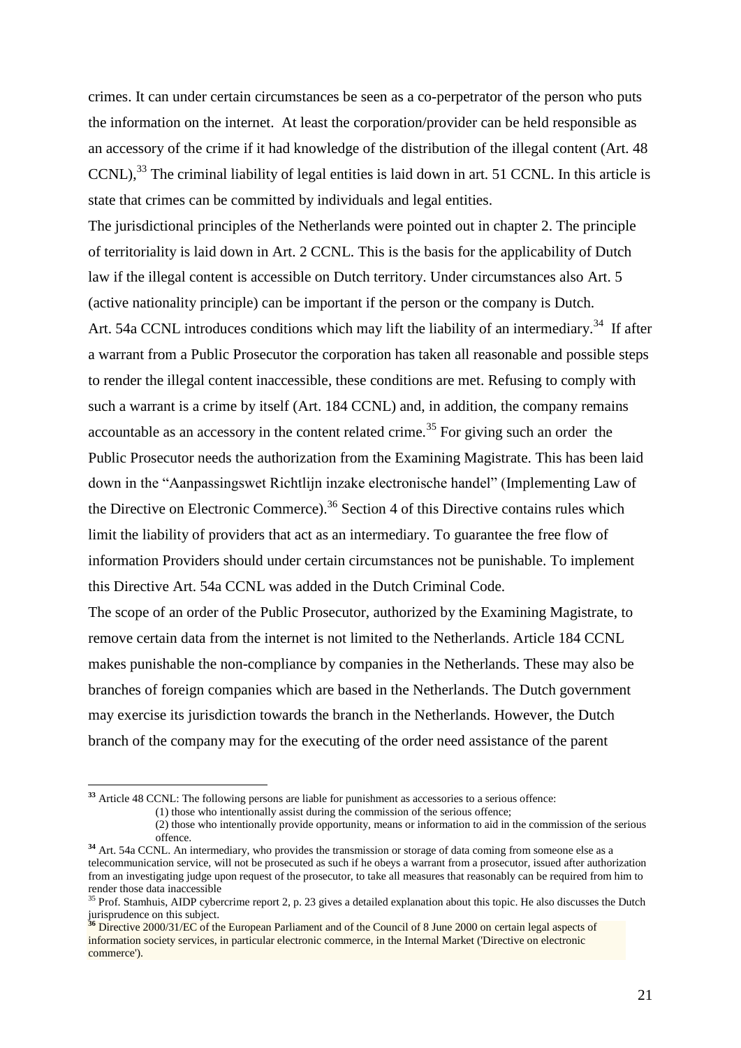crimes. It can under certain circumstances be seen as a co-perpetrator of the person who puts the information on the internet. At least the corporation/provider can be held responsible as an accessory of the crime if it had knowledge of the distribution of the illegal content (Art. 48 CCNL),[33] The criminal liability of legal entities is laid down in art. 51 CCNL. In this article is state that crimes can be committed by individuals and legal entities.

The jurisdictional principles of the Netherlands were pointed out in chapter 2. The principle of territoriality is laid down in Art. 2 CCNL. This is the basis for the applicability of Dutch law if the illegal content is accessible on Dutch territory. Under circumstances also Art. 5 (active nationality principle) can be important if the person or the company is Dutch.

Art. 54a CCNL introduces conditions which may lift the liability of an intermediary.[34] If after a warrant from a Public Prosecutor the corporation has taken all reasonable and possible steps to render the illegal content inaccessible, these conditions are met. Refusing to comply with such a warrant is a crime by itself (Art. 184 CCNL) and, in addition, the company remains accountable as an accessory in the content related crime.[35] For giving such an order the Public Prosecutor needs the authorization from the Examining Magistrate. This has been laid down in the "Aanpassingswet Richtlijn inzake electronische handel" (Implementing Law of the Directive on Electronic Commerce).[36] Section 4 of this Directive contains rules which limit the liability of providers that act as an intermediary. To guarantee the free flow of information Providers should under certain circumstances not be punishable. To implement this Directive Art. 54a CCNL was added in the Dutch Criminal Code.

The scope of an order of the Public Prosecutor, authorized by the Examining Magistrate, to remove certain data from the internet is not limited to the Netherlands. Article 184 CCNL makes punishable the non-compliance by companies in the Netherlands. These may also be branches of foreign companies which are based in the Netherlands. The Dutch government may exercise its jurisdiction towards the branch in the Netherlands. However, the Dutch branch of the company may for the executing of the order need assistance of the parent

---

[33] Article 48 CCNL: The following persons are liable for punishment as accessories to a serious offence:
(1) those who intentionally assist during the commission of the serious offence;
(2) those who intentionally provide opportunity, means or information to aid in the commission of the serious offence.

[34] Art. 54a CCNL. An intermediary, who provides the transmission or storage of data coming from someone else as a telecommunication service, will not be prosecuted as such if he obeys a warrant from a prosecutor, issued after authorization from an investigating judge upon request of the prosecutor, to take all measures that reasonably can be required from him to render those data inaccessible

[35] Prof. Stamhuis, AIDP cybercrime report 2, p. 23 gives a detailed explanation about this topic. He also discusses the Dutch jurisprudence on this subject.

[36] Directive 2000/31/EC of the European Parliament and of the Council of 8 June 2000 on certain legal aspects of information society services, in particular electronic commerce, in the Internal Market ('Directive on electronic commerce').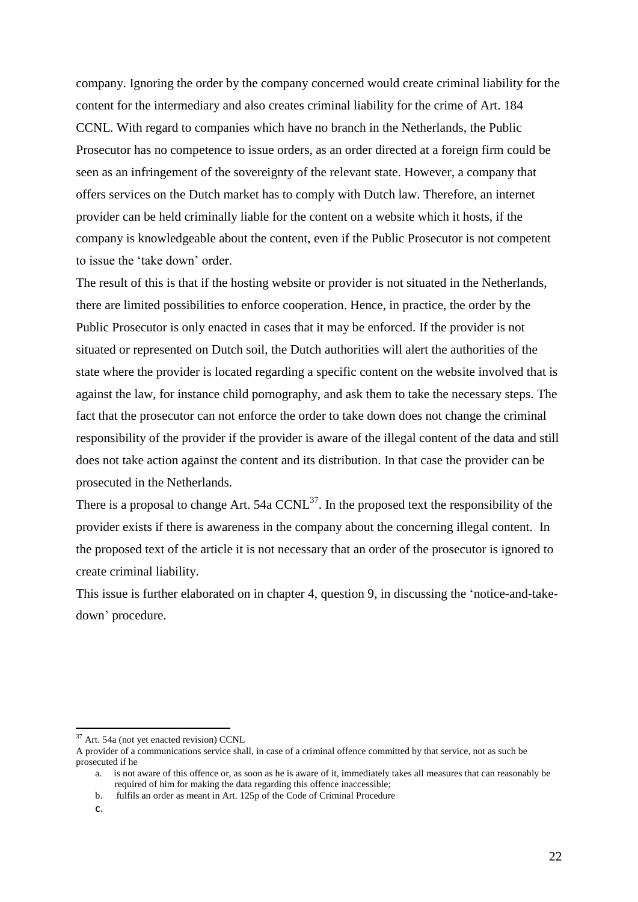company. Ignoring the order by the company concerned would create criminal liability for the content for the intermediary and also creates criminal liability for the crime of Art. 184 CCNL. With regard to companies which have no branch in the Netherlands, the Public Prosecutor has no competence to issue orders, as an order directed at a foreign firm could be seen as an infringement of the sovereignty of the relevant state. However, a company that offers services on the Dutch market has to comply with Dutch law. Therefore, an internet provider can be held criminally liable for the content on a website which it hosts, if the company is knowledgeable about the content, even if the Public Prosecutor is not competent to issue the 'take down' order.

The result of this is that if the hosting website or provider is not situated in the Netherlands, there are limited possibilities to enforce cooperation. Hence, in practice, the order by the Public Prosecutor is only enacted in cases that it may be enforced. If the provider is not situated or represented on Dutch soil, the Dutch authorities will alert the authorities of the state where the provider is located regarding a specific content on the website involved that is against the law, for instance child pornography, and ask them to take the necessary steps. The fact that the prosecutor can not enforce the order to take down does not change the criminal responsibility of the provider if the provider is aware of the illegal content of the data and still does not take action against the content and its distribution. In that case the provider can be prosecuted in the Netherlands.

There is a proposal to change Art. 54a CCNL[37]. In the proposed text the responsibility of the provider exists if there is awareness in the company about the concerning illegal content. In the proposed text of the article it is not necessary that an order of the prosecutor is ignored to create criminal liability.

This issue is further elaborated on in chapter 4, question 9, in discussing the 'notice-and-take-down' procedure.

---

[37] Art. 54a (not yet enacted revision) CCNL

A provider of a communications service shall, in case of a criminal offence committed by that service, not as such be prosecuted if he

a. is not aware of this offence or, as soon as he is aware of it, immediately takes all measures that can reasonably be required of him for making the data regarding this offence inaccessible;
b. fulfils an order as meant in Art. 125p of the Code of Criminal Procedure
c.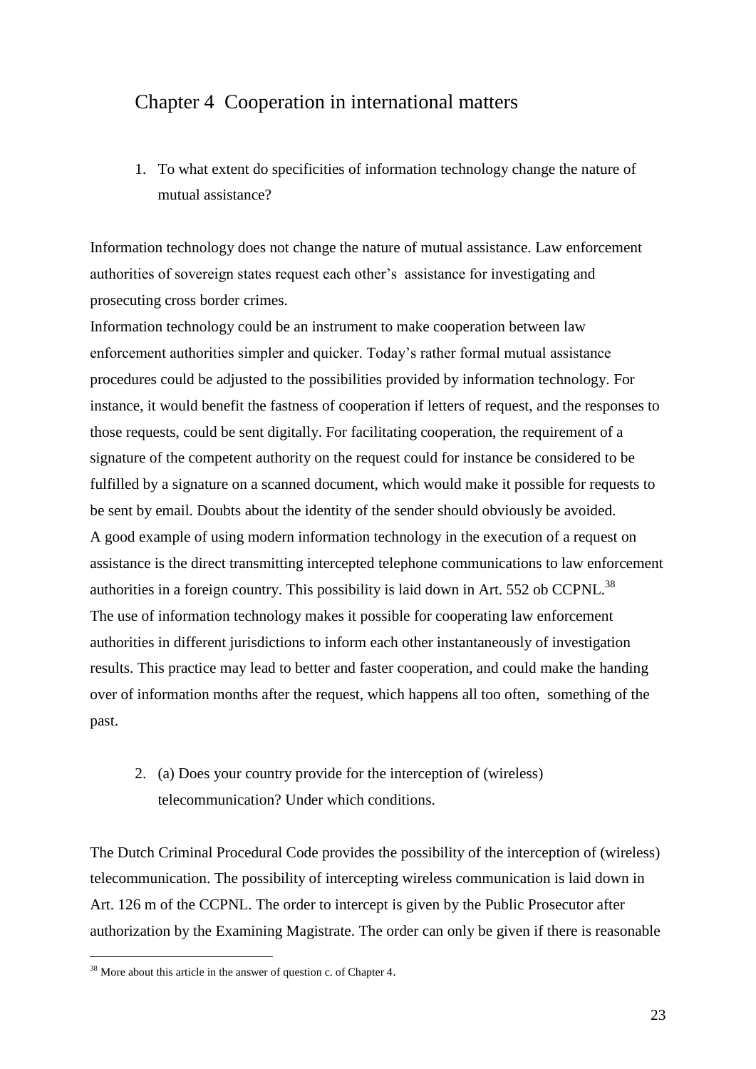## Chapter 4 Cooperation in international matters

1. To what extent do specificities of information technology change the nature of mutual assistance?

Information technology does not change the nature of mutual assistance. Law enforcement authorities of sovereign states request each other's assistance for investigating and prosecuting cross border crimes.

Information technology could be an instrument to make cooperation between law enforcement authorities simpler and quicker. Today's rather formal mutual assistance procedures could be adjusted to the possibilities provided by information technology. For instance, it would benefit the fastness of cooperation if letters of request, and the responses to those requests, could be sent digitally. For facilitating cooperation, the requirement of a signature of the competent authority on the request could for instance be considered to be fulfilled by a signature on a scanned document, which would make it possible for requests to be sent by email. Doubts about the identity of the sender should obviously be avoided.

A good example of using modern information technology in the execution of a request on assistance is the direct transmitting intercepted telephone communications to law enforcement authorities in a foreign country. This possibility is laid down in Art. 552 ob CCPNL.[38]

The use of information technology makes it possible for cooperating law enforcement authorities in different jurisdictions to inform each other instantaneously of investigation results. This practice may lead to better and faster cooperation, and could make the handing over of information months after the request, which happens all too often, something of the past.

2. (a) Does your country provide for the interception of (wireless) telecommunication? Under which conditions.

The Dutch Criminal Procedural Code provides the possibility of the interception of (wireless) telecommunication. The possibility of intercepting wireless communication is laid down in Art. 126 m of the CCPNL. The order to intercept is given by the Public Prosecutor after authorization by the Examining Magistrate. The order can only be given if there is reasonable

[38] More about this article in the answer of question c. of Chapter 4.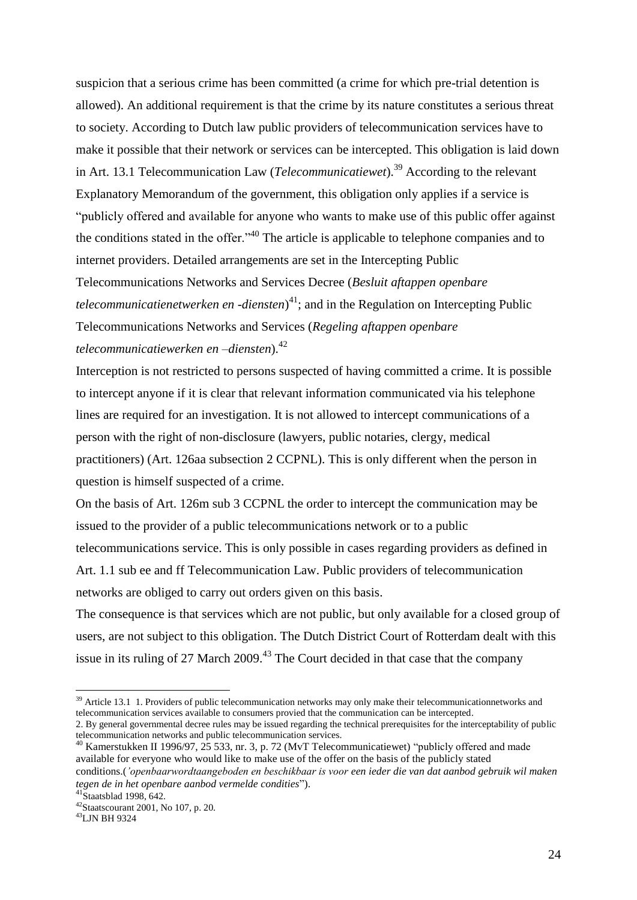suspicion that a serious crime has been committed (a crime for which pre-trial detention is allowed). An additional requirement is that the crime by its nature constitutes a serious threat to society. According to Dutch law public providers of telecommunication services have to make it possible that their network or services can be intercepted. This obligation is laid down in Art. 13.1 Telecommunication Law (*Telecommunicatiewet*).[39] According to the relevant Explanatory Memorandum of the government, this obligation only applies if a service is "publicly offered and available for anyone who wants to make use of this public offer against the conditions stated in the offer."[40] The article is applicable to telephone companies and to internet providers. Detailed arrangements are set in the Intercepting Public Telecommunications Networks and Services Decree (*Besluit aftappen openbare telecommunicatienetwerken en -diensten*)[41]; and in the Regulation on Intercepting Public Telecommunications Networks and Services (*Regeling aftappen openbare telecommunicatiewerken en –diensten*).[42]

Interception is not restricted to persons suspected of having committed a crime. It is possible to intercept anyone if it is clear that relevant information communicated via his telephone lines are required for an investigation. It is not allowed to intercept communications of a person with the right of non-disclosure (lawyers, public notaries, clergy, medical practitioners) (Art. 126aa subsection 2 CCPNL). This is only different when the person in question is himself suspected of a crime.

On the basis of Art. 126m sub 3 CCPNL the order to intercept the communication may be issued to the provider of a public telecommunications network or to a public telecommunications service. This is only possible in cases regarding providers as defined in Art. 1.1 sub ee and ff Telecommunication Law. Public providers of telecommunication networks are obliged to carry out orders given on this basis.

The consequence is that services which are not public, but only available for a closed group of users, are not subject to this obligation. The Dutch District Court of Rotterdam dealt with this issue in its ruling of 27 March 2009.[43] The Court decided in that case that the company

---

[39] Article 13.1 1. Providers of public telecommunication networks may only make their telecommunicationnetworks and telecommunication services available to consumers provied that the communication can be intercepted.
2. By general governmental decree rules may be issued regarding the technical prerequisites for the interceptability of public telecommunication networks and public telecommunication services.

[40] Kamerstukken II 1996/97, 25 533, nr. 3, p. 72 (MvT Telecommunicatiewet) "publicly offered and made available for everyone who would like to make use of the offer on the basis of the publicly stated conditions.(*'openbaarwordtaangeboden en beschikbaar is voor een ieder die van dat aanbod gebruik wil maken tegen de in het openbare aanbod vermelde condities*").

[41] Staatsblad 1998, 642.

[42] Staatscourant 2001, No 107, p. 20.

[43] LJN BH 9324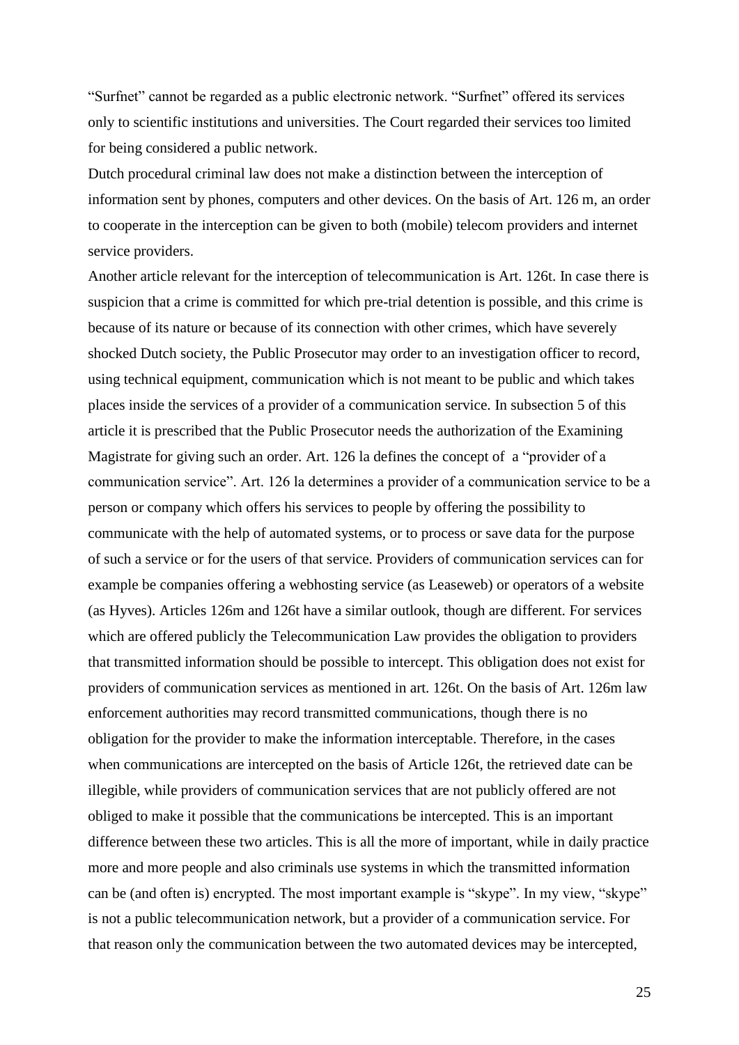"Surfnet" cannot be regarded as a public electronic network. "Surfnet" offered its services only to scientific institutions and universities. The Court regarded their services too limited for being considered a public network.

Dutch procedural criminal law does not make a distinction between the interception of information sent by phones, computers and other devices. On the basis of Art. 126 m, an order to cooperate in the interception can be given to both (mobile) telecom providers and internet service providers.

Another article relevant for the interception of telecommunication is Art. 126t. In case there is suspicion that a crime is committed for which pre-trial detention is possible, and this crime is because of its nature or because of its connection with other crimes, which have severely shocked Dutch society, the Public Prosecutor may order to an investigation officer to record, using technical equipment, communication which is not meant to be public and which takes places inside the services of a provider of a communication service. In subsection 5 of this article it is prescribed that the Public Prosecutor needs the authorization of the Examining Magistrate for giving such an order. Art. 126 la defines the concept of a "provider of a communication service". Art. 126 la determines a provider of a communication service to be a person or company which offers his services to people by offering the possibility to communicate with the help of automated systems, or to process or save data for the purpose of such a service or for the users of that service. Providers of communication services can for example be companies offering a webhosting service (as Leaseweb) or operators of a website (as Hyves). Articles 126m and 126t have a similar outlook, though are different. For services which are offered publicly the Telecommunication Law provides the obligation to providers that transmitted information should be possible to intercept. This obligation does not exist for providers of communication services as mentioned in art. 126t. On the basis of Art. 126m law enforcement authorities may record transmitted communications, though there is no obligation for the provider to make the information interceptable. Therefore, in the cases when communications are intercepted on the basis of Article 126t, the retrieved date can be illegible, while providers of communication services that are not publicly offered are not obliged to make it possible that the communications be intercepted. This is an important difference between these two articles. This is all the more of important, while in daily practice more and more people and also criminals use systems in which the transmitted information can be (and often is) encrypted. The most important example is "skype". In my view, "skype" is not a public telecommunication network, but a provider of a communication service. For that reason only the communication between the two automated devices may be intercepted,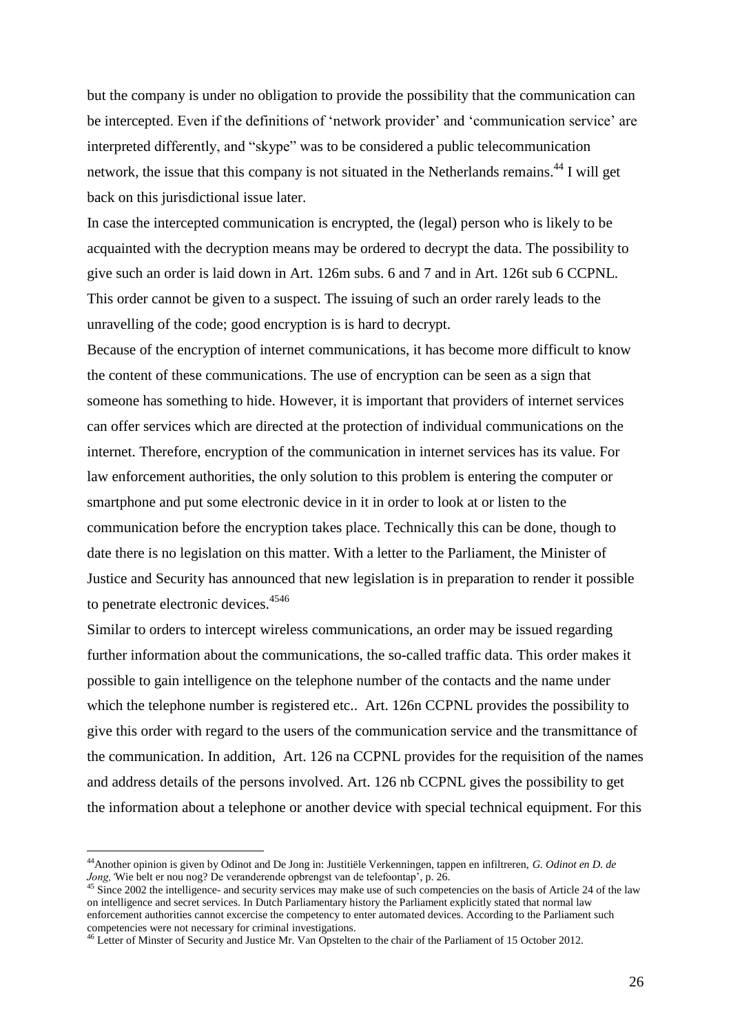but the company is under no obligation to provide the possibility that the communication can be intercepted. Even if the definitions of 'network provider' and 'communication service' are interpreted differently, and "skype" was to be considered a public telecommunication network, the issue that this company is not situated in the Netherlands remains.[44] I will get back on this jurisdictional issue later.

In case the intercepted communication is encrypted, the (legal) person who is likely to be acquainted with the decryption means may be ordered to decrypt the data. The possibility to give such an order is laid down in Art. 126m subs. 6 and 7 and in Art. 126t sub 6 CCPNL. This order cannot be given to a suspect. The issuing of such an order rarely leads to the unravelling of the code; good encryption is is hard to decrypt.

Because of the encryption of internet communications, it has become more difficult to know the content of these communications. The use of encryption can be seen as a sign that someone has something to hide. However, it is important that providers of internet services can offer services which are directed at the protection of individual communications on the internet. Therefore, encryption of the communication in internet services has its value. For law enforcement authorities, the only solution to this problem is entering the computer or smartphone and put some electronic device in it in order to look at or listen to the communication before the encryption takes place. Technically this can be done, though to date there is no legislation on this matter. With a letter to the Parliament, the Minister of Justice and Security has announced that new legislation is in preparation to render it possible to penetrate electronic devices.[45][46]

Similar to orders to intercept wireless communications, an order may be issued regarding further information about the communications, the so-called traffic data. This order makes it possible to gain intelligence on the telephone number of the contacts and the name under which the telephone number is registered etc.. Art. 126n CCPNL provides the possibility to give this order with regard to the users of the communication service and the transmittance of the communication. In addition, Art. 126 na CCPNL provides for the requisition of the names and address details of the persons involved. Art. 126 nb CCPNL gives the possibility to get the information about a telephone or another device with special technical equipment. For this

---

[44] Another opinion is given by Odinot and De Jong in: Justitiële Verkenningen, tappen en infiltreren, *G. Odinot en D. de Jong,* 'Wie belt er nou nog? De veranderende opbrengst van de telefoontap', p. 26.

[45] Since 2002 the intelligence- and security services may make use of such competencies on the basis of Article 24 of the law on intelligence and secret services. In Dutch Parliamentary history the Parliament explicitly stated that normal law enforcement authorities cannot excercise the competency to enter automated devices. According to the Parliament such competencies were not necessary for criminal investigations.

[46] Letter of Minster of Security and Justice Mr. Van Opstelten to the chair of the Parliament of 15 October 2012.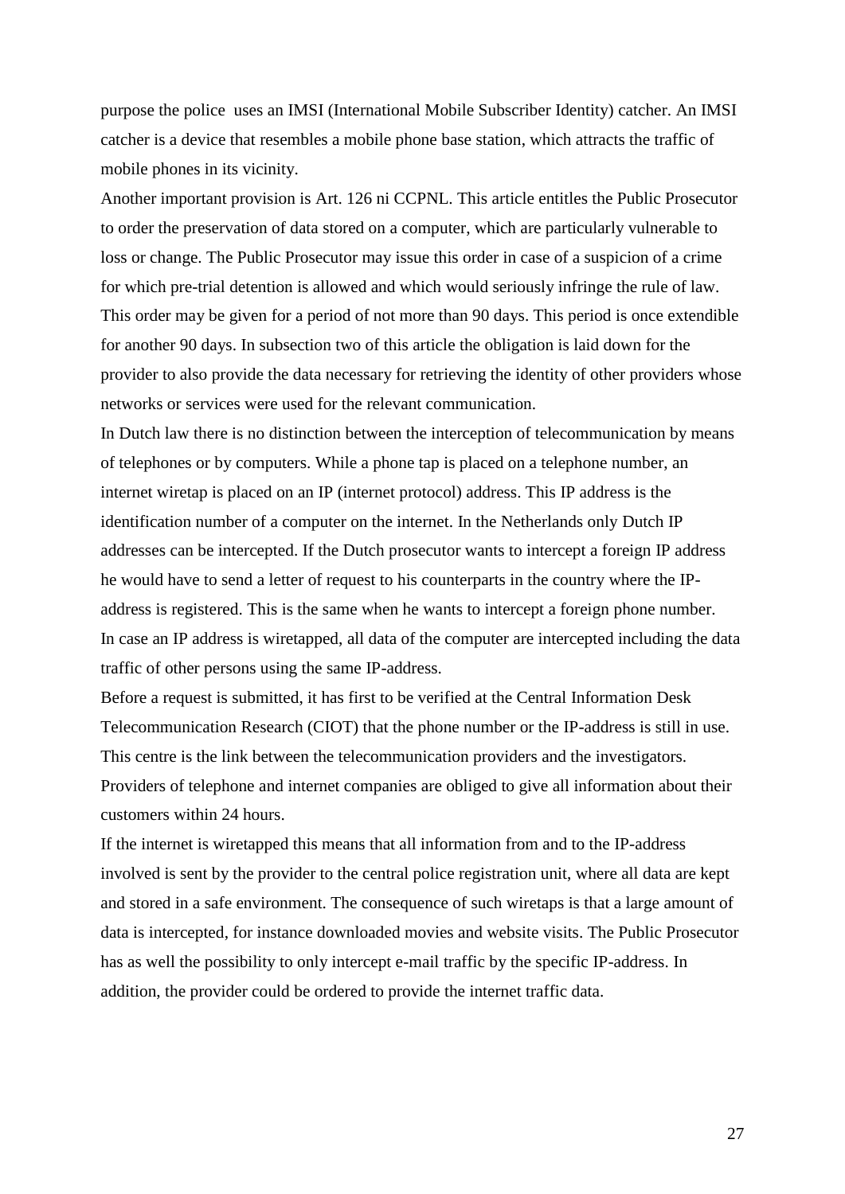purpose the police uses an IMSI (International Mobile Subscriber Identity) catcher. An IMSI catcher is a device that resembles a mobile phone base station, which attracts the traffic of mobile phones in its vicinity.

Another important provision is Art. 126 ni CCPNL. This article entitles the Public Prosecutor to order the preservation of data stored on a computer, which are particularly vulnerable to loss or change. The Public Prosecutor may issue this order in case of a suspicion of a crime for which pre-trial detention is allowed and which would seriously infringe the rule of law. This order may be given for a period of not more than 90 days. This period is once extendible for another 90 days. In subsection two of this article the obligation is laid down for the provider to also provide the data necessary for retrieving the identity of other providers whose networks or services were used for the relevant communication.

In Dutch law there is no distinction between the interception of telecommunication by means of telephones or by computers. While a phone tap is placed on a telephone number, an internet wiretap is placed on an IP (internet protocol) address. This IP address is the identification number of a computer on the internet. In the Netherlands only Dutch IP addresses can be intercepted. If the Dutch prosecutor wants to intercept a foreign IP address he would have to send a letter of request to his counterparts in the country where the IP-address is registered. This is the same when he wants to intercept a foreign phone number. In case an IP address is wiretapped, all data of the computer are intercepted including the data traffic of other persons using the same IP-address.

Before a request is submitted, it has first to be verified at the Central Information Desk Telecommunication Research (CIOT) that the phone number or the IP-address is still in use. This centre is the link between the telecommunication providers and the investigators. Providers of telephone and internet companies are obliged to give all information about their customers within 24 hours.

If the internet is wiretapped this means that all information from and to the IP-address involved is sent by the provider to the central police registration unit, where all data are kept and stored in a safe environment. The consequence of such wiretaps is that a large amount of data is intercepted, for instance downloaded movies and website visits. The Public Prosecutor has as well the possibility to only intercept e-mail traffic by the specific IP-address. In addition, the provider could be ordered to provide the internet traffic data.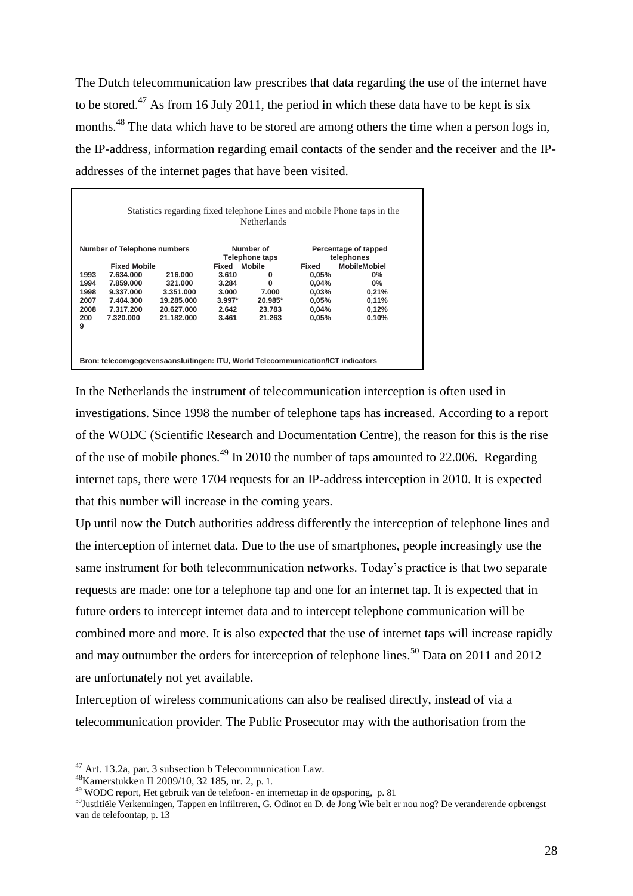The Dutch telecommunication law prescribes that data regarding the use of the internet have to be stored.[47] As from 16 July 2011, the period in which these data have to be kept is six months.[48] The data which have to be stored are among others the time when a person logs in, the IP-address, information regarding email contacts of the sender and the receiver and the IP-addresses of the internet pages that have been visited.

Statistics regarding fixed telephone Lines and mobile Phone taps in the Netherlands

| Number of Telephone numbers | | | Number of Telephone taps | | Percentage of tapped telephones | |
|---|---|---|---|---|---|---|
| | Fixed | Mobile | Fixed | Mobile | Fixed | MobileMobiel |
| 1993 | 7.634.000 | 216.000 | 3.610 | 0 | 0,05% | 0% |
| 1994 | 7.859.000 | 321.000 | 3.284 | 0 | 0,04% | 0% |
| 1998 | 9.337.000 | 3.351.000 | 3.000 | 7.000 | 0,03% | 0,21% |
| 2007 | 7.404.300 | 19.285.000 | 3.997* | 20.985* | 0,05% | 0,11% |
| 2008 | 7.317.200 | 20.627.000 | 2.642 | 23.783 | 0,04% | 0,12% |
| 2009 | 7.320.000 | 21.182.000 | 3.461 | 21.263 | 0,05% | 0,10% |

Bron: telecomgegevensaansluitingen: ITU, World Telecommunication/ICT indicators

In the Netherlands the instrument of telecommunication interception is often used in investigations. Since 1998 the number of telephone taps has increased. According to a report of the WODC (Scientific Research and Documentation Centre), the reason for this is the rise of the use of mobile phones.[49] In 2010 the number of taps amounted to 22.006. Regarding internet taps, there were 1704 requests for an IP-address interception in 2010. It is expected that this number will increase in the coming years.

Up until now the Dutch authorities address differently the interception of telephone lines and the interception of internet data. Due to the use of smartphones, people increasingly use the same instrument for both telecommunication networks. Today's practice is that two separate requests are made: one for a telephone tap and one for an internet tap. It is expected that in future orders to intercept internet data and to intercept telephone communication will be combined more and more. It is also expected that the use of internet taps will increase rapidly and may outnumber the orders for interception of telephone lines.[50] Data on 2011 and 2012 are unfortunately not yet available.

Interception of wireless communications can also be realised directly, instead of via a telecommunication provider. The Public Prosecutor may with the authorisation from the

---

[47] Art. 13.2a, par. 3 subsection b Telecommunication Law.

[48] Kamerstukken II 2009/10, 32 185, nr. 2, p. 1.

[49] WODC report, Het gebruik van de telefoon- en internettap in de opsporing, p. 81

[50] Justitiële Verkenningen, Tappen en infiltreren, G. Odinot en D. de Jong Wie belt er nou nog? De veranderende opbrengst van de telefoontap, p. 13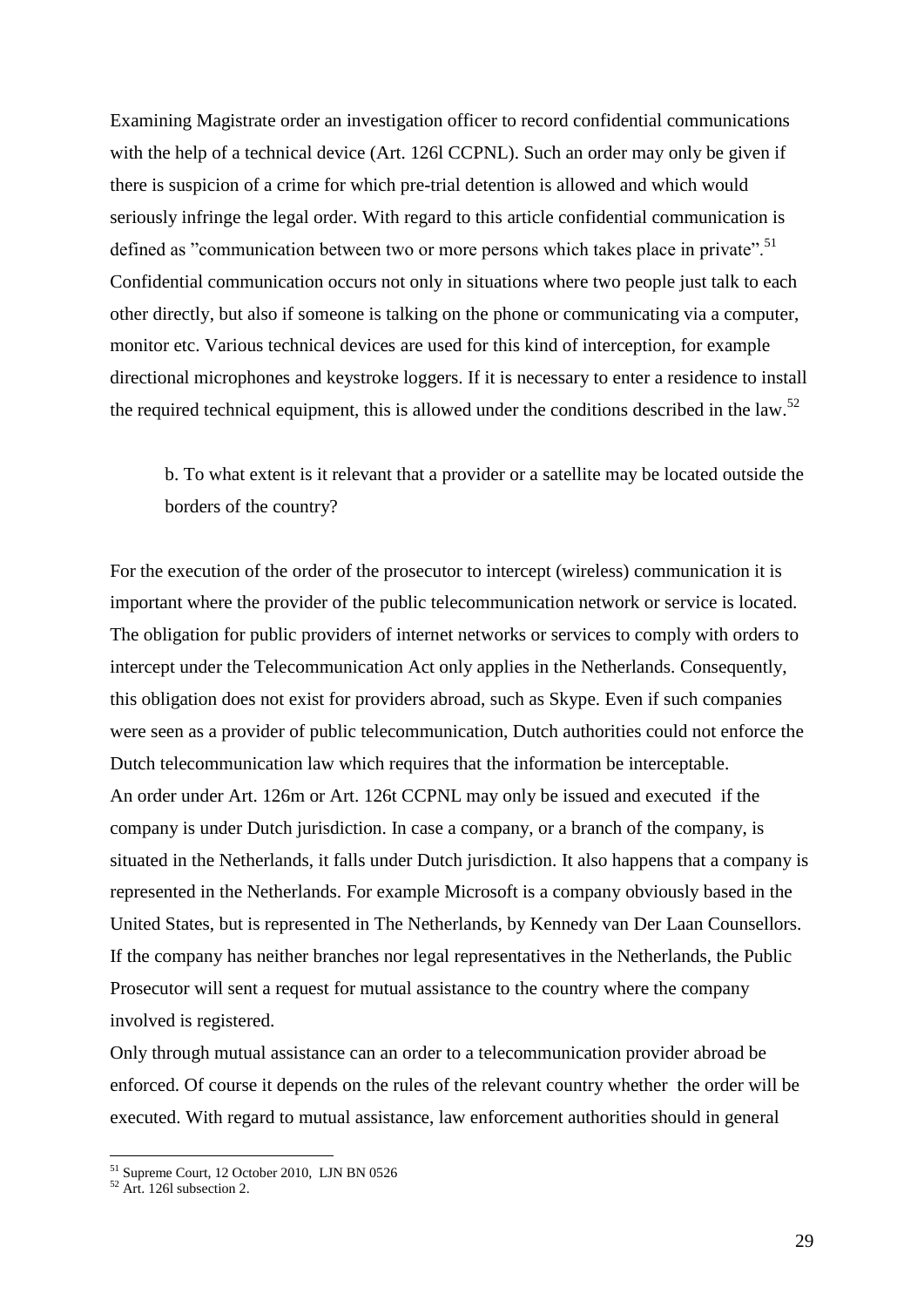Examining Magistrate order an investigation officer to record confidential communications with the help of a technical device (Art. 126l CCPNL). Such an order may only be given if there is suspicion of a crime for which pre-trial detention is allowed and which would seriously infringe the legal order. With regard to this article confidential communication is defined as "communication between two or more persons which takes place in private".[51] Confidential communication occurs not only in situations where two people just talk to each other directly, but also if someone is talking on the phone or communicating via a computer, monitor etc. Various technical devices are used for this kind of interception, for example directional microphones and keystroke loggers. If it is necessary to enter a residence to install the required technical equipment, this is allowed under the conditions described in the law.[52]

> b. To what extent is it relevant that a provider or a satellite may be located outside the borders of the country?

For the execution of the order of the prosecutor to intercept (wireless) communication it is important where the provider of the public telecommunication network or service is located. The obligation for public providers of internet networks or services to comply with orders to intercept under the Telecommunication Act only applies in the Netherlands. Consequently, this obligation does not exist for providers abroad, such as Skype. Even if such companies were seen as a provider of public telecommunication, Dutch authorities could not enforce the Dutch telecommunication law which requires that the information be interceptable.

An order under Art. 126m or Art. 126t CCPNL may only be issued and executed if the company is under Dutch jurisdiction. In case a company, or a branch of the company, is situated in the Netherlands, it falls under Dutch jurisdiction. It also happens that a company is represented in the Netherlands. For example Microsoft is a company obviously based in the United States, but is represented in The Netherlands, by Kennedy van Der Laan Counsellors. If the company has neither branches nor legal representatives in the Netherlands, the Public Prosecutor will sent a request for mutual assistance to the country where the company involved is registered.

Only through mutual assistance can an order to a telecommunication provider abroad be enforced. Of course it depends on the rules of the relevant country whether the order will be executed. With regard to mutual assistance, law enforcement authorities should in general

---

[51] Supreme Court, 12 October 2010, LJN BN 0526

[52] Art. 126l subsection 2.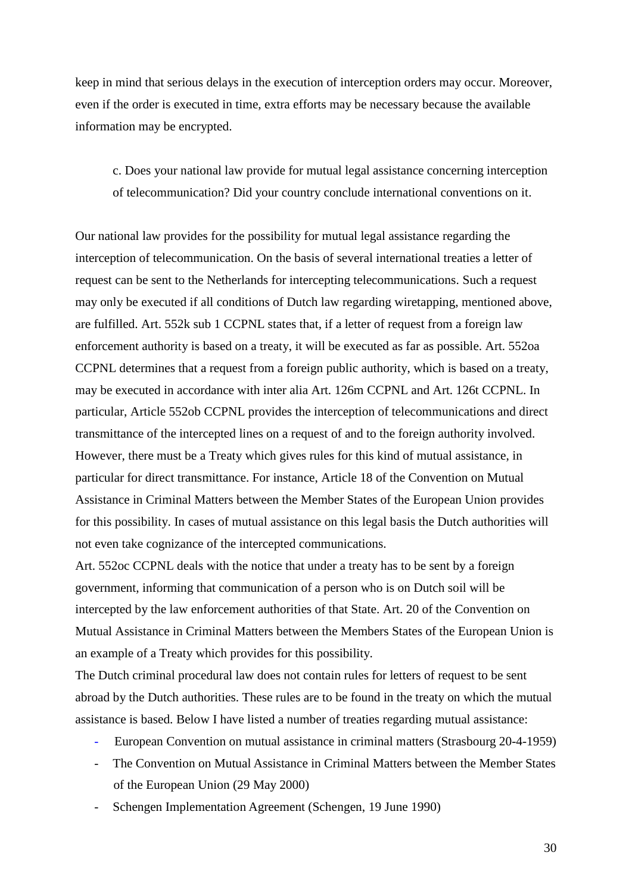keep in mind that serious delays in the execution of interception orders may occur. Moreover, even if the order is executed in time, extra efforts may be necessary because the available information may be encrypted.

> c. Does your national law provide for mutual legal assistance concerning interception of telecommunication? Did your country conclude international conventions on it.

Our national law provides for the possibility for mutual legal assistance regarding the interception of telecommunication. On the basis of several international treaties a letter of request can be sent to the Netherlands for intercepting telecommunications. Such a request may only be executed if all conditions of Dutch law regarding wiretapping, mentioned above, are fulfilled. Art. 552k sub 1 CCPNL states that, if a letter of request from a foreign law enforcement authority is based on a treaty, it will be executed as far as possible. Art. 552oa CCPNL determines that a request from a foreign public authority, which is based on a treaty, may be executed in accordance with inter alia Art. 126m CCPNL and Art. 126t CCPNL. In particular, Article 552ob CCPNL provides the interception of telecommunications and direct transmittance of the intercepted lines on a request of and to the foreign authority involved. However, there must be a Treaty which gives rules for this kind of mutual assistance, in particular for direct transmittance. For instance, Article 18 of the Convention on Mutual Assistance in Criminal Matters between the Member States of the European Union provides for this possibility. In cases of mutual assistance on this legal basis the Dutch authorities will not even take cognizance of the intercepted communications.

Art. 552oc CCPNL deals with the notice that under a treaty has to be sent by a foreign government, informing that communication of a person who is on Dutch soil will be intercepted by the law enforcement authorities of that State. Art. 20 of the Convention on Mutual Assistance in Criminal Matters between the Members States of the European Union is an example of a Treaty which provides for this possibility.

The Dutch criminal procedural law does not contain rules for letters of request to be sent abroad by the Dutch authorities. These rules are to be found in the treaty on which the mutual assistance is based. Below I have listed a number of treaties regarding mutual assistance:

- European Convention on mutual assistance in criminal matters (Strasbourg 20-4-1959)
- The Convention on Mutual Assistance in Criminal Matters between the Member States of the European Union (29 May 2000)
- Schengen Implementation Agreement (Schengen, 19 June 1990)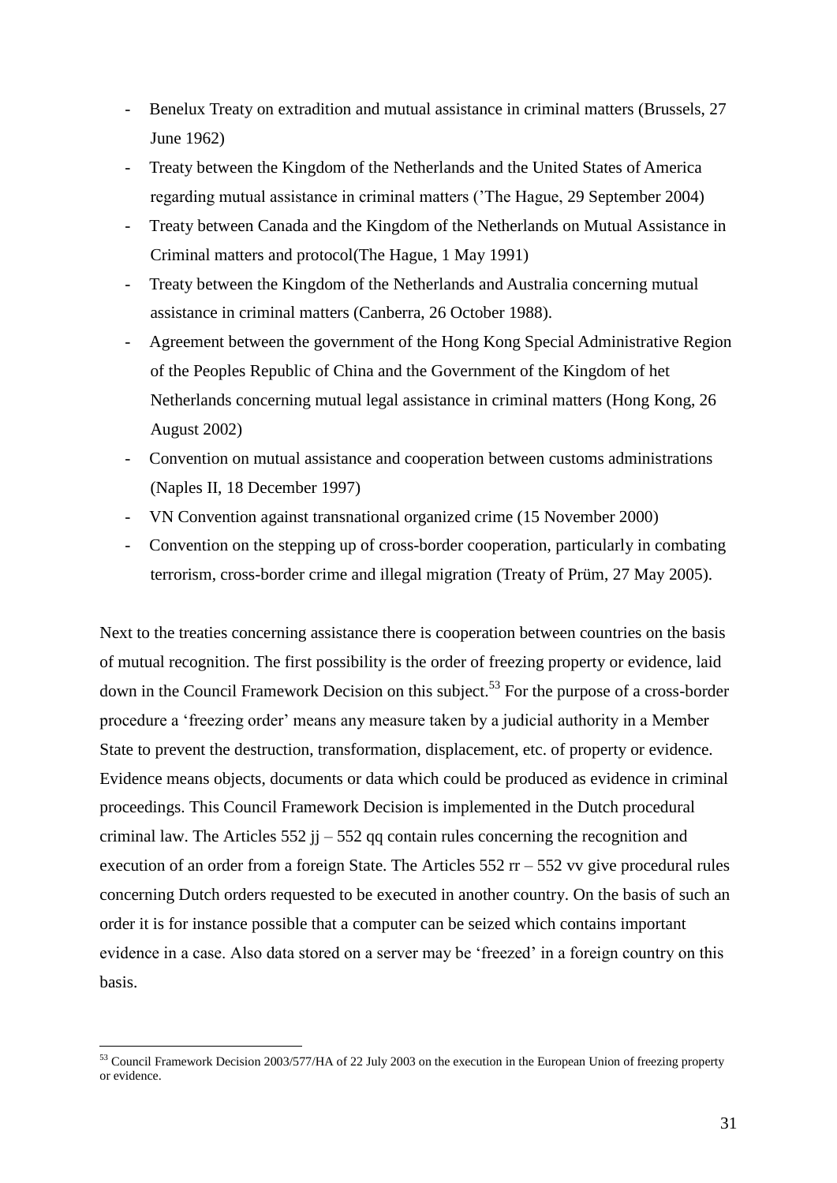- Benelux Treaty on extradition and mutual assistance in criminal matters (Brussels, 27 June 1962)
- Treaty between the Kingdom of the Netherlands and the United States of America regarding mutual assistance in criminal matters (’The Hague, 29 September 2004)
- Treaty between Canada and the Kingdom of the Netherlands on Mutual Assistance in Criminal matters and protocol(The Hague, 1 May 1991)
- Treaty between the Kingdom of the Netherlands and Australia concerning mutual assistance in criminal matters (Canberra, 26 October 1988).
- Agreement between the government of the Hong Kong Special Administrative Region of the Peoples Republic of China and the Government of the Kingdom of het Netherlands concerning mutual legal assistance in criminal matters (Hong Kong, 26 August 2002)
- Convention on mutual assistance and cooperation between customs administrations (Naples II, 18 December 1997)
- VN Convention against transnational organized crime (15 November 2000)
- Convention on the stepping up of cross-border cooperation, particularly in combating terrorism, cross-border crime and illegal migration (Treaty of Prüm, 27 May 2005).

Next to the treaties concerning assistance there is cooperation between countries on the basis of mutual recognition. The first possibility is the order of freezing property or evidence, laid down in the Council Framework Decision on this subject.[53] For the purpose of a cross-border procedure a ‘freezing order’ means any measure taken by a judicial authority in a Member State to prevent the destruction, transformation, displacement, etc. of property or evidence. Evidence means objects, documents or data which could be produced as evidence in criminal proceedings. This Council Framework Decision is implemented in the Dutch procedural criminal law. The Articles 552 jj – 552 qq contain rules concerning the recognition and execution of an order from a foreign State. The Articles 552 rr – 552 vv give procedural rules concerning Dutch orders requested to be executed in another country. On the basis of such an order it is for instance possible that a computer can be seized which contains important evidence in a case. Also data stored on a server may be ‘freezed’ in a foreign country on this basis.

[53] Council Framework Decision 2003/577/HA of 22 July 2003 on the execution in the European Union of freezing property or evidence.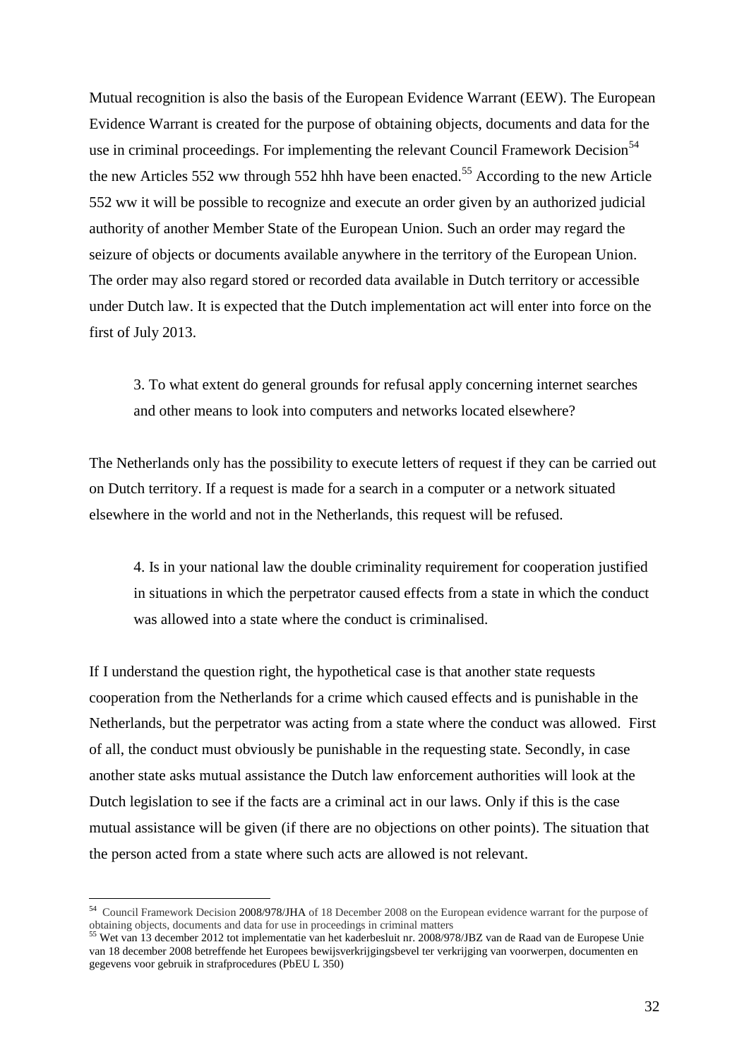Mutual recognition is also the basis of the European Evidence Warrant (EEW). The European Evidence Warrant is created for the purpose of obtaining objects, documents and data for the use in criminal proceedings. For implementing the relevant Council Framework Decision[54] the new Articles 552 ww through 552 hhh have been enacted.[55] According to the new Article 552 ww it will be possible to recognize and execute an order given by an authorized judicial authority of another Member State of the European Union. Such an order may regard the seizure of objects or documents available anywhere in the territory of the European Union. The order may also regard stored or recorded data available in Dutch territory or accessible under Dutch law. It is expected that the Dutch implementation act will enter into force on the first of July 2013.

> 3. To what extent do general grounds for refusal apply concerning internet searches and other means to look into computers and networks located elsewhere?

The Netherlands only has the possibility to execute letters of request if they can be carried out on Dutch territory. If a request is made for a search in a computer or a network situated elsewhere in the world and not in the Netherlands, this request will be refused.

> 4. Is in your national law the double criminality requirement for cooperation justified in situations in which the perpetrator caused effects from a state in which the conduct was allowed into a state where the conduct is criminalised.

If I understand the question right, the hypothetical case is that another state requests cooperation from the Netherlands for a crime which caused effects and is punishable in the Netherlands, but the perpetrator was acting from a state where the conduct was allowed. First of all, the conduct must obviously be punishable in the requesting state. Secondly, in case another state asks mutual assistance the Dutch law enforcement authorities will look at the Dutch legislation to see if the facts are a criminal act in our laws. Only if this is the case mutual assistance will be given (if there are no objections on other points). The situation that the person acted from a state where such acts are allowed is not relevant.

---

[54] Council Framework Decision 2008/978/JHA of 18 December 2008 on the European evidence warrant for the purpose of obtaining objects, documents and data for use in proceedings in criminal matters

[55] Wet van 13 december 2012 tot implementatie van het kaderbesluit nr. 2008/978/JBZ van de Raad van de Europese Unie van 18 december 2008 betreffende het Europees bewijsverkrijgingsbevel ter verkrijging van voorwerpen, documenten en gegevens voor gebruik in strafprocedures (PbEU L 350)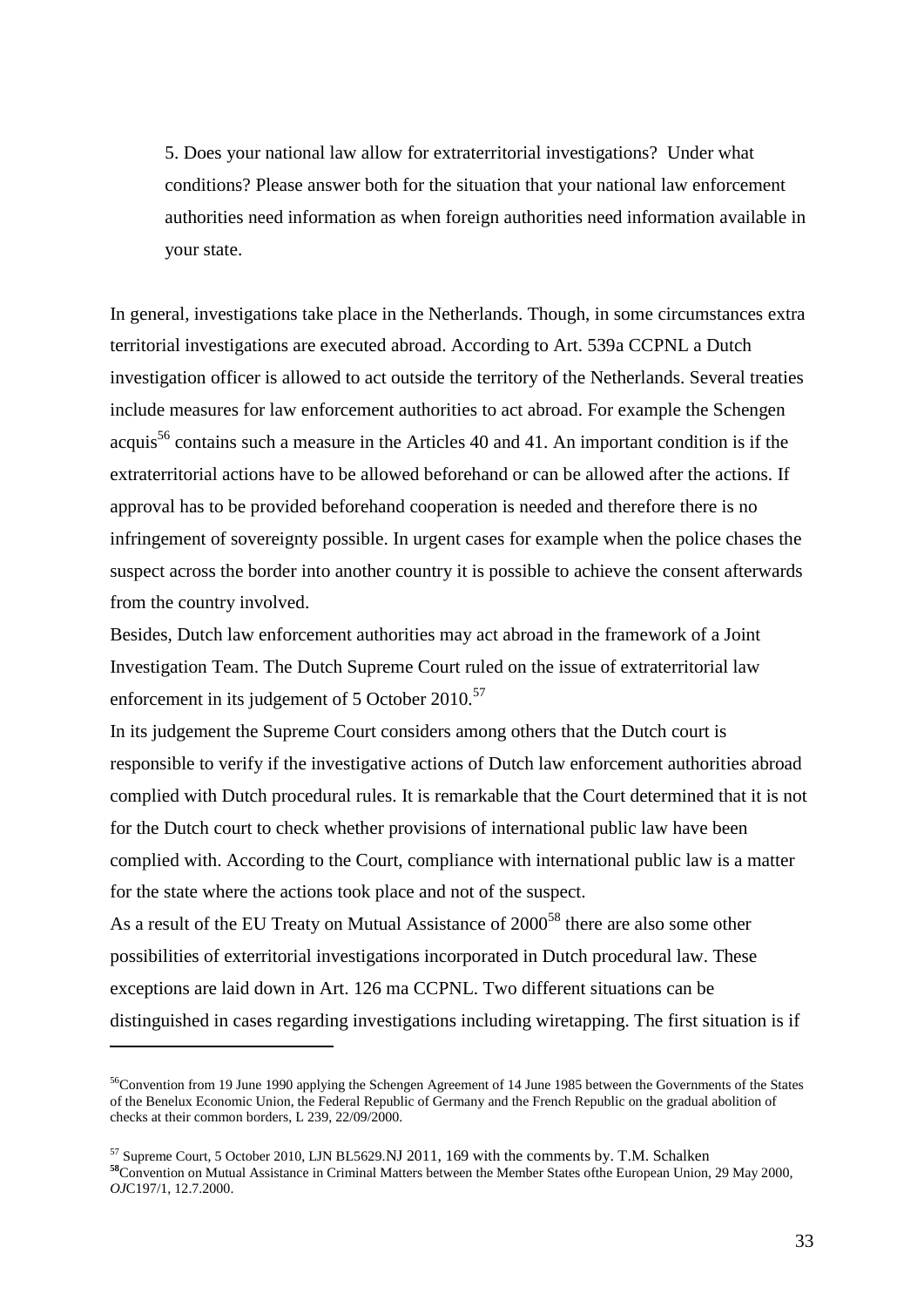5. Does your national law allow for extraterritorial investigations? Under what conditions? Please answer both for the situation that your national law enforcement authorities need information as when foreign authorities need information available in your state.

In general, investigations take place in the Netherlands. Though, in some circumstances extra territorial investigations are executed abroad. According to Art. 539a CCPNL a Dutch investigation officer is allowed to act outside the territory of the Netherlands. Several treaties include measures for law enforcement authorities to act abroad. For example the Schengen acquis[56] contains such a measure in the Articles 40 and 41. An important condition is if the extraterritorial actions have to be allowed beforehand or can be allowed after the actions. If approval has to be provided beforehand cooperation is needed and therefore there is no infringement of sovereignty possible. In urgent cases for example when the police chases the suspect across the border into another country it is possible to achieve the consent afterwards from the country involved.

Besides, Dutch law enforcement authorities may act abroad in the framework of a Joint Investigation Team. The Dutch Supreme Court ruled on the issue of extraterritorial law enforcement in its judgement of 5 October 2010.[57]

In its judgement the Supreme Court considers among others that the Dutch court is responsible to verify if the investigative actions of Dutch law enforcement authorities abroad complied with Dutch procedural rules. It is remarkable that the Court determined that it is not for the Dutch court to check whether provisions of international public law have been complied with. According to the Court, compliance with international public law is a matter for the state where the actions took place and not of the suspect.

As a result of the EU Treaty on Mutual Assistance of 2000[58] there are also some other possibilities of exterritorial investigations incorporated in Dutch procedural law. These exceptions are laid down in Art. 126 ma CCPNL. Two different situations can be distinguished in cases regarding investigations including wiretapping. The first situation is if

---

[56]Convention from 19 June 1990 applying the Schengen Agreement of 14 June 1985 between the Governments of the States of the Benelux Economic Union, the Federal Republic of Germany and the French Republic on the gradual abolition of checks at their common borders, L 239, 22/09/2000.

[57] Supreme Court, 5 October 2010, LJN BL5629.NJ 2011, 169 with the comments by. T.M. Schalken

[58]Convention on Mutual Assistance in Criminal Matters between the Member States ofthe European Union, 29 May 2000, *OJ*C197/1, 12.7.2000.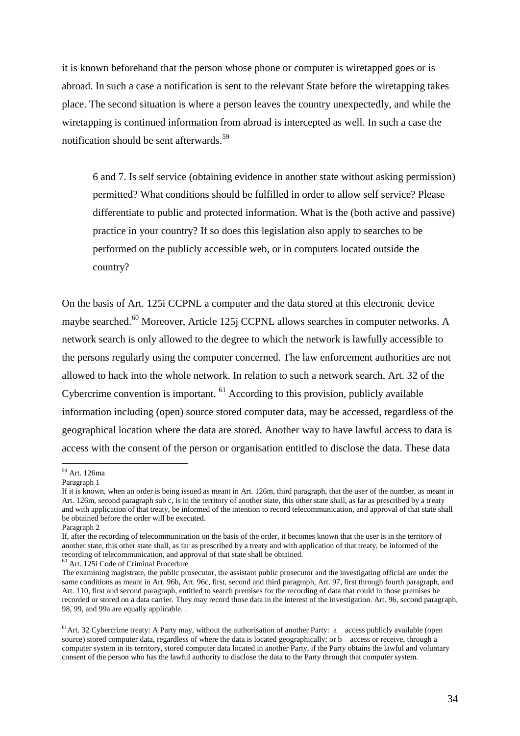it is known beforehand that the person whose phone or computer is wiretapped goes or is abroad. In such a case a notification is sent to the relevant State before the wiretapping takes place. The second situation is where a person leaves the country unexpectedly, and while the wiretapping is continued information from abroad is intercepted as well. In such a case the notification should be sent afterwards.[59]

> 6 and 7. Is self service (obtaining evidence in another state without asking permission) permitted? What conditions should be fulfilled in order to allow self service? Please differentiate to public and protected information. What is the (both active and passive) practice in your country? If so does this legislation also apply to searches to be performed on the publicly accessible web, or in computers located outside the country?

On the basis of Art. 125i CCPNL a computer and the data stored at this electronic device maybe searched.[60] Moreover, Article 125j CCPNL allows searches in computer networks. A network search is only allowed to the degree to which the network is lawfully accessible to the persons regularly using the computer concerned. The law enforcement authorities are not allowed to hack into the whole network. In relation to such a network search, Art. 32 of the Cybercrime convention is important. [61] According to this provision, publicly available information including (open) source stored computer data, may be accessed, regardless of the geographical location where the data are stored. Another way to have lawful access to data is access with the consent of the person or organisation entitled to disclose the data. These data

---

[59] Art. 126ma

Paragraph 1

If it is known, when an order is being issued as meant in Art. 126m, third paragraph, that the user of the number, as meant in Art. 126m, second paragraph sub c, is in the territory of another state, this other state shall, as far as prescribed by a treaty and with application of that treaty, be informed of the intention to record telecommunication, and approval of that state shall be obtained before the order will be executed.

Paragraph 2

If, after the recording of telecommunication on the basis of the order, it becomes known that the user is in the territory of another state, this other state shall, as far as prescribed by a treaty and with application of that treaty, be informed of the recording of telecommunication, and approval of that state shall be obtained.

[60] Art. 125i Code of Criminal Procedure

The examining magistrate, the public prosecutor, the assistant public prosecutor and the investigating official are under the same conditions as meant in Art. 96b, Art. 96c, first, second and third paragraph, Art. 97, first through fourth paragraph, and Art. 110, first and second paragraph, entitled to search premises for the recording of data that could in those premises be recorded or stored on a data carrier. They may record those data in the interest of the investigation. Art. 96, second paragraph, 98, 99, and 99a are equally applicable. .

[61] Art. 32 Cybercrime treaty: A Party may, without the authorisation of another Party: a access publicly available (open source) stored computer data, regardless of where the data is located geographically; or b access or receive, through a computer system in its territory, stored computer data located in another Party, if the Party obtains the lawful and voluntary consent of the person who has the lawful authority to disclose the data to the Party through that computer system.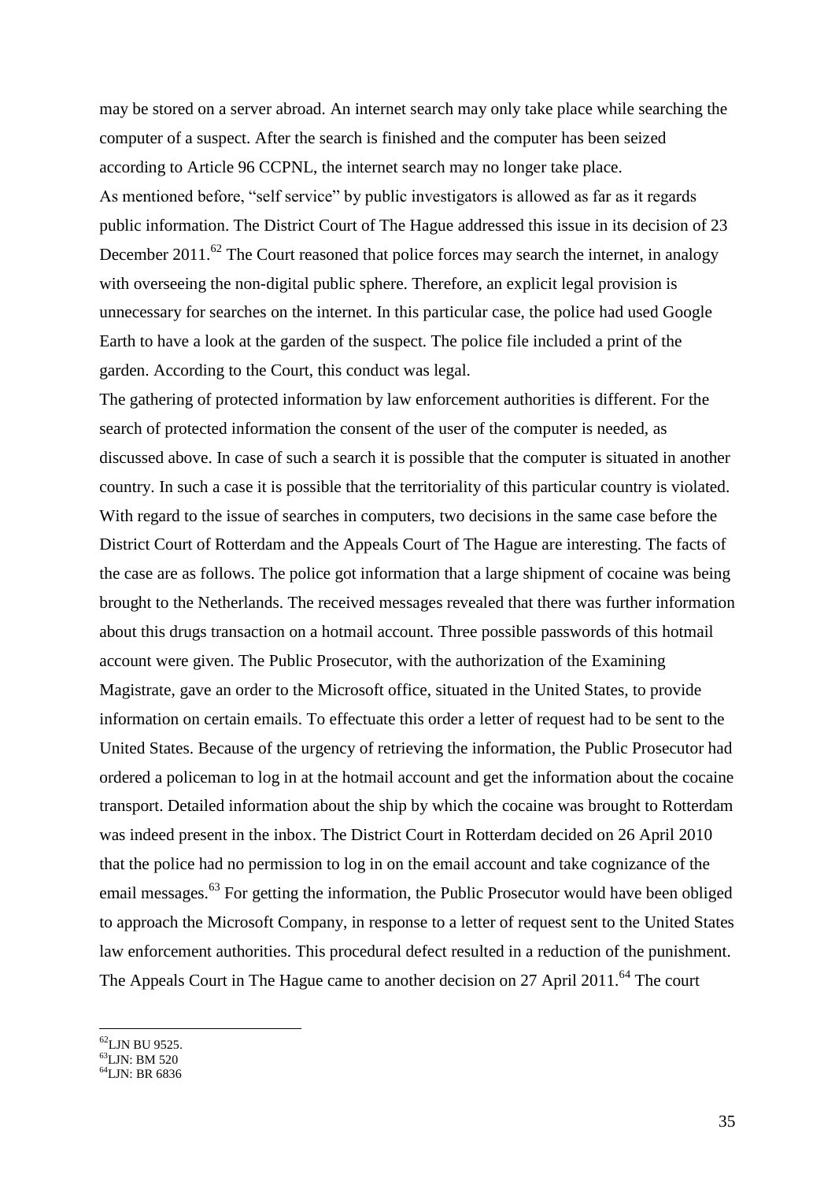may be stored on a server abroad. An internet search may only take place while searching the computer of a suspect. After the search is finished and the computer has been seized according to Article 96 CCPNL, the internet search may no longer take place.

As mentioned before, "self service" by public investigators is allowed as far as it regards public information. The District Court of The Hague addressed this issue in its decision of 23 December 2011.[62] The Court reasoned that police forces may search the internet, in analogy with overseeing the non-digital public sphere. Therefore, an explicit legal provision is unnecessary for searches on the internet. In this particular case, the police had used Google Earth to have a look at the garden of the suspect. The police file included a print of the garden. According to the Court, this conduct was legal.

The gathering of protected information by law enforcement authorities is different. For the search of protected information the consent of the user of the computer is needed, as discussed above. In case of such a search it is possible that the computer is situated in another country. In such a case it is possible that the territoriality of this particular country is violated.

With regard to the issue of searches in computers, two decisions in the same case before the District Court of Rotterdam and the Appeals Court of The Hague are interesting. The facts of the case are as follows. The police got information that a large shipment of cocaine was being brought to the Netherlands. The received messages revealed that there was further information about this drugs transaction on a hotmail account. Three possible passwords of this hotmail account were given. The Public Prosecutor, with the authorization of the Examining Magistrate, gave an order to the Microsoft office, situated in the United States, to provide information on certain emails. To effectuate this order a letter of request had to be sent to the United States. Because of the urgency of retrieving the information, the Public Prosecutor had ordered a policeman to log in at the hotmail account and get the information about the cocaine transport. Detailed information about the ship by which the cocaine was brought to Rotterdam was indeed present in the inbox. The District Court in Rotterdam decided on 26 April 2010 that the police had no permission to log in on the email account and take cognizance of the email messages.[63] For getting the information, the Public Prosecutor would have been obliged to approach the Microsoft Company, in response to a letter of request sent to the United States law enforcement authorities. This procedural defect resulted in a reduction of the punishment. The Appeals Court in The Hague came to another decision on 27 April 2011.[64] The court

---

[62] LJN BU 9525.

[63] LJN: BM 520

[64] LJN: BR 6836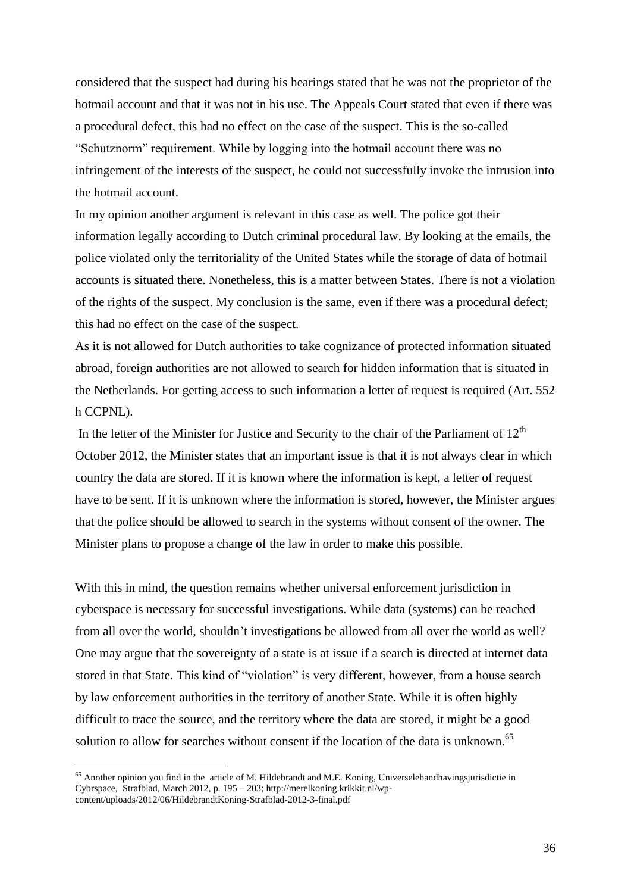considered that the suspect had during his hearings stated that he was not the proprietor of the hotmail account and that it was not in his use. The Appeals Court stated that even if there was a procedural defect, this had no effect on the case of the suspect. This is the so-called "Schutznorm" requirement. While by logging into the hotmail account there was no infringement of the interests of the suspect, he could not successfully invoke the intrusion into the hotmail account.

In my opinion another argument is relevant in this case as well. The police got their information legally according to Dutch criminal procedural law. By looking at the emails, the police violated only the territoriality of the United States while the storage of data of hotmail accounts is situated there. Nonetheless, this is a matter between States. There is not a violation of the rights of the suspect. My conclusion is the same, even if there was a procedural defect; this had no effect on the case of the suspect.

As it is not allowed for Dutch authorities to take cognizance of protected information situated abroad, foreign authorities are not allowed to search for hidden information that is situated in the Netherlands. For getting access to such information a letter of request is required (Art. 552 h CCPNL).

In the letter of the Minister for Justice and Security to the chair of the Parliament of 12th October 2012, the Minister states that an important issue is that it is not always clear in which country the data are stored. If it is known where the information is kept, a letter of request have to be sent. If it is unknown where the information is stored, however, the Minister argues that the police should be allowed to search in the systems without consent of the owner. The Minister plans to propose a change of the law in order to make this possible.

With this in mind, the question remains whether universal enforcement jurisdiction in cyberspace is necessary for successful investigations. While data (systems) can be reached from all over the world, shouldn't investigations be allowed from all over the world as well? One may argue that the sovereignty of a state is at issue if a search is directed at internet data stored in that State. This kind of "violation" is very different, however, from a house search by law enforcement authorities in the territory of another State. While it is often highly difficult to trace the source, and the territory where the data are stored, it might be a good solution to allow for searches without consent if the location of the data is unknown.[65]

---

[65] Another opinion you find in the article of M. Hildebrandt and M.E. Koning, Universelehandhavingsjurisdictie in Cybrspace, Strafblad, March 2012, p. 195 – 203; http://merelkoning.krikkit.nl/wp-content/uploads/2012/06/HildebrandtKoning-Strafblad-2012-3-final.pdf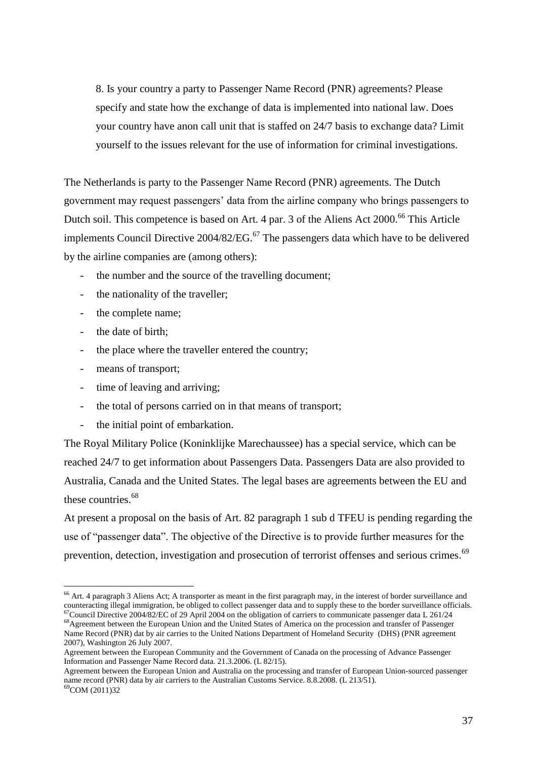8. Is your country a party to Passenger Name Record (PNR) agreements? Please specify and state how the exchange of data is implemented into national law. Does your country have anon call unit that is staffed on 24/7 basis to exchange data? Limit yourself to the issues relevant for the use of information for criminal investigations.

The Netherlands is party to the Passenger Name Record (PNR) agreements. The Dutch government may request passengers' data from the airline company who brings passengers to Dutch soil. This competence is based on Art. 4 par. 3 of the Aliens Act 2000.[66] This Article implements Council Directive 2004/82/EG.[67] The passengers data which have to be delivered by the airline companies are (among others):

- the number and the source of the travelling document;
- the nationality of the traveller;
- the complete name;
- the date of birth;
- the place where the traveller entered the country;
- means of transport;
- time of leaving and arriving;
- the total of persons carried on in that means of transport;
- the initial point of embarkation.

The Royal Military Police (Koninklijke Marechaussee) has a special service, which can be reached 24/7 to get information about Passengers Data. Passengers Data are also provided to Australia, Canada and the United States. The legal bases are agreements between the EU and these countries.[68]

At present a proposal on the basis of Art. 82 paragraph 1 sub d TFEU is pending regarding the use of "passenger data". The objective of the Directive is to provide further measures for the prevention, detection, investigation and prosecution of terrorist offenses and serious crimes.[69]

---

[66] Art. 4 paragraph 3 Aliens Act; A transporter as meant in the first paragraph may, in the interest of border surveillance and counteracting illegal immigration, be obliged to collect passenger data and to supply these to the border surveillance officials.

[67] Council Directive 2004/82/EC of 29 April 2004 on the obligation of carriers to communicate passenger data L 261/24

[68] Agreement between the European Union and the United States of America on the procession and transfer of Passenger Name Record (PNR) dat by air carries to the United Nations Department of Homeland Security (DHS) (PNR agreement 2007), Washington 26 July 2007.

Agreement between the European Community and the Government of Canada on the processing of Advance Passenger Information and Passenger Name Record data. 21.3.2006. (L 82/15).

Agreement between the European Union and Australia on the processing and transfer of European Union-sourced passenger name record (PNR) data by air carriers to the Australian Customs Service. 8.8.2008. (L 213/51).

[69] COM (2011)32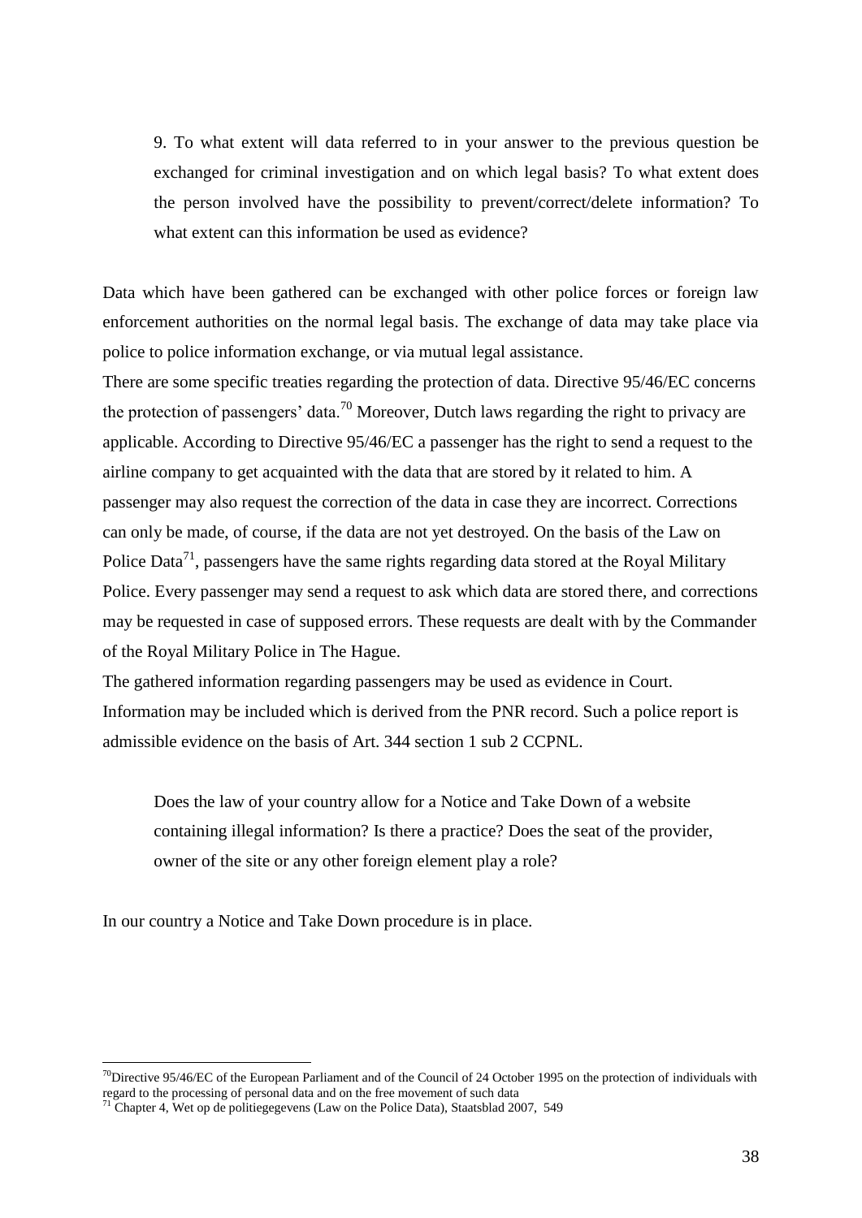> 9. To what extent will data referred to in your answer to the previous question be exchanged for criminal investigation and on which legal basis? To what extent does the person involved have the possibility to prevent/correct/delete information? To what extent can this information be used as evidence?

Data which have been gathered can be exchanged with other police forces or foreign law enforcement authorities on the normal legal basis. The exchange of data may take place via police to police information exchange, or via mutual legal assistance.

There are some specific treaties regarding the protection of data. Directive 95/46/EC concerns the protection of passengers' data.[70] Moreover, Dutch laws regarding the right to privacy are applicable. According to Directive 95/46/EC a passenger has the right to send a request to the airline company to get acquainted with the data that are stored by it related to him. A passenger may also request the correction of the data in case they are incorrect. Corrections can only be made, of course, if the data are not yet destroyed. On the basis of the Law on Police Data[71], passengers have the same rights regarding data stored at the Royal Military Police. Every passenger may send a request to ask which data are stored there, and corrections may be requested in case of supposed errors. These requests are dealt with by the Commander of the Royal Military Police in The Hague.

The gathered information regarding passengers may be used as evidence in Court. Information may be included which is derived from the PNR record. Such a police report is admissible evidence on the basis of Art. 344 section 1 sub 2 CCPNL.

> Does the law of your country allow for a Notice and Take Down of a website containing illegal information? Is there a practice? Does the seat of the provider, owner of the site or any other foreign element play a role?

In our country a Notice and Take Down procedure is in place.

---

[70] Directive 95/46/EC of the European Parliament and of the Council of 24 October 1995 on the protection of individuals with regard to the processing of personal data and on the free movement of such data

[71] Chapter 4, Wet op de politiegegevens (Law on the Police Data), Staatsblad 2007, 549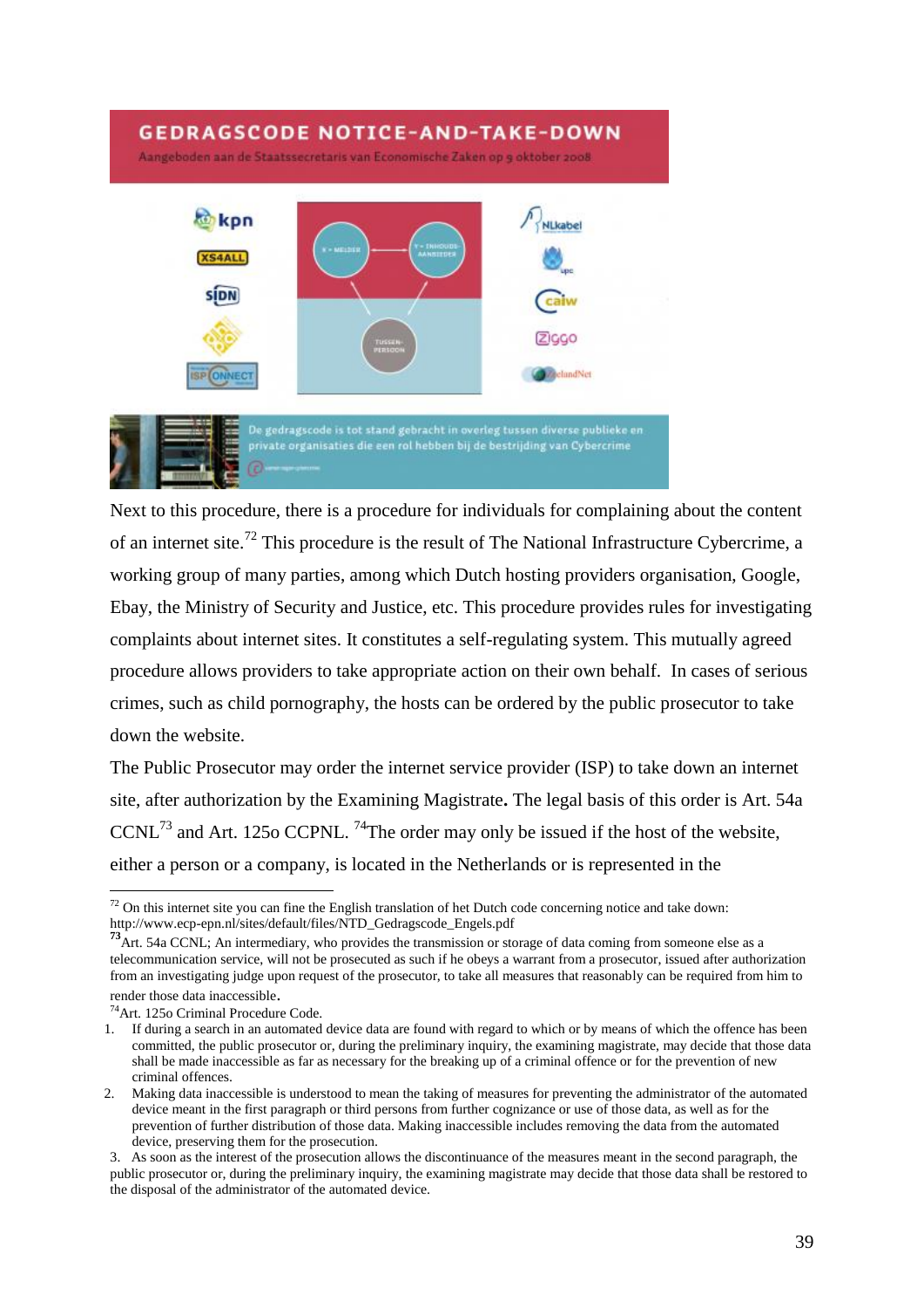Next to this procedure, there is a procedure for individuals for complaining about the content of an internet site.[72] This procedure is the result of The National Infrastructure Cybercrime, a working group of many parties, among which Dutch hosting providers organisation, Google, Ebay, the Ministry of Security and Justice, etc. This procedure provides rules for investigating complaints about internet sites. It constitutes a self-regulating system. This mutually agreed procedure allows providers to take appropriate action on their own behalf. In cases of serious crimes, such as child pornography, the hosts can be ordered by the public prosecutor to take down the website.

The Public Prosecutor may order the internet service provider (ISP) to take down an internet site, after authorization by the Examining Magistrate**.** The legal basis of this order is Art. 54a CCNL[73] and Art. 125o CCPNL. [74]The order may only be issued if the host of the website, either a person or a company, is located in the Netherlands or is represented in the

---

[72] On this internet site you can fine the English translation of het Dutch code concerning notice and take down: http://www.ecp-epn.nl/sites/default/files/NTD_Gedragscode_Engels.pdf

[73] Art. 54a CCNL; An intermediary, who provides the transmission or storage of data coming from someone else as a telecommunication service, will not be prosecuted as such if he obeys a warrant from a prosecutor, issued after authorization from an investigating judge upon request of the prosecutor, to take all measures that reasonably can be required from him to render those data inaccessible**.**

[74] Art. 125o Criminal Procedure Code.

1. If during a search in an automated device data are found with regard to which or by means of which the offence has been committed, the public prosecutor or, during the preliminary inquiry, the examining magistrate, may decide that those data shall be made inaccessible as far as necessary for the breaking up of a criminal offence or for the prevention of new criminal offences.
2. Making data inaccessible is understood to mean the taking of measures for preventing the administrator of the automated device meant in the first paragraph or third persons from further cognizance or use of those data, as well as for the prevention of further distribution of those data. Making inaccessible includes removing the data from the automated device, preserving them for the prosecution.
3. As soon as the interest of the prosecution allows the discontinuance of the measures meant in the second paragraph, the public prosecutor or, during the preliminary inquiry, the examining magistrate may decide that those data shall be restored to the disposal of the administrator of the automated device.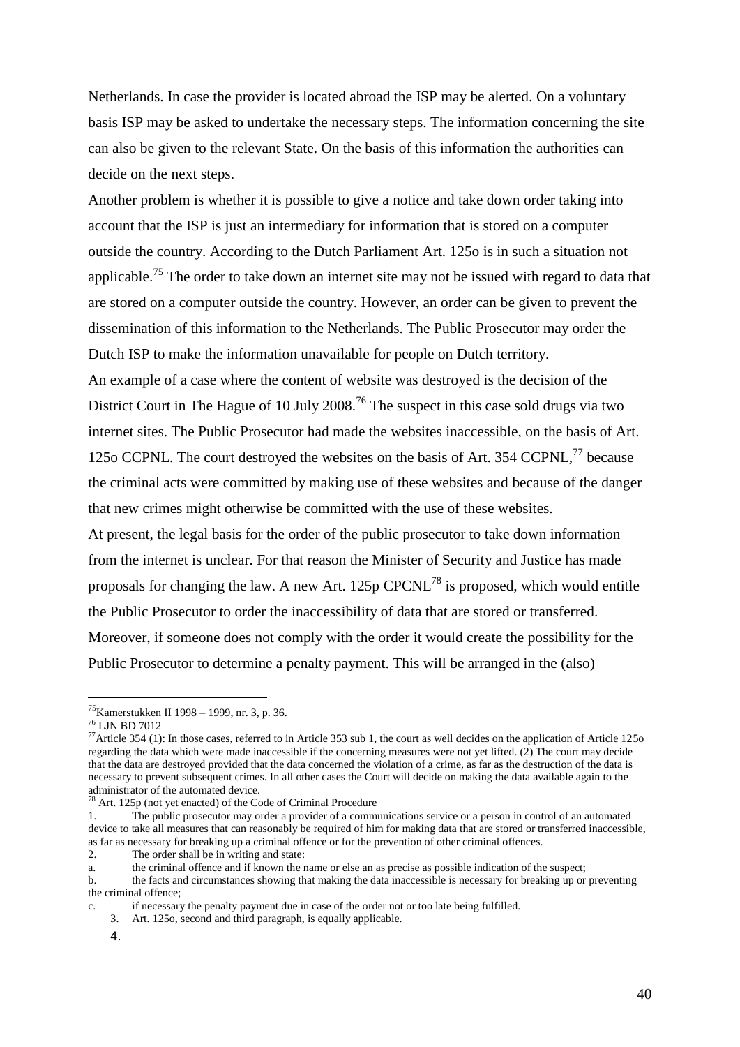Netherlands. In case the provider is located abroad the ISP may be alerted. On a voluntary basis ISP may be asked to undertake the necessary steps. The information concerning the site can also be given to the relevant State. On the basis of this information the authorities can decide on the next steps.

Another problem is whether it is possible to give a notice and take down order taking into account that the ISP is just an intermediary for information that is stored on a computer outside the country. According to the Dutch Parliament Art. 125o is in such a situation not applicable.[75] The order to take down an internet site may not be issued with regard to data that are stored on a computer outside the country. However, an order can be given to prevent the dissemination of this information to the Netherlands. The Public Prosecutor may order the Dutch ISP to make the information unavailable for people on Dutch territory.

An example of a case where the content of website was destroyed is the decision of the District Court in The Hague of 10 July 2008.[76] The suspect in this case sold drugs via two internet sites. The Public Prosecutor had made the websites inaccessible, on the basis of Art. 125o CCPNL. The court destroyed the websites on the basis of Art. 354 CCPNL,[77] because the criminal acts were committed by making use of these websites and because of the danger that new crimes might otherwise be committed with the use of these websites.

At present, the legal basis for the order of the public prosecutor to take down information from the internet is unclear. For that reason the Minister of Security and Justice has made proposals for changing the law. A new Art. 125p CPCNL[78] is proposed, which would entitle the Public Prosecutor to order the inaccessibility of data that are stored or transferred. Moreover, if someone does not comply with the order it would create the possibility for the Public Prosecutor to determine a penalty payment. This will be arranged in the (also)

---

[75] Kamerstukken II 1998 – 1999, nr. 3, p. 36.

[76] LJN BD 7012

[77] Article 354 (1): In those cases, referred to in Article 353 sub 1, the court as well decides on the application of Article 125o regarding the data which were made inaccessible if the concerning measures were not yet lifted. (2) The court may decide that the data are destroyed provided that the data concerned the violation of a crime, as far as the destruction of the data is necessary to prevent subsequent crimes. In all other cases the Court will decide on making the data available again to the administrator of the automated device.

[78] Art. 125p (not yet enacted) of the Code of Criminal Procedure

1. The public prosecutor may order a provider of a communications service or a person in control of an automated device to take all measures that can reasonably be required of him for making data that are stored or transferred inaccessible, as far as necessary for breaking up a criminal offence or for the prevention of other criminal offences.
2. The order shall be in writing and state:

a. the criminal offence and if known the name or else an as precise as possible indication of the suspect;

b. the facts and circumstances showing that making the data inaccessible is necessary for breaking up or preventing the criminal offence;

c. if necessary the penalty payment due in case of the order not or too late being fulfilled.

3. Art. 125o, second and third paragraph, is equally applicable.
4.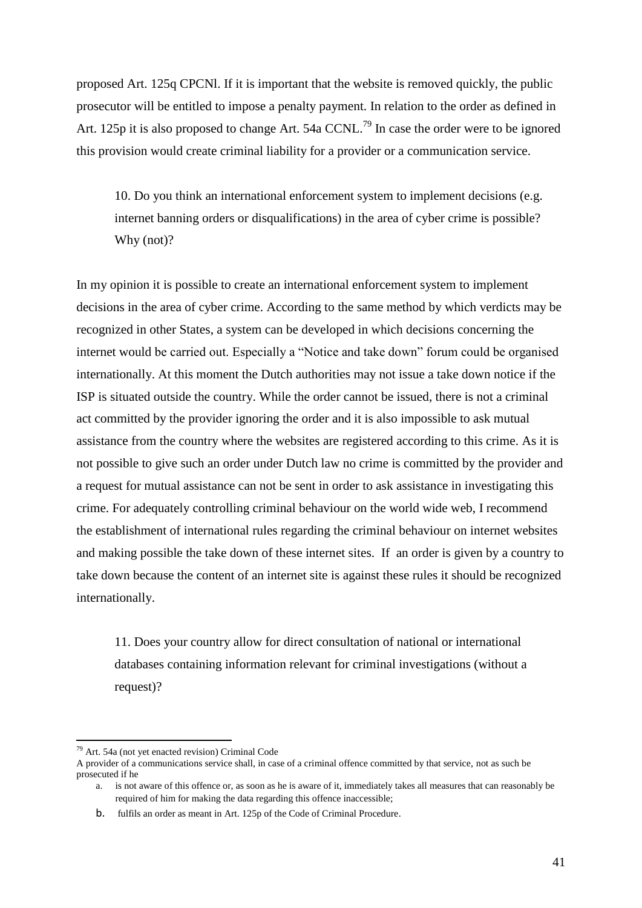proposed Art. 125q CPCNl. If it is important that the website is removed quickly, the public prosecutor will be entitled to impose a penalty payment. In relation to the order as defined in Art. 125p it is also proposed to change Art. 54a CCNL.[79] In case the order were to be ignored this provision would create criminal liability for a provider or a communication service.

> 10. Do you think an international enforcement system to implement decisions (e.g. internet banning orders or disqualifications) in the area of cyber crime is possible? Why (not)?

In my opinion it is possible to create an international enforcement system to implement decisions in the area of cyber crime. According to the same method by which verdicts may be recognized in other States, a system can be developed in which decisions concerning the internet would be carried out. Especially a "Notice and take down" forum could be organised internationally. At this moment the Dutch authorities may not issue a take down notice if the ISP is situated outside the country. While the order cannot be issued, there is not a criminal act committed by the provider ignoring the order and it is also impossible to ask mutual assistance from the country where the websites are registered according to this crime. As it is not possible to give such an order under Dutch law no crime is committed by the provider and a request for mutual assistance can not be sent in order to ask assistance in investigating this crime. For adequately controlling criminal behaviour on the world wide web, I recommend the establishment of international rules regarding the criminal behaviour on internet websites and making possible the take down of these internet sites. If an order is given by a country to take down because the content of an internet site is against these rules it should be recognized internationally.

> 11. Does your country allow for direct consultation of national or international databases containing information relevant for criminal investigations (without a request)?

---

[79] Art. 54a (not yet enacted revision) Criminal Code

A provider of a communications service shall, in case of a criminal offence committed by that service, not as such be prosecuted if he

a. is not aware of this offence or, as soon as he is aware of it, immediately takes all measures that can reasonably be required of him for making the data regarding this offence inaccessible;

b. fulfils an order as meant in Art. 125p of the Code of Criminal Procedure.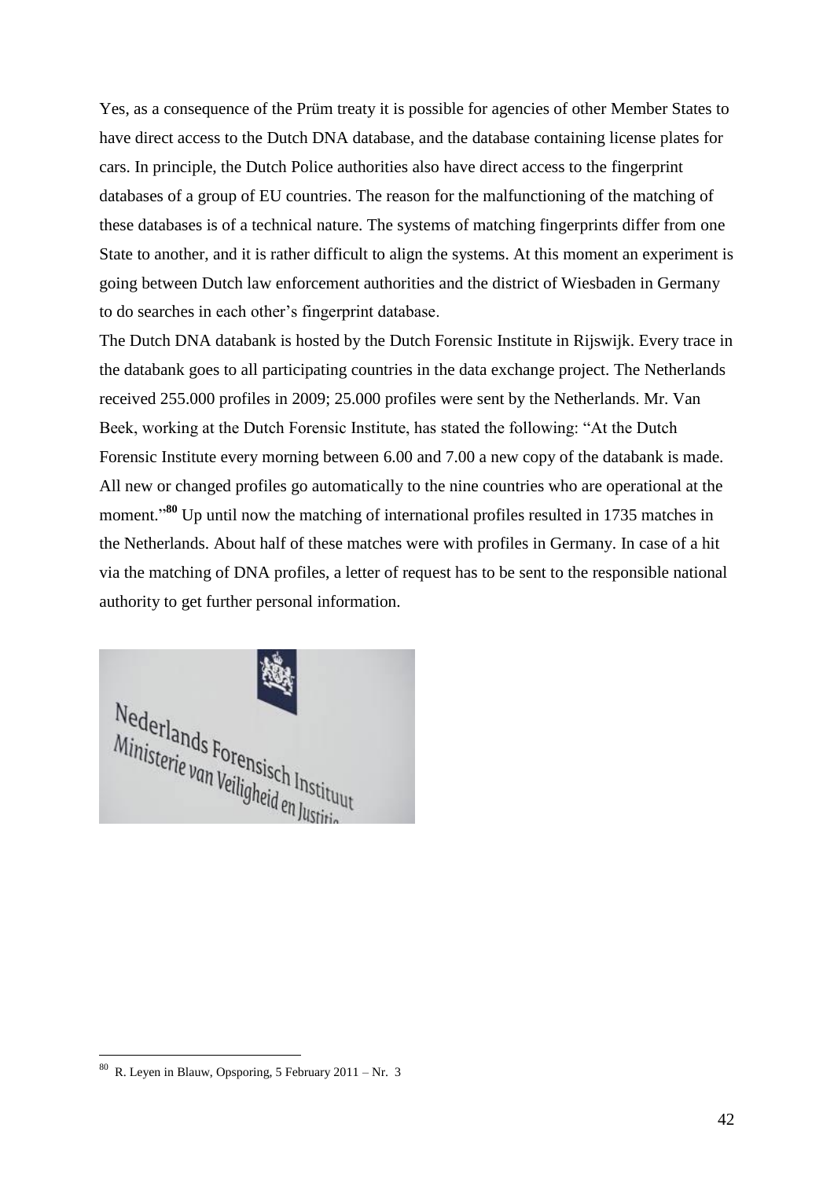Yes, as a consequence of the Prüm treaty it is possible for agencies of other Member States to have direct access to the Dutch DNA database, and the database containing license plates for cars. In principle, the Dutch Police authorities also have direct access to the fingerprint databases of a group of EU countries. The reason for the malfunctioning of the matching of these databases is of a technical nature. The systems of matching fingerprints differ from one State to another, and it is rather difficult to align the systems. At this moment an experiment is going between Dutch law enforcement authorities and the district of Wiesbaden in Germany to do searches in each other's fingerprint database.

The Dutch DNA databank is hosted by the Dutch Forensic Institute in Rijswijk. Every trace in the databank goes to all participating countries in the data exchange project. The Netherlands received 255.000 profiles in 2009; 25.000 profiles were sent by the Netherlands. Mr. Van Beek, working at the Dutch Forensic Institute, has stated the following: "At the Dutch Forensic Institute every morning between 6.00 and 7.00 a new copy of the databank is made. All new or changed profiles go automatically to the nine countries who are operational at the moment."[80] Up until now the matching of international profiles resulted in 1735 matches in the Netherlands. About half of these matches were with profiles in Germany. In case of a hit via the matching of DNA profiles, a letter of request has to be sent to the responsible national authority to get further personal information.

Nederlands Forensisch Instituut
Ministerie van Veiligheid en Justitie

---

[80] R. Leyen in Blauw, Opsporing, 5 February 2011 – Nr. 3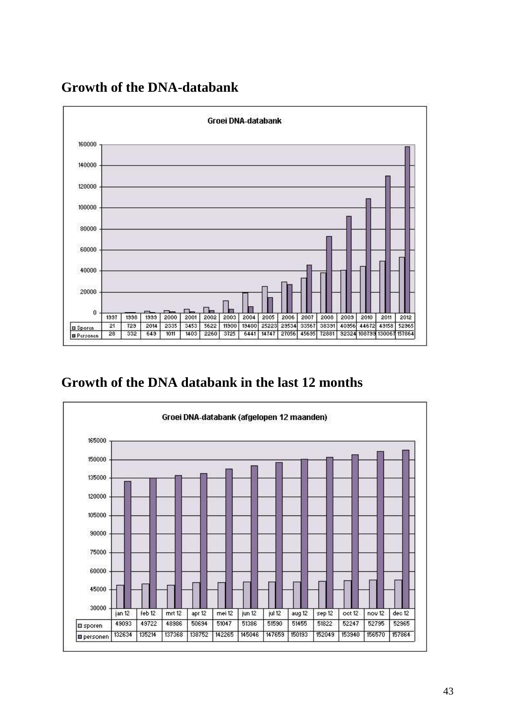## Growth of the DNA-databank

**Groei DNA-databank**

| | 1997 | 1998 | 1999 | 2000 | 2001 | 2002 | 2003 | 2004 | 2005 | 2006 | 2007 | 2008 | 2009 | 2010 | 2011 | 2012 |
|---|---|---|---|---|---|---|---|---|---|---|---|---|---|---|---|---|
| Sporen | 21 | 729 | 2014 | 2335 | 3453 | 5622 | 11900 | 19400 | 25223 | 29534 | 33567 | 38391 | 40956 | 44672 | 49158 | 52965 |
| Personen | 28 | 332 | 649 | 1011 | 1403 | 2260 | 3725 | 6441 | 14747 | 27056 | 45695 | 72881 | 92324 | 108799 | 130067 | 157864 |

## Growth of the DNA databank in the last 12 months

**Groei DNA-databank (afgelopen 12 maanden)**

| | jan 12 | feb 12 | mrt 12 | apr 12 | mei 12 | jun 12 | jul 12 | aug 12 | sep 12 | oct 12 | nov 12 | dec 12 |
|---|---|---|---|---|---|---|---|---|---|---|---|---|
| sporen | 49093 | 49722 | 48986 | 50694 | 51047 | 51386 | 51590 | 51455 | 51822 | 52247 | 52795 | 52965 |
| personen | 132634 | 135214 | 137368 | 138752 | 142265 | 145046 | 147659 | 150193 | 152049 | 153940 | 156570 | 157864 |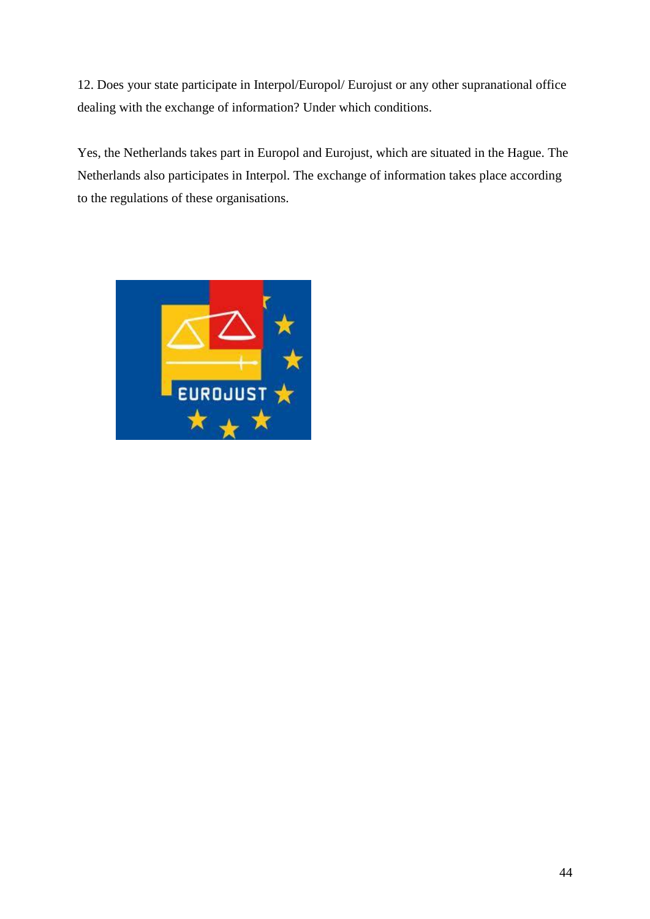12. Does your state participate in Interpol/Europol/ Eurojust or any other supranational office dealing with the exchange of information? Under which conditions.

Yes, the Netherlands takes part in Europol and Eurojust, which are situated in the Hague. The Netherlands also participates in Interpol. The exchange of information takes place according to the regulations of these organisations.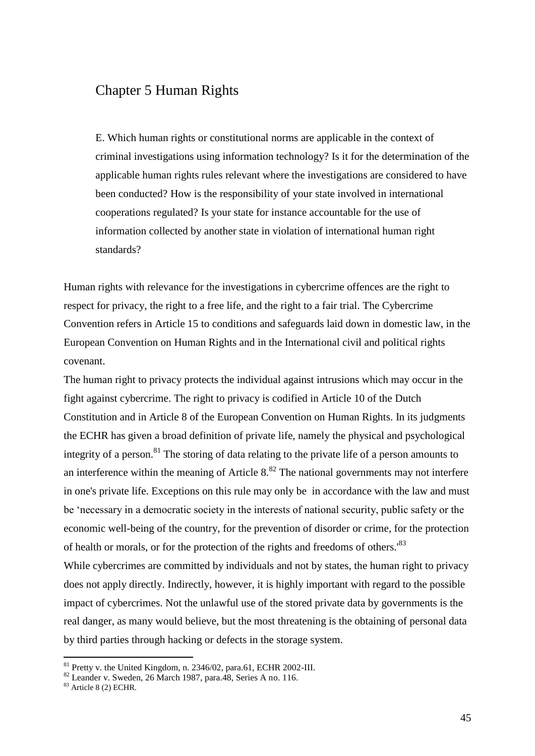# Chapter 5 Human Rights

> E. Which human rights or constitutional norms are applicable in the context of criminal investigations using information technology? Is it for the determination of the applicable human rights rules relevant where the investigations are considered to have been conducted? How is the responsibility of your state involved in international cooperations regulated? Is your state for instance accountable for the use of information collected by another state in violation of international human right standards?

Human rights with relevance for the investigations in cybercrime offences are the right to respect for privacy, the right to a free life, and the right to a fair trial. The Cybercrime Convention refers in Article 15 to conditions and safeguards laid down in domestic law, in the European Convention on Human Rights and in the International civil and political rights covenant.

The human right to privacy protects the individual against intrusions which may occur in the fight against cybercrime. The right to privacy is codified in Article 10 of the Dutch Constitution and in Article 8 of the European Convention on Human Rights. In its judgments the ECHR has given a broad definition of private life, namely the physical and psychological integrity of a person.[81] The storing of data relating to the private life of a person amounts to an interference within the meaning of Article 8.[82] The national governments may not interfere in one's private life. Exceptions on this rule may only be in accordance with the law and must be 'necessary in a democratic society in the interests of national security, public safety or the economic well-being of the country, for the prevention of disorder or crime, for the protection of health or morals, or for the protection of the rights and freedoms of others.'[83]

While cybercrimes are committed by individuals and not by states, the human right to privacy does not apply directly. Indirectly, however, it is highly important with regard to the possible impact of cybercrimes. Not the unlawful use of the stored private data by governments is the real danger, as many would believe, but the most threatening is the obtaining of personal data by third parties through hacking or defects in the storage system.

---

[81] Pretty v. the United Kingdom, n. 2346/02, para.61, ECHR 2002-III.

[82] Leander v. Sweden, 26 March 1987, para.48, Series A no. 116.

[83] Article 8 (2) ECHR.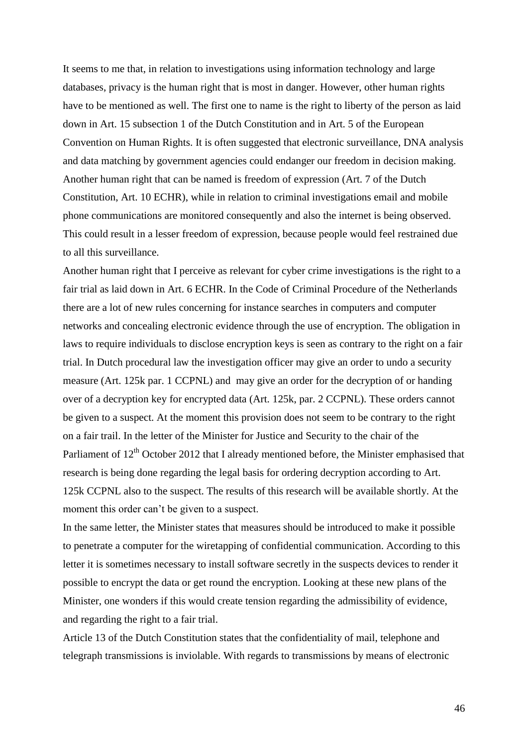It seems to me that, in relation to investigations using information technology and large databases, privacy is the human right that is most in danger. However, other human rights have to be mentioned as well. The first one to name is the right to liberty of the person as laid down in Art. 15 subsection 1 of the Dutch Constitution and in Art. 5 of the European Convention on Human Rights. It is often suggested that electronic surveillance, DNA analysis and data matching by government agencies could endanger our freedom in decision making. Another human right that can be named is freedom of expression (Art. 7 of the Dutch Constitution, Art. 10 ECHR), while in relation to criminal investigations email and mobile phone communications are monitored consequently and also the internet is being observed. This could result in a lesser freedom of expression, because people would feel restrained due to all this surveillance.

Another human right that I perceive as relevant for cyber crime investigations is the right to a fair trial as laid down in Art. 6 ECHR. In the Code of Criminal Procedure of the Netherlands there are a lot of new rules concerning for instance searches in computers and computer networks and concealing electronic evidence through the use of encryption. The obligation in laws to require individuals to disclose encryption keys is seen as contrary to the right on a fair trial. In Dutch procedural law the investigation officer may give an order to undo a security measure (Art. 125k par. 1 CCPNL) and may give an order for the decryption of or handing over of a decryption key for encrypted data (Art. 125k, par. 2 CCPNL). These orders cannot be given to a suspect. At the moment this provision does not seem to be contrary to the right on a fair trail. In the letter of the Minister for Justice and Security to the chair of the Parliament of 12th October 2012 that I already mentioned before, the Minister emphasised that research is being done regarding the legal basis for ordering decryption according to Art. 125k CCPNL also to the suspect. The results of this research will be available shortly. At the moment this order can't be given to a suspect.

In the same letter, the Minister states that measures should be introduced to make it possible to penetrate a computer for the wiretapping of confidential communication. According to this letter it is sometimes necessary to install software secretly in the suspects devices to render it possible to encrypt the data or get round the encryption. Looking at these new plans of the Minister, one wonders if this would create tension regarding the admissibility of evidence, and regarding the right to a fair trial.

Article 13 of the Dutch Constitution states that the confidentiality of mail, telephone and telegraph transmissions is inviolable. With regards to transmissions by means of electronic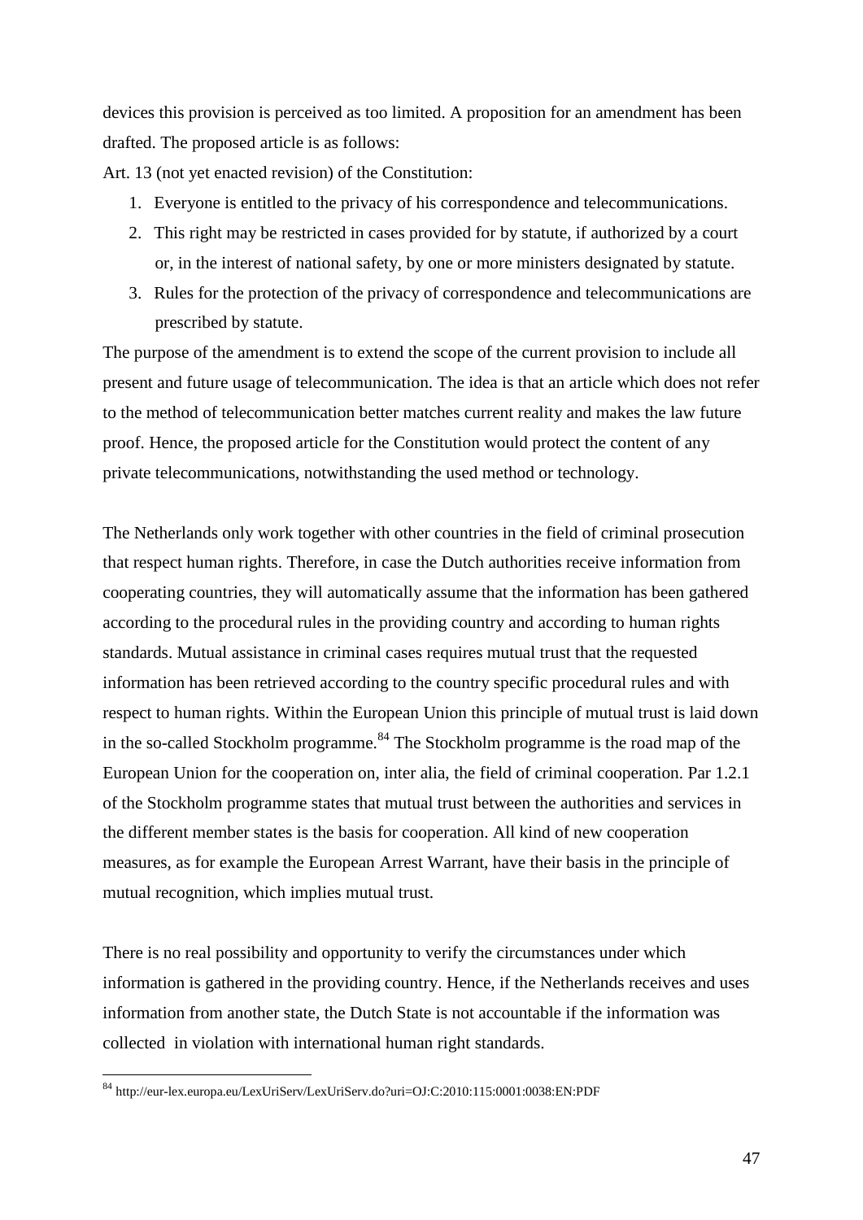devices this provision is perceived as too limited. A proposition for an amendment has been drafted. The proposed article is as follows:

Art. 13 (not yet enacted revision) of the Constitution:

1. Everyone is entitled to the privacy of his correspondence and telecommunications.
2. This right may be restricted in cases provided for by statute, if authorized by a court or, in the interest of national safety, by one or more ministers designated by statute.
3. Rules for the protection of the privacy of correspondence and telecommunications are prescribed by statute.

The purpose of the amendment is to extend the scope of the current provision to include all present and future usage of telecommunication. The idea is that an article which does not refer to the method of telecommunication better matches current reality and makes the law future proof. Hence, the proposed article for the Constitution would protect the content of any private telecommunications, notwithstanding the used method or technology.

The Netherlands only work together with other countries in the field of criminal prosecution that respect human rights. Therefore, in case the Dutch authorities receive information from cooperating countries, they will automatically assume that the information has been gathered according to the procedural rules in the providing country and according to human rights standards. Mutual assistance in criminal cases requires mutual trust that the requested information has been retrieved according to the country specific procedural rules and with respect to human rights. Within the European Union this principle of mutual trust is laid down in the so-called Stockholm programme.[84] The Stockholm programme is the road map of the European Union for the cooperation on, inter alia, the field of criminal cooperation. Par 1.2.1 of the Stockholm programme states that mutual trust between the authorities and services in the different member states is the basis for cooperation. All kind of new cooperation measures, as for example the European Arrest Warrant, have their basis in the principle of mutual recognition, which implies mutual trust.

There is no real possibility and opportunity to verify the circumstances under which information is gathered in the providing country. Hence, if the Netherlands receives and uses information from another state, the Dutch State is not accountable if the information was collected in violation with international human right standards.

[84] http://eur-lex.europa.eu/LexUriServ/LexUriServ.do?uri=OJ:C:2010:115:0001:0038:EN:PDF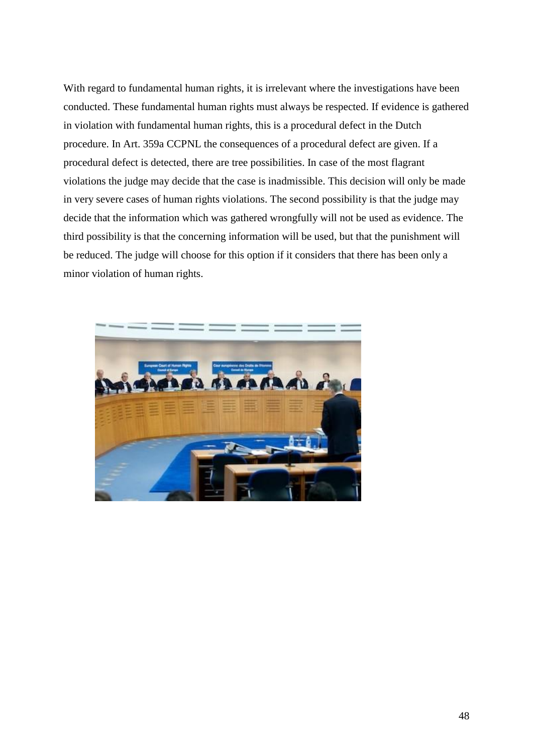With regard to fundamental human rights, it is irrelevant where the investigations have been conducted. These fundamental human rights must always be respected. If evidence is gathered in violation with fundamental human rights, this is a procedural defect in the Dutch procedure. In Art. 359a CCPNL the consequences of a procedural defect are given. If a procedural defect is detected, there are tree possibilities. In case of the most flagrant violations the judge may decide that the case is inadmissible. This decision will only be made in very severe cases of human rights violations. The second possibility is that the judge may decide that the information which was gathered wrongfully will not be used as evidence. The third possibility is that the concerning information will be used, but that the punishment will be reduced. The judge will choose for this option if it considers that there has been only a minor violation of human rights.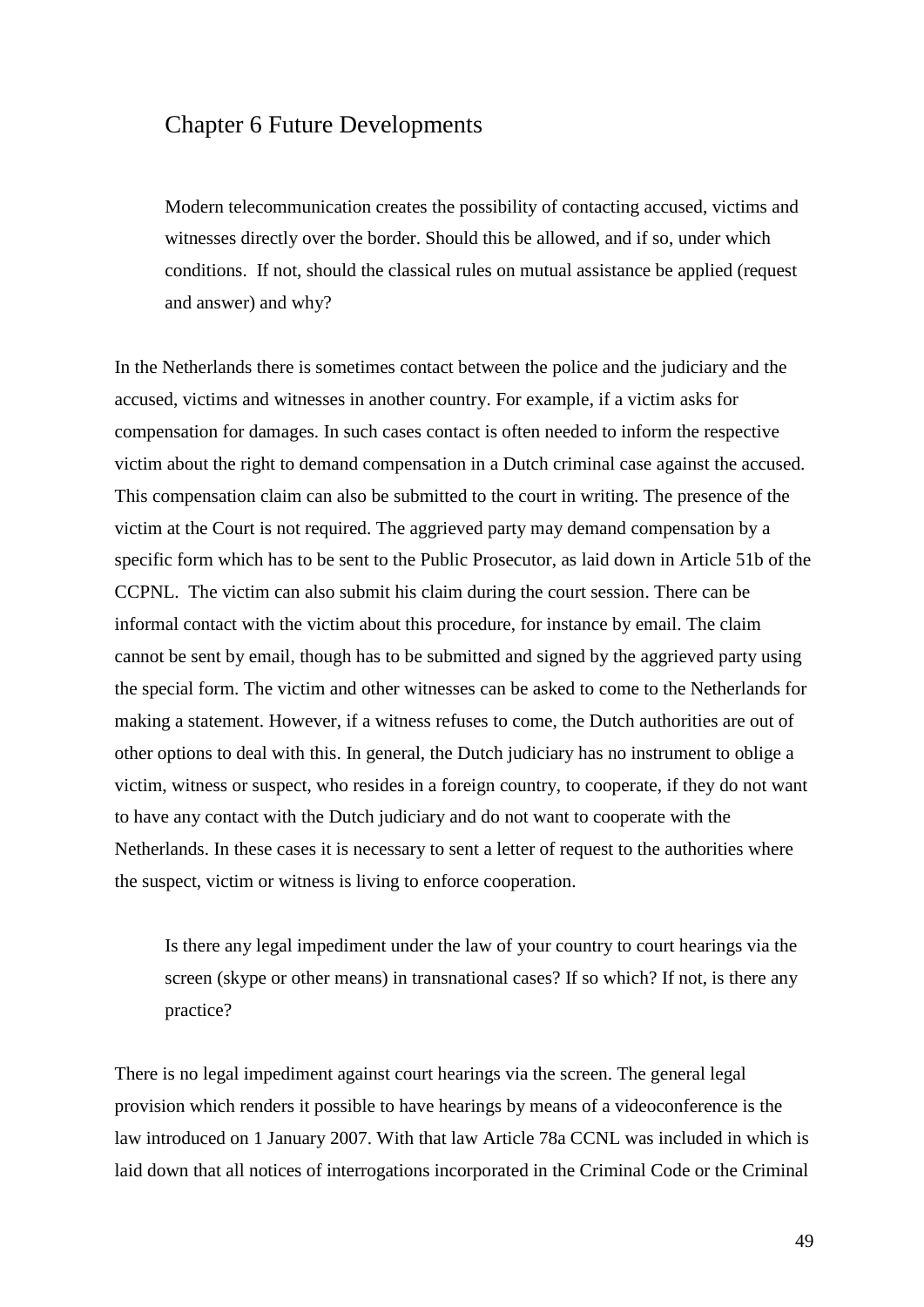# Chapter 6 Future Developments

> Modern telecommunication creates the possibility of contacting accused, victims and witnesses directly over the border. Should this be allowed, and if so, under which conditions. If not, should the classical rules on mutual assistance be applied (request and answer) and why?

In the Netherlands there is sometimes contact between the police and the judiciary and the accused, victims and witnesses in another country. For example, if a victim asks for compensation for damages. In such cases contact is often needed to inform the respective victim about the right to demand compensation in a Dutch criminal case against the accused. This compensation claim can also be submitted to the court in writing. The presence of the victim at the Court is not required. The aggrieved party may demand compensation by a specific form which has to be sent to the Public Prosecutor, as laid down in Article 51b of the CCPNL. The victim can also submit his claim during the court session. There can be informal contact with the victim about this procedure, for instance by email. The claim cannot be sent by email, though has to be submitted and signed by the aggrieved party using the special form. The victim and other witnesses can be asked to come to the Netherlands for making a statement. However, if a witness refuses to come, the Dutch authorities are out of other options to deal with this. In general, the Dutch judiciary has no instrument to oblige a victim, witness or suspect, who resides in a foreign country, to cooperate, if they do not want to have any contact with the Dutch judiciary and do not want to cooperate with the Netherlands. In these cases it is necessary to sent a letter of request to the authorities where the suspect, victim or witness is living to enforce cooperation.

> Is there any legal impediment under the law of your country to court hearings via the screen (skype or other means) in transnational cases? If so which? If not, is there any practice?

There is no legal impediment against court hearings via the screen. The general legal provision which renders it possible to have hearings by means of a videoconference is the law introduced on 1 January 2007. With that law Article 78a CCNL was included in which is laid down that all notices of interrogations incorporated in the Criminal Code or the Criminal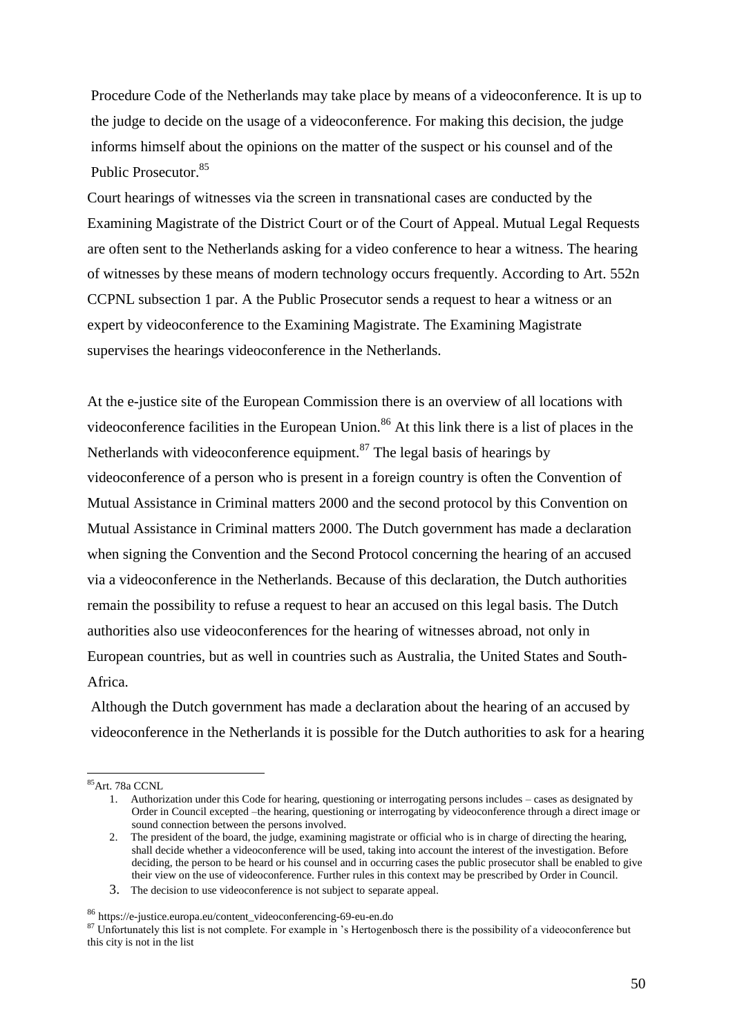Procedure Code of the Netherlands may take place by means of a videoconference. It is up to the judge to decide on the usage of a videoconference. For making this decision, the judge informs himself about the opinions on the matter of the suspect or his counsel and of the Public Prosecutor.[85]

Court hearings of witnesses via the screen in transnational cases are conducted by the Examining Magistrate of the District Court or of the Court of Appeal. Mutual Legal Requests are often sent to the Netherlands asking for a video conference to hear a witness. The hearing of witnesses by these means of modern technology occurs frequently. According to Art. 552n CCPNL subsection 1 par. A the Public Prosecutor sends a request to hear a witness or an expert by videoconference to the Examining Magistrate. The Examining Magistrate supervises the hearings videoconference in the Netherlands.

At the e-justice site of the European Commission there is an overview of all locations with videoconference facilities in the European Union.[86] At this link there is a list of places in the Netherlands with videoconference equipment.[87] The legal basis of hearings by videoconference of a person who is present in a foreign country is often the Convention of Mutual Assistance in Criminal matters 2000 and the second protocol by this Convention on Mutual Assistance in Criminal matters 2000. The Dutch government has made a declaration when signing the Convention and the Second Protocol concerning the hearing of an accused via a videoconference in the Netherlands. Because of this declaration, the Dutch authorities remain the possibility to refuse a request to hear an accused on this legal basis. The Dutch authorities also use videoconferences for the hearing of witnesses abroad, not only in European countries, but as well in countries such as Australia, the United States and South-Africa.

Although the Dutch government has made a declaration about the hearing of an accused by videoconference in the Netherlands it is possible for the Dutch authorities to ask for a hearing

---

[85] Art. 78a CCNL

1. Authorization under this Code for hearing, questioning or interrogating persons includes – cases as designated by Order in Council excepted –the hearing, questioning or interrogating by videoconference through a direct image or sound connection between the persons involved.
2. The president of the board, the judge, examining magistrate or official who is in charge of directing the hearing, shall decide whether a videoconference will be used, taking into account the interest of the investigation. Before deciding, the person to be heard or his counsel and in occurring cases the public prosecutor shall be enabled to give their view on the use of videoconference. Further rules in this context may be prescribed by Order in Council.
3. The decision to use videoconference is not subject to separate appeal.

[86] https://e-justice.europa.eu/content_videoconferencing-69-eu-en.do

[87] Unfortunately this list is not complete. For example in 's Hertogenbosch there is the possibility of a videoconference but this city is not in the list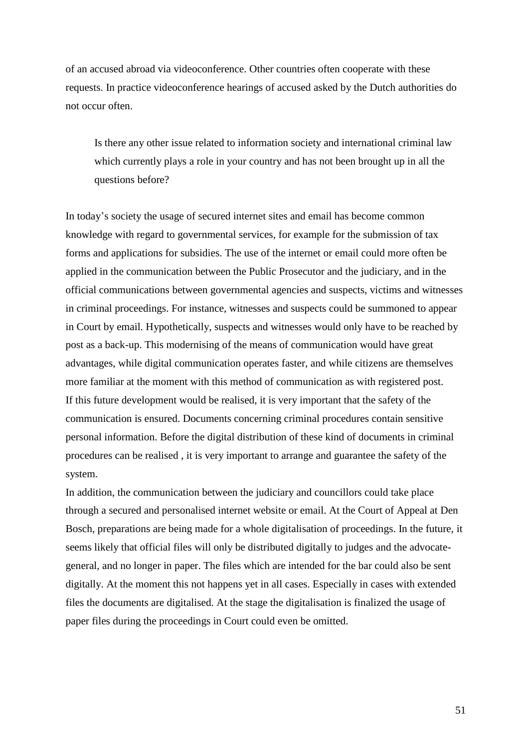of an accused abroad via videoconference. Other countries often cooperate with these requests. In practice videoconference hearings of accused asked by the Dutch authorities do not occur often.

> Is there any other issue related to information society and international criminal law which currently plays a role in your country and has not been brought up in all the questions before?

In today's society the usage of secured internet sites and email has become common knowledge with regard to governmental services, for example for the submission of tax forms and applications for subsidies. The use of the internet or email could more often be applied in the communication between the Public Prosecutor and the judiciary, and in the official communications between governmental agencies and suspects, victims and witnesses in criminal proceedings. For instance, witnesses and suspects could be summoned to appear in Court by email. Hypothetically, suspects and witnesses would only have to be reached by post as a back-up. This modernising of the means of communication would have great advantages, while digital communication operates faster, and while citizens are themselves more familiar at the moment with this method of communication as with registered post. If this future development would be realised, it is very important that the safety of the communication is ensured. Documents concerning criminal procedures contain sensitive personal information. Before the digital distribution of these kind of documents in criminal procedures can be realised , it is very important to arrange and guarantee the safety of the system.

In addition, the communication between the judiciary and councillors could take place through a secured and personalised internet website or email. At the Court of Appeal at Den Bosch, preparations are being made for a whole digitalisation of proceedings. In the future, it seems likely that official files will only be distributed digitally to judges and the advocate-general, and no longer in paper. The files which are intended for the bar could also be sent digitally. At the moment this not happens yet in all cases. Especially in cases with extended files the documents are digitalised. At the stage the digitalisation is finalized the usage of paper files during the proceedings in Court could even be omitted.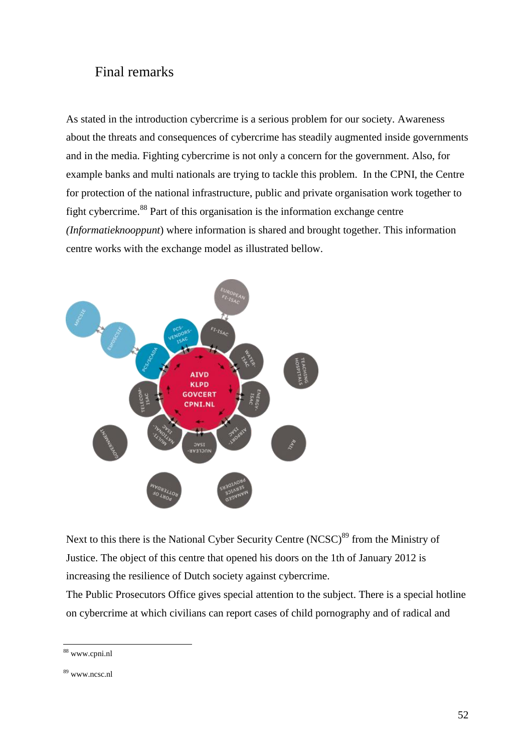## Final remarks

As stated in the introduction cybercrime is a serious problem for our society. Awareness about the threats and consequences of cybercrime has steadily augmented inside governments and in the media. Fighting cybercrime is not only a concern for the government. Also, for example banks and multi nationals are trying to tackle this problem. In the CPNI, the Centre for protection of the national infrastructure, public and private organisation work together to fight cybercrime.[88] Part of this organisation is the information exchange centre (*Informatieknooppunt*) where information is shared and brought together. This information centre works with the exchange model as illustrated bellow.

Next to this there is the National Cyber Security Centre (NCSC)[89] from the Ministry of Justice. The object of this centre that opened his doors on the 1th of January 2012 is increasing the resilience of Dutch society against cybercrime.

The Public Prosecutors Office gives special attention to the subject. There is a special hotline on cybercrime at which civilians can report cases of child pornography and of radical and

---

[88] www.cpni.nl

[89] www.ncsc.nl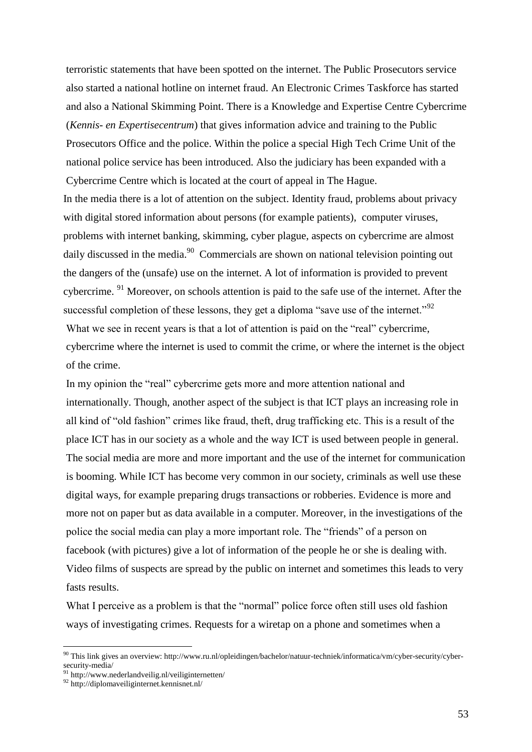terroristic statements that have been spotted on the internet. The Public Prosecutors service also started a national hotline on internet fraud. An Electronic Crimes Taskforce has started and also a National Skimming Point. There is a Knowledge and Expertise Centre Cybercrime (*Kennis- en Expertisecentrum*) that gives information advice and training to the Public Prosecutors Office and the police. Within the police a special High Tech Crime Unit of the national police service has been introduced. Also the judiciary has been expanded with a Cybercrime Centre which is located at the court of appeal in The Hague.

In the media there is a lot of attention on the subject. Identity fraud, problems about privacy with digital stored information about persons (for example patients), computer viruses, problems with internet banking, skimming, cyber plague, aspects on cybercrime are almost daily discussed in the media.[90] Commercials are shown on national television pointing out the dangers of the (unsafe) use on the internet. A lot of information is provided to prevent cybercrime. [91] Moreover, on schools attention is paid to the safe use of the internet. After the successful completion of these lessons, they get a diploma "save use of the internet."[92]

What we see in recent years is that a lot of attention is paid on the "real" cybercrime, cybercrime where the internet is used to commit the crime, or where the internet is the object of the crime.

In my opinion the "real" cybercrime gets more and more attention national and internationally. Though, another aspect of the subject is that ICT plays an increasing role in all kind of "old fashion" crimes like fraud, theft, drug trafficking etc. This is a result of the place ICT has in our society as a whole and the way ICT is used between people in general. The social media are more and more important and the use of the internet for communication is booming. While ICT has become very common in our society, criminals as well use these digital ways, for example preparing drugs transactions or robberies. Evidence is more and more not on paper but as data available in a computer. Moreover, in the investigations of the police the social media can play a more important role. The "friends" of a person on facebook (with pictures) give a lot of information of the people he or she is dealing with. Video films of suspects are spread by the public on internet and sometimes this leads to very fasts results.

What I perceive as a problem is that the "normal" police force often still uses old fashion ways of investigating crimes. Requests for a wiretap on a phone and sometimes when a

---

[90] This link gives an overview: http://www.ru.nl/opleidingen/bachelor/natuur-techniek/informatica/vm/cyber-security/cyber-security-media/

[91] http://www.nederlandveilig.nl/veiliginternetten/

[92] http://diplomaveiliginternet.kennisnet.nl/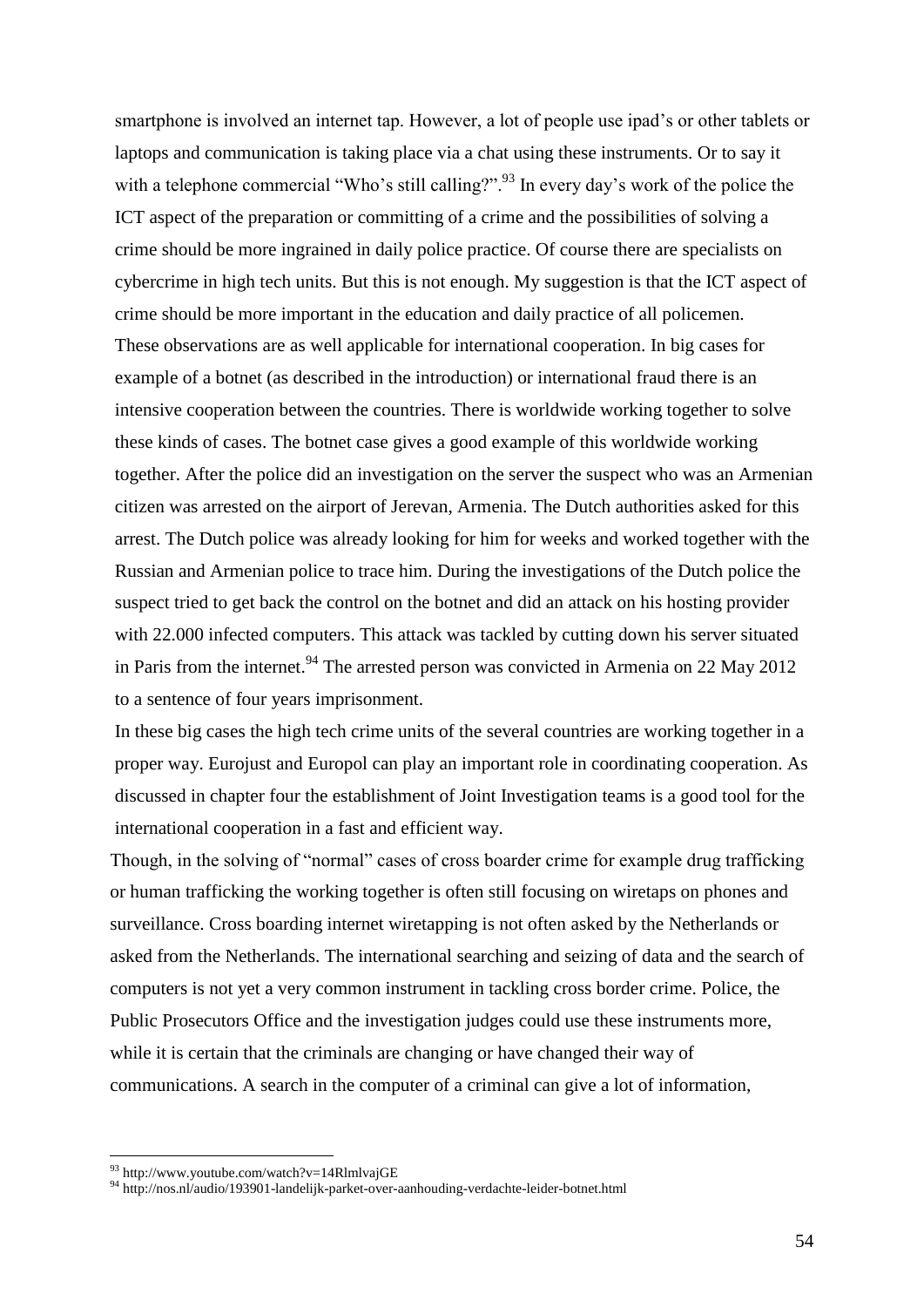smartphone is involved an internet tap. However, a lot of people use ipad's or other tablets or laptops and communication is taking place via a chat using these instruments. Or to say it with a telephone commercial "Who's still calling?".[93] In every day's work of the police the ICT aspect of the preparation or committing of a crime and the possibilities of solving a crime should be more ingrained in daily police practice. Of course there are specialists on cybercrime in high tech units. But this is not enough. My suggestion is that the ICT aspect of crime should be more important in the education and daily practice of all policemen.

These observations are as well applicable for international cooperation. In big cases for example of a botnet (as described in the introduction) or international fraud there is an intensive cooperation between the countries. There is worldwide working together to solve these kinds of cases. The botnet case gives a good example of this worldwide working together. After the police did an investigation on the server the suspect who was an Armenian citizen was arrested on the airport of Jerevan, Armenia. The Dutch authorities asked for this arrest. The Dutch police was already looking for him for weeks and worked together with the Russian and Armenian police to trace him. During the investigations of the Dutch police the suspect tried to get back the control on the botnet and did an attack on his hosting provider with 22.000 infected computers. This attack was tackled by cutting down his server situated in Paris from the internet.[94] The arrested person was convicted in Armenia on 22 May 2012 to a sentence of four years imprisonment.

In these big cases the high tech crime units of the several countries are working together in a proper way. Eurojust and Europol can play an important role in coordinating cooperation. As discussed in chapter four the establishment of Joint Investigation teams is a good tool for the international cooperation in a fast and efficient way.

Though, in the solving of "normal" cases of cross boarder crime for example drug trafficking or human trafficking the working together is often still focusing on wiretaps on phones and surveillance. Cross boarding internet wiretapping is not often asked by the Netherlands or asked from the Netherlands. The international searching and seizing of data and the search of computers is not yet a very common instrument in tackling cross border crime. Police, the Public Prosecutors Office and the investigation judges could use these instruments more, while it is certain that the criminals are changing or have changed their way of communications. A search in the computer of a criminal can give a lot of information,

---

[93] http://www.youtube.com/watch?v=14RlmlvajGE

[94] http://nos.nl/audio/193901-landelijk-parket-over-aanhouding-verdachte-leider-botnet.html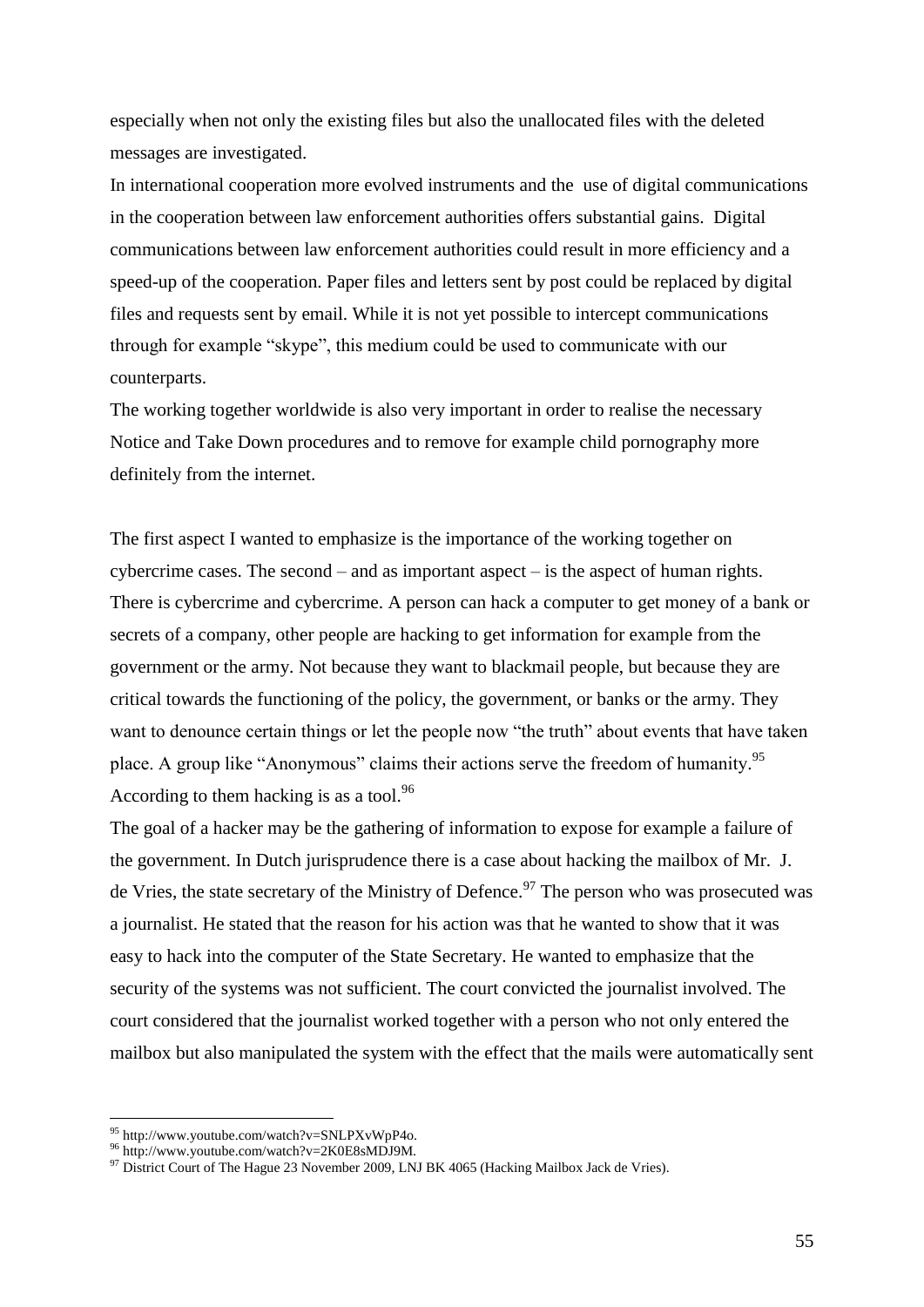especially when not only the existing files but also the unallocated files with the deleted messages are investigated.

In international cooperation more evolved instruments and the use of digital communications in the cooperation between law enforcement authorities offers substantial gains. Digital communications between law enforcement authorities could result in more efficiency and a speed-up of the cooperation. Paper files and letters sent by post could be replaced by digital files and requests sent by email. While it is not yet possible to intercept communications through for example "skype", this medium could be used to communicate with our counterparts.

The working together worldwide is also very important in order to realise the necessary Notice and Take Down procedures and to remove for example child pornography more definitely from the internet.

The first aspect I wanted to emphasize is the importance of the working together on cybercrime cases. The second – and as important aspect – is the aspect of human rights. There is cybercrime and cybercrime. A person can hack a computer to get money of a bank or secrets of a company, other people are hacking to get information for example from the government or the army. Not because they want to blackmail people, but because they are critical towards the functioning of the policy, the government, or banks or the army. They want to denounce certain things or let the people now "the truth" about events that have taken place. A group like "Anonymous" claims their actions serve the freedom of humanity.[95] According to them hacking is as a tool.[96]

The goal of a hacker may be the gathering of information to expose for example a failure of the government. In Dutch jurisprudence there is a case about hacking the mailbox of Mr. J. de Vries, the state secretary of the Ministry of Defence.[97] The person who was prosecuted was a journalist. He stated that the reason for his action was that he wanted to show that it was easy to hack into the computer of the State Secretary. He wanted to emphasize that the security of the systems was not sufficient. The court convicted the journalist involved. The court considered that the journalist worked together with a person who not only entered the mailbox but also manipulated the system with the effect that the mails were automatically sent

---

[95] http://www.youtube.com/watch?v=SNLPXvWpP4o.

[96] http://www.youtube.com/watch?v=2K0E8sMDJ9M.

[97] District Court of The Hague 23 November 2009, LNJ BK 4065 (Hacking Mailbox Jack de Vries).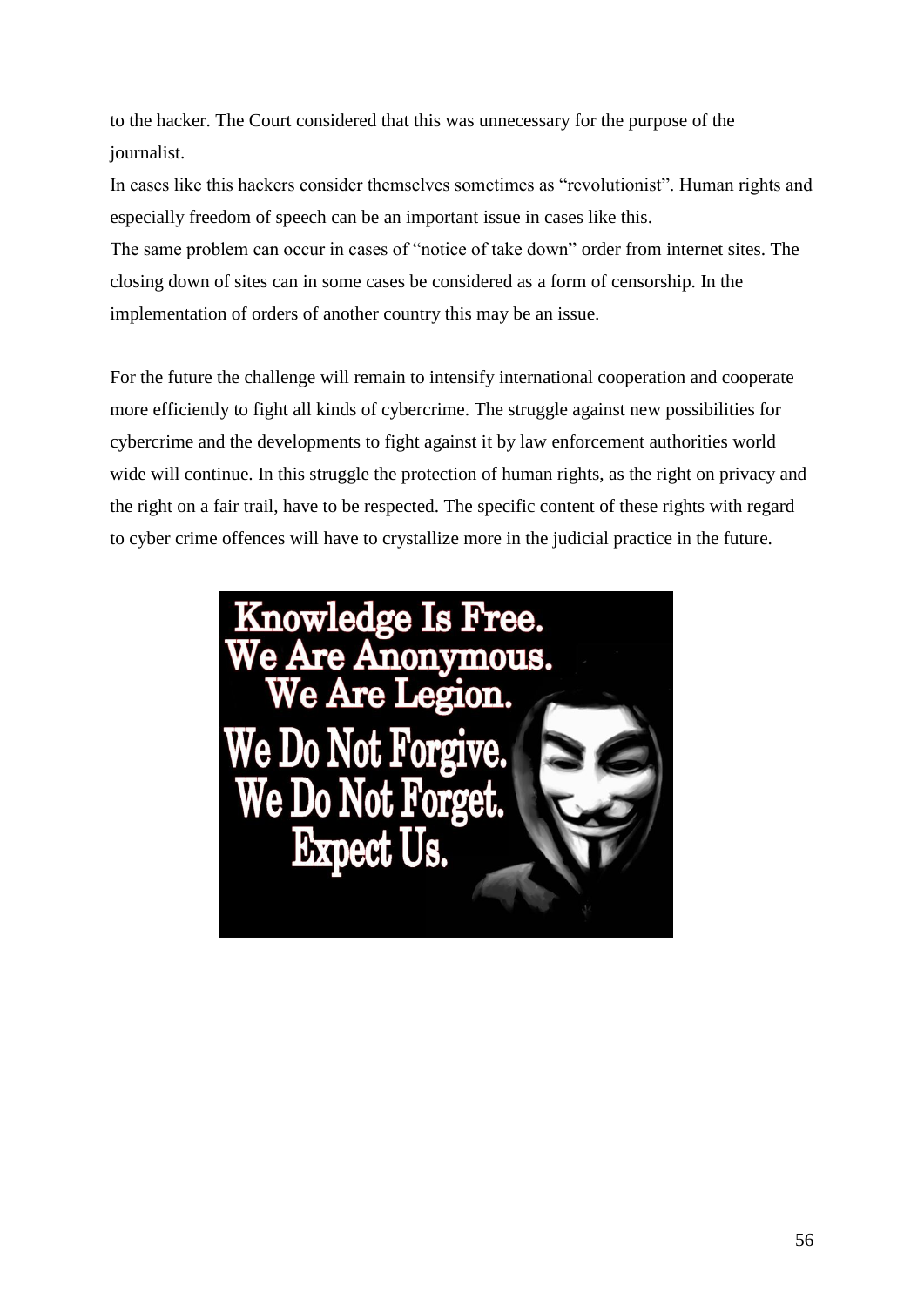to the hacker. The Court considered that this was unnecessary for the purpose of the journalist.

In cases like this hackers consider themselves sometimes as "revolutionist". Human rights and especially freedom of speech can be an important issue in cases like this.

The same problem can occur in cases of "notice of take down" order from internet sites. The closing down of sites can in some cases be considered as a form of censorship. In the implementation of orders of another country this may be an issue.

For the future the challenge will remain to intensify international cooperation and cooperate more efficiently to fight all kinds of cybercrime. The struggle against new possibilities for cybercrime and the developments to fight against it by law enforcement authorities world wide will continue. In this struggle the protection of human rights, as the right on privacy and the right on a fair trail, have to be respected. The specific content of these rights with regard to cyber crime offences will have to crystallize more in the judicial practice in the future.

Knowledge Is Free.
We Are Anonymous.
We Are Legion.
We Do Not Forgive.
We Do Not Forget.
Expect Us.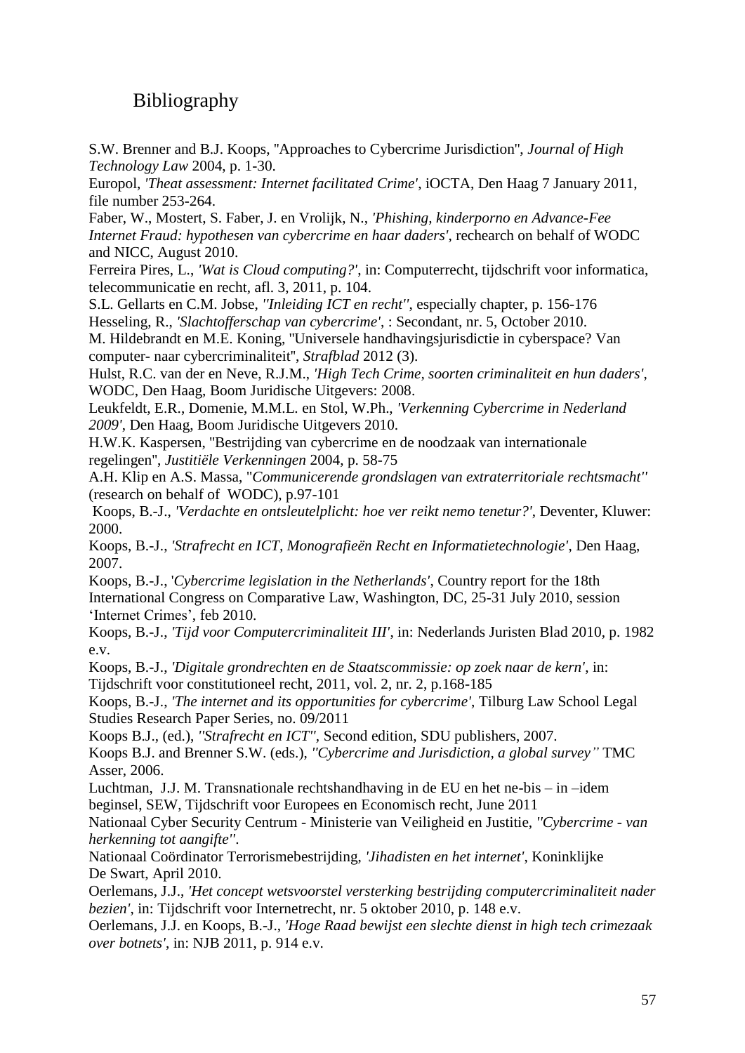# Bibliography

S.W. Brenner and B.J. Koops, "Approaches to Cybercrime Jurisdiction", *Journal of High Technology Law* 2004, p. 1-30.

Europol, *'Theat assessment: Internet facilitated Crime'*, iOCTA, Den Haag 7 January 2011, file number 253-264.

Faber, W., Mostert, S. Faber, J. en Vrolijk, N., *'Phishing, kinderporno en Advance-Fee Internet Fraud: hypothesen van cybercrime en haar daders'*, rechearch on behalf of WODC and NICC, August 2010.

Ferreira Pires, L., *'Wat is Cloud computing?'*, in: Computerrecht, tijdschrift voor informatica, telecommunicatie en recht, afl. 3, 2011, p. 104.

S.L. Gellarts en C.M. Jobse, *''Inleiding ICT en recht''*, especially chapter, p. 156-176

Hesseling, R., *'Slachtofferschap van cybercrime'*, : Secondant, nr. 5, October 2010.

M. Hildebrandt en M.E. Koning, "Universele handhavingsjurisdictie in cyberspace? Van computer- naar cybercriminaliteit", *Strafblad* 2012 (3).

Hulst, R.C. van der en Neve, R.J.M., *'High Tech Crime, soorten criminaliteit en hun daders'*, WODC, Den Haag, Boom Juridische Uitgevers: 2008.

Leukfeldt, E.R., Domenie, M.M.L. en Stol, W.Ph., *'Verkenning Cybercrime in Nederland 2009'*, Den Haag, Boom Juridische Uitgevers 2010.

H.W.K. Kaspersen, "Bestrijding van cybercrime en de noodzaak van internationale regelingen", *Justitiële Verkenningen* 2004, p. 58-75

A.H. Klip en A.S. Massa, "*Communicerende grondslagen van extraterritoriale rechtsmacht''* (research on behalf of WODC), p.97-101

Koops, B.-J., *'Verdachte en ontsleutelplicht: hoe ver reikt nemo tenetur?'*, Deventer, Kluwer: 2000.

Koops, B.-J., *'Strafrecht en ICT, Monografieën Recht en Informatietechnologie'*, Den Haag, 2007.

Koops, B.-J., '*Cybercrime legislation in the Netherlands'*, Country report for the 18th International Congress on Comparative Law, Washington, DC, 25-31 July 2010, session 'Internet Crimes', feb 2010.

Koops, B.-J., *'Tijd voor Computercriminaliteit III'*, in: Nederlands Juristen Blad 2010, p. 1982 e.v.

Koops, B.-J., *'Digitale grondrechten en de Staatscommissie: op zoek naar de kern'*, in: Tijdschrift voor constitutioneel recht, 2011, vol. 2, nr. 2, p.168-185

Koops, B.-J., *'The internet and its opportunities for cybercrime'*, Tilburg Law School Legal Studies Research Paper Series, no. 09/2011

Koops B.J., (ed.), *''Strafrecht en ICT''*, Second edition, SDU publishers, 2007.

Koops B.J. and Brenner S.W. (eds.), *''Cybercrime and Jurisdiction, a global survey''* TMC Asser, 2006.

Luchtman, J.J. M. Transnationale rechtshandhaving in de EU en het ne-bis – in –idem beginsel, SEW, Tijdschrift voor Europees en Economisch recht, June 2011

Nationaal Cyber Security Centrum - Ministerie van Veiligheid en Justitie, *''Cybercrime - van herkenning tot aangifte''*.

Nationaal Coördinator Terrorismebestrijding, *'Jihadisten en het internet'*, Koninklijke De Swart, April 2010.

Oerlemans, J.J., *'Het concept wetsvoorstel versterking bestrijding computercriminaliteit nader bezien'*, in: Tijdschrift voor Internetrecht, nr. 5 oktober 2010, p. 148 e.v.

Oerlemans, J.J. en Koops, B.-J., *'Hoge Raad bewijst een slechte dienst in high tech crimezaak over botnets'*, in: NJB 2011, p. 914 e.v.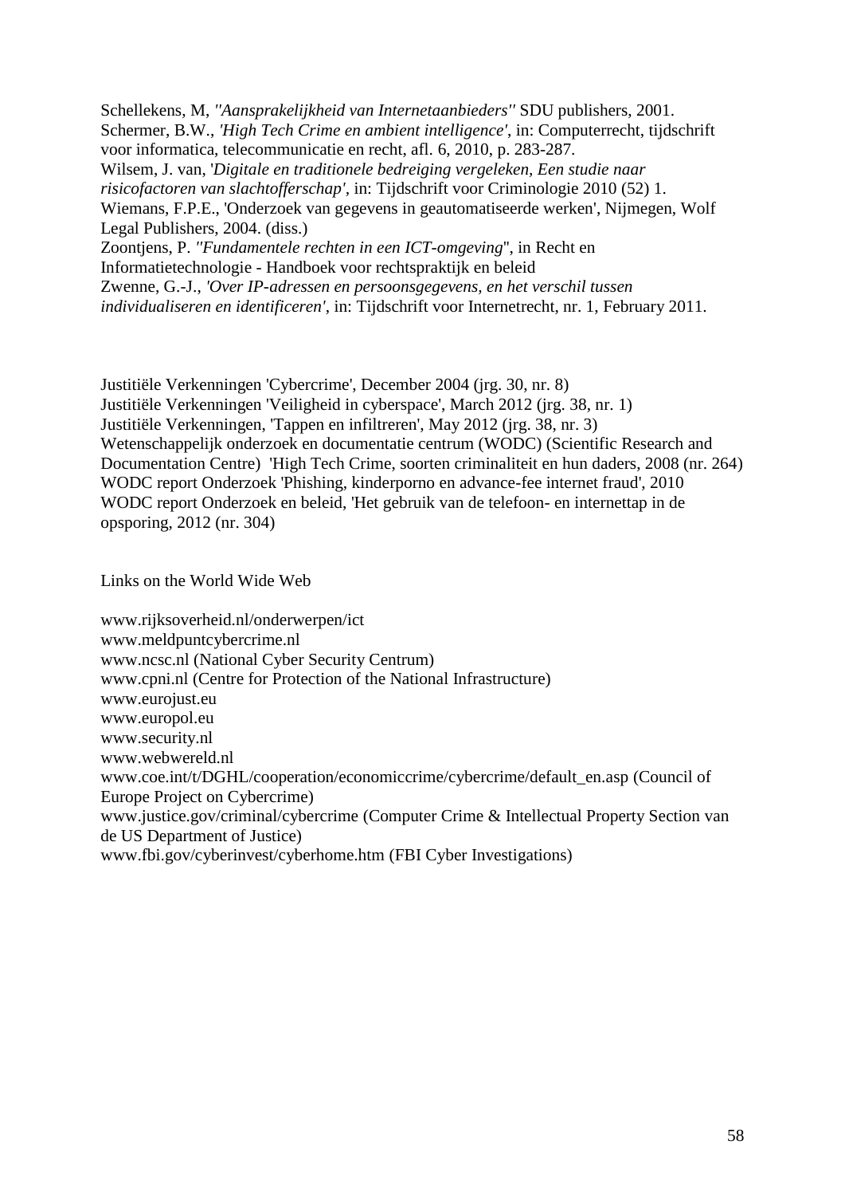Schellekens, M, *''Aansprakelijkheid van Internetaanbieders''* SDU publishers, 2001.
Schermer, B.W., *'High Tech Crime en ambient intelligence'*, in: Computerrecht, tijdschrift voor informatica, telecommunicatie en recht, afl. 6, 2010, p. 283-287.
Wilsem, J. van, '*Digitale en traditionele bedreiging vergeleken, Een studie naar risicofactoren van slachtofferschap'*, in: Tijdschrift voor Criminologie 2010 (52) 1.
Wiemans, F.P.E., 'Onderzoek van gegevens in geautomatiseerde werken', Nijmegen, Wolf Legal Publishers, 2004. (diss.)
Zoontjens, P. *''Fundamentele rechten in een ICT-omgeving*'', in Recht en Informatietechnologie - Handboek voor rechtspraktijk en beleid
Zwenne, G.-J., *'Over IP-adressen en persoonsgegevens, en het verschil tussen individualiseren en identificeren'*, in: Tijdschrift voor Internetrecht, nr. 1, February 2011.

Justitiële Verkenningen 'Cybercrime', December 2004 (jrg. 30, nr. 8)
Justitiële Verkenningen 'Veiligheid in cyberspace', March 2012 (jrg. 38, nr. 1)
Justitiële Verkenningen, 'Tappen en infiltreren', May 2012 (jrg. 38, nr. 3)
Wetenschappelijk onderzoek en documentatie centrum (WODC) (Scientific Research and Documentation Centre) 'High Tech Crime, soorten criminaliteit en hun daders, 2008 (nr. 264)
WODC report Onderzoek 'Phishing, kinderporno en advance-fee internet fraud', 2010
WODC report Onderzoek en beleid, 'Het gebruik van de telefoon- en internettap in de opsporing, 2012 (nr. 304)

Links on the World Wide Web

www.rijksoverheid.nl/onderwerpen/ict
www.meldpuntcybercrime.nl
www.ncsc.nl (National Cyber Security Centrum)
www.cpni.nl (Centre for Protection of the National Infrastructure)
www.eurojust.eu
www.europol.eu
www.security.nl
www.webwereld.nl
www.coe.int/t/DGHL/cooperation/economiccrime/cybercrime/default_en.asp (Council of Europe Project on Cybercrime)
www.justice.gov/criminal/cybercrime (Computer Crime & Intellectual Property Section van de US Department of Justice)
www.fbi.gov/cyberinvest/cyberhome.htm (FBI Cyber Investigations)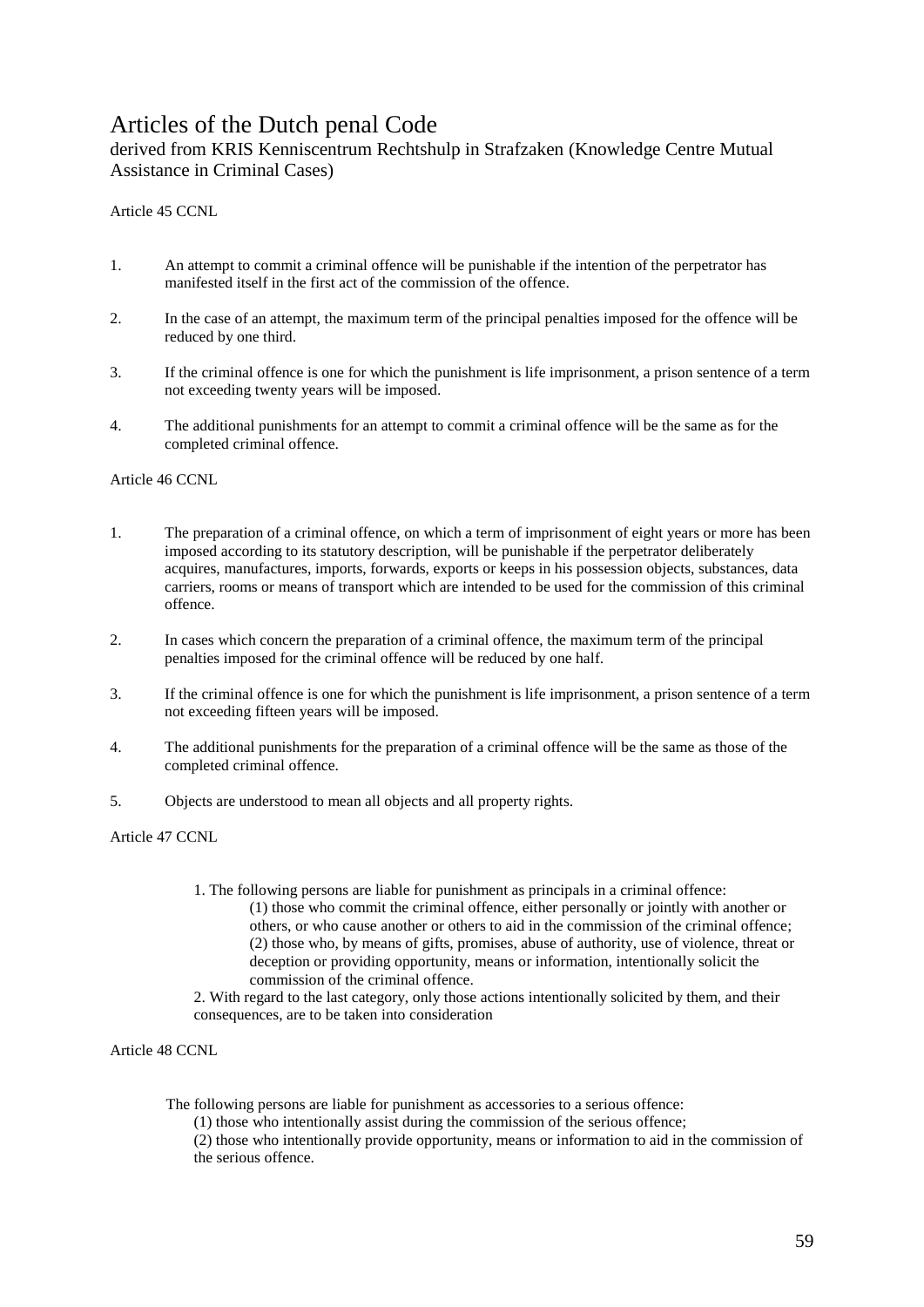# Articles of the Dutch penal Code

derived from KRIS Kenniscentrum Rechtshulp in Strafzaken (Knowledge Centre Mutual Assistance in Criminal Cases)

Article 45 CCNL

1. An attempt to commit a criminal offence will be punishable if the intention of the perpetrator has manifested itself in the first act of the commission of the offence.

2. In the case of an attempt, the maximum term of the principal penalties imposed for the offence will be reduced by one third.

3. If the criminal offence is one for which the punishment is life imprisonment, a prison sentence of a term not exceeding twenty years will be imposed.

4. The additional punishments for an attempt to commit a criminal offence will be the same as for the completed criminal offence.

Article 46 CCNL

1. The preparation of a criminal offence, on which a term of imprisonment of eight years or more has been imposed according to its statutory description, will be punishable if the perpetrator deliberately acquires, manufactures, imports, forwards, exports or keeps in his possession objects, substances, data carriers, rooms or means of transport which are intended to be used for the commission of this criminal offence.

2. In cases which concern the preparation of a criminal offence, the maximum term of the principal penalties imposed for the criminal offence will be reduced by one half.

3. If the criminal offence is one for which the punishment is life imprisonment, a prison sentence of a term not exceeding fifteen years will be imposed.

4. The additional punishments for the preparation of a criminal offence will be the same as those of the completed criminal offence.

5. Objects are understood to mean all objects and all property rights.

Article 47 CCNL

1. The following persons are liable for punishment as principals in a criminal offence:
   (1) those who commit the criminal offence, either personally or jointly with another or others, or who cause another or others to aid in the commission of the criminal offence;
   (2) those who, by means of gifts, promises, abuse of authority, use of violence, threat or deception or providing opportunity, means or information, intentionally solicit the commission of the criminal offence.

2. With regard to the last category, only those actions intentionally solicited by them, and their consequences, are to be taken into consideration

Article 48 CCNL

The following persons are liable for punishment as accessories to a serious offence:
(1) those who intentionally assist during the commission of the serious offence;
(2) those who intentionally provide opportunity, means or information to aid in the commission of the serious offence.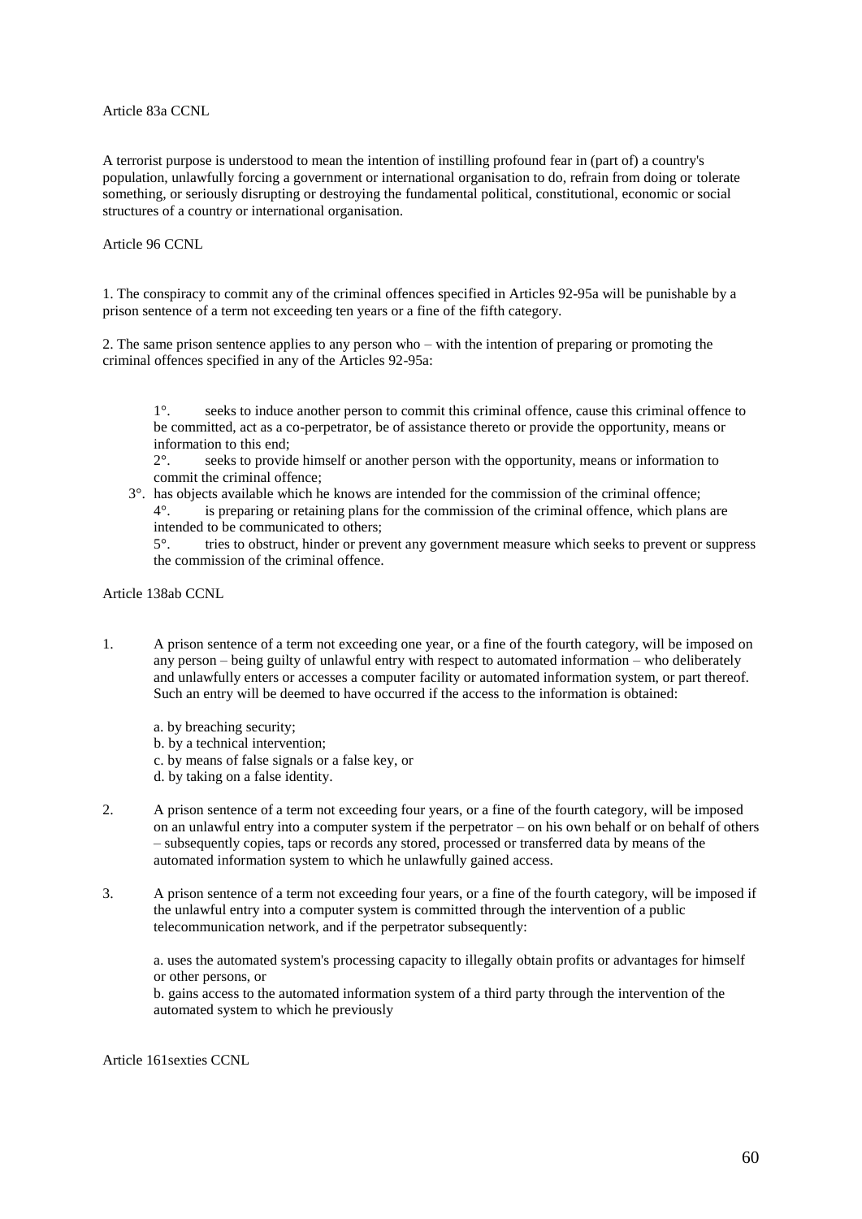Article 83a CCNL

A terrorist purpose is understood to mean the intention of instilling profound fear in (part of) a country's population, unlawfully forcing a government or international organisation to do, refrain from doing or tolerate something, or seriously disrupting or destroying the fundamental political, constitutional, economic or social structures of a country or international organisation.

Article 96 CCNL

1. The conspiracy to commit any of the criminal offences specified in Articles 92-95a will be punishable by a prison sentence of a term not exceeding ten years or a fine of the fifth category.

2. The same prison sentence applies to any person who – with the intention of preparing or promoting the criminal offences specified in any of the Articles 92-95a:

1°. seeks to induce another person to commit this criminal offence, cause this criminal offence to be committed, act as a co-perpetrator, be of assistance thereto or provide the opportunity, means or information to this end;

2°. seeks to provide himself or another person with the opportunity, means or information to commit the criminal offence;

3°. has objects available which he knows are intended for the commission of the criminal offence;

4°. is preparing or retaining plans for the commission of the criminal offence, which plans are intended to be communicated to others;

5°. tries to obstruct, hinder or prevent any government measure which seeks to prevent or suppress the commission of the criminal offence.

Article 138ab CCNL

1. A prison sentence of a term not exceeding one year, or a fine of the fourth category, will be imposed on any person – being guilty of unlawful entry with respect to automated information – who deliberately and unlawfully enters or accesses a computer facility or automated information system, or part thereof. Such an entry will be deemed to have occurred if the access to the information is obtained:

   a. by breaching security;
   b. by a technical intervention;
   c. by means of false signals or a false key, or
   d. by taking on a false identity.

2. A prison sentence of a term not exceeding four years, or a fine of the fourth category, will be imposed on an unlawful entry into a computer system if the perpetrator – on his own behalf or on behalf of others – subsequently copies, taps or records any stored, processed or transferred data by means of the automated information system to which he unlawfully gained access.

3. A prison sentence of a term not exceeding four years, or a fine of the fourth category, will be imposed if the unlawful entry into a computer system is committed through the intervention of a public telecommunication network, and if the perpetrator subsequently:

   a. uses the automated system's processing capacity to illegally obtain profits or advantages for himself or other persons, or

   b. gains access to the automated information system of a third party through the intervention of the automated system to which he previously

Article 161sexties CCNL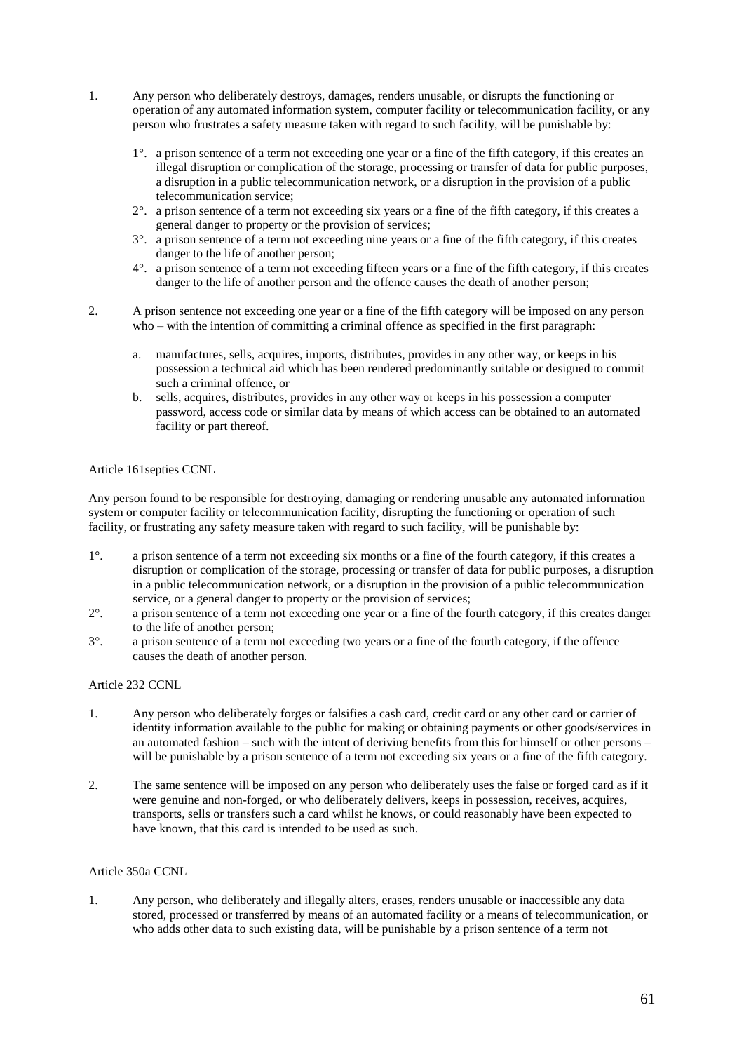1. Any person who deliberately destroys, damages, renders unusable, or disrupts the functioning or operation of any automated information system, computer facility or telecommunication facility, or any person who frustrates a safety measure taken with regard to such facility, will be punishable by:

   1°. a prison sentence of a term not exceeding one year or a fine of the fifth category, if this creates an illegal disruption or complication of the storage, processing or transfer of data for public purposes, a disruption in a public telecommunication network, or a disruption in the provision of a public telecommunication service;

   2°. a prison sentence of a term not exceeding six years or a fine of the fifth category, if this creates a general danger to property or the provision of services;

   3°. a prison sentence of a term not exceeding nine years or a fine of the fifth category, if this creates danger to the life of another person;

   4°. a prison sentence of a term not exceeding fifteen years or a fine of the fifth category, if this creates danger to the life of another person and the offence causes the death of another person;

2. A prison sentence not exceeding one year or a fine of the fifth category will be imposed on any person who – with the intention of committing a criminal offence as specified in the first paragraph:

   a. manufactures, sells, acquires, imports, distributes, provides in any other way, or keeps in his possession a technical aid which has been rendered predominantly suitable or designed to commit such a criminal offence, or

   b. sells, acquires, distributes, provides in any other way or keeps in his possession a computer password, access code or similar data by means of which access can be obtained to an automated facility or part thereof.

Article 161septies CCNL

Any person found to be responsible for destroying, damaging or rendering unusable any automated information system or computer facility or telecommunication facility, disrupting the functioning or operation of such facility, or frustrating any safety measure taken with regard to such facility, will be punishable by:

1°. a prison sentence of a term not exceeding six months or a fine of the fourth category, if this creates a disruption or complication of the storage, processing or transfer of data for public purposes, a disruption in a public telecommunication network, or a disruption in the provision of a public telecommunication service, or a general danger to property or the provision of services;

2°. a prison sentence of a term not exceeding one year or a fine of the fourth category, if this creates danger to the life of another person;

3°. a prison sentence of a term not exceeding two years or a fine of the fourth category, if the offence causes the death of another person.

Article 232 CCNL

1. Any person who deliberately forges or falsifies a cash card, credit card or any other card or carrier of identity information available to the public for making or obtaining payments or other goods/services in an automated fashion – such with the intent of deriving benefits from this for himself or other persons – will be punishable by a prison sentence of a term not exceeding six years or a fine of the fifth category.

2. The same sentence will be imposed on any person who deliberately uses the false or forged card as if it were genuine and non-forged, or who deliberately delivers, keeps in possession, receives, acquires, transports, sells or transfers such a card whilst he knows, or could reasonably have been expected to have known, that this card is intended to be used as such.

Article 350a CCNL

1. Any person, who deliberately and illegally alters, erases, renders unusable or inaccessible any data stored, processed or transferred by means of an automated facility or a means of telecommunication, or who adds other data to such existing data, will be punishable by a prison sentence of a term not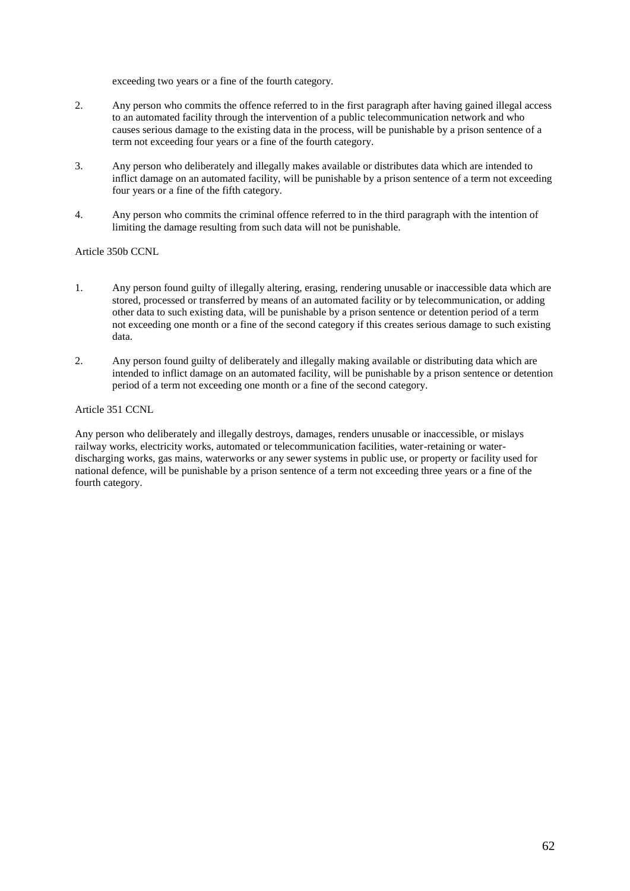exceeding two years or a fine of the fourth category.

2. Any person who commits the offence referred to in the first paragraph after having gained illegal access to an automated facility through the intervention of a public telecommunication network and who causes serious damage to the existing data in the process, will be punishable by a prison sentence of a term not exceeding four years or a fine of the fourth category.

3. Any person who deliberately and illegally makes available or distributes data which are intended to inflict damage on an automated facility, will be punishable by a prison sentence of a term not exceeding four years or a fine of the fifth category.

4. Any person who commits the criminal offence referred to in the third paragraph with the intention of limiting the damage resulting from such data will not be punishable.

Article 350b CCNL

1. Any person found guilty of illegally altering, erasing, rendering unusable or inaccessible data which are stored, processed or transferred by means of an automated facility or by telecommunication, or adding other data to such existing data, will be punishable by a prison sentence or detention period of a term not exceeding one month or a fine of the second category if this creates serious damage to such existing data.

2. Any person found guilty of deliberately and illegally making available or distributing data which are intended to inflict damage on an automated facility, will be punishable by a prison sentence or detention period of a term not exceeding one month or a fine of the second category.

Article 351 CCNL

Any person who deliberately and illegally destroys, damages, renders unusable or inaccessible, or mislays railway works, electricity works, automated or telecommunication facilities, water-retaining or water-discharging works, gas mains, waterworks or any sewer systems in public use, or property or facility used for national defence, will be punishable by a prison sentence of a term not exceeding three years or a fine of the fourth category.